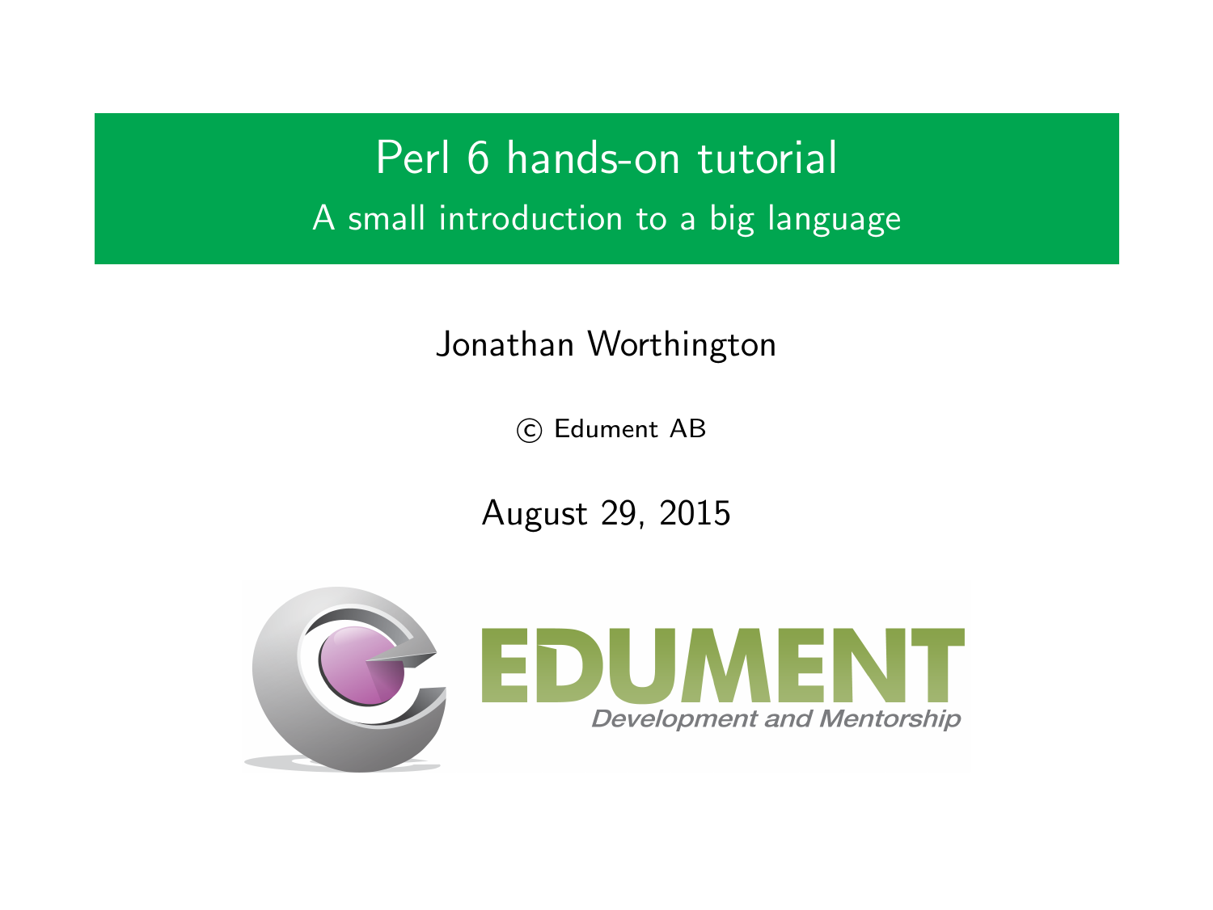# Perl 6 hands-on tutorial

## A small introduction to a big language

Jonathan Worthington

© Edument AB

August 29, 2015

EDUMENT

*Development and Mentorship*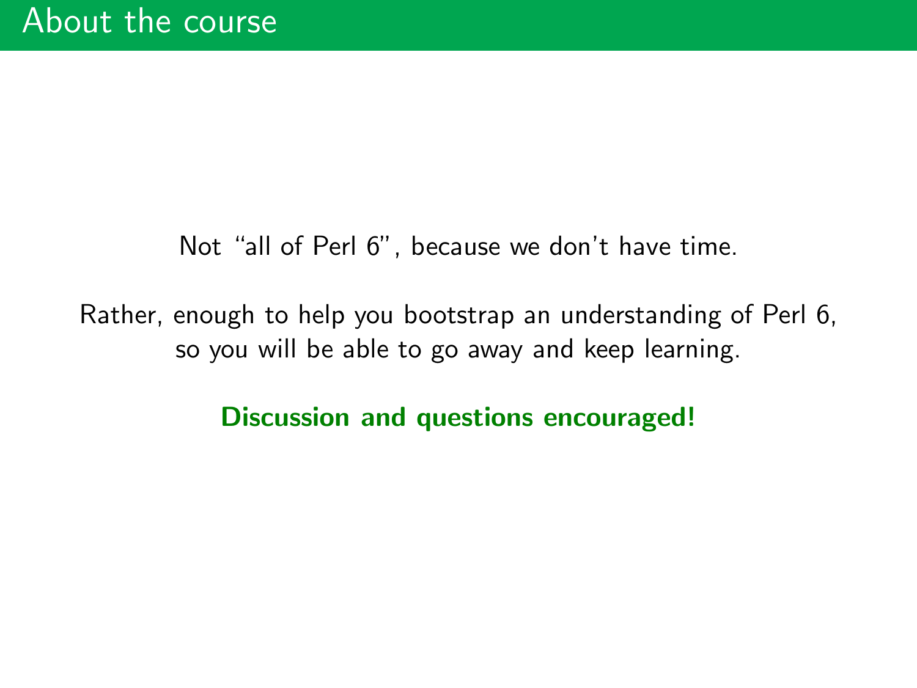# About the course

Not "all of Perl 6", because we don't have time.

Rather, enough to help you bootstrap an understanding of Perl 6, so you will be able to go away and keep learning.

**Discussion and questions encouraged!**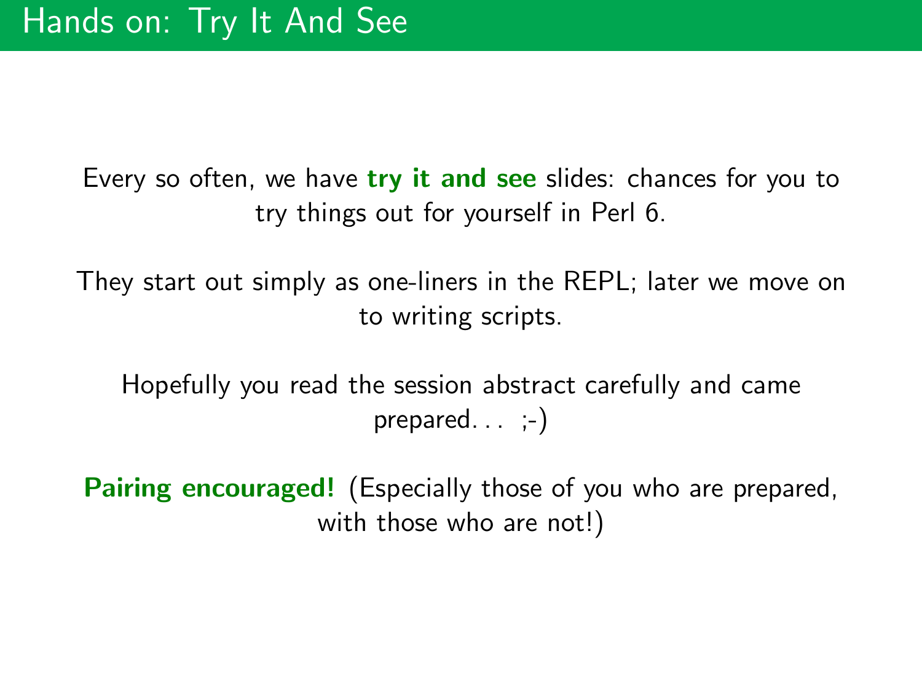# Hands on: Try It And See

Every so often, we have **try it and see** slides: chances for you to try things out for yourself in Perl 6.

They start out simply as one-liners in the REPL; later we move on to writing scripts.

Hopefully you read the session abstract carefully and came prepared. . . ;-)

**Pairing encouraged!** (Especially those of you who are prepared, with those who are not!)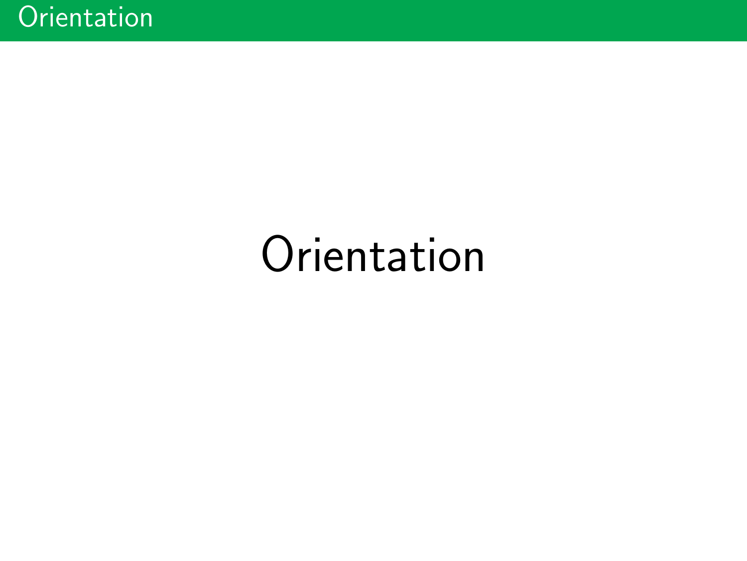# Orientation

Orientation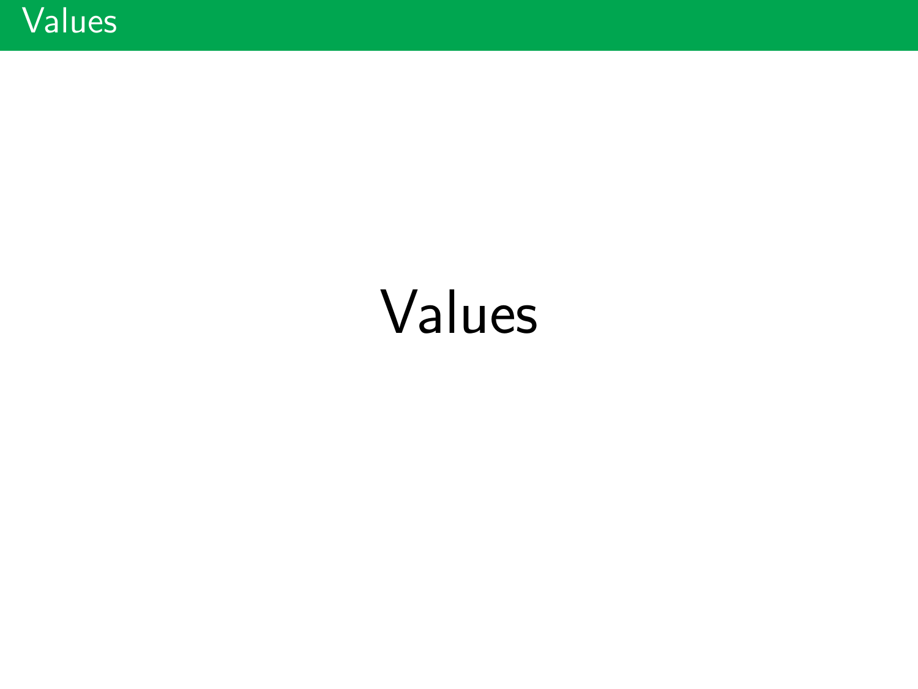# Values

Values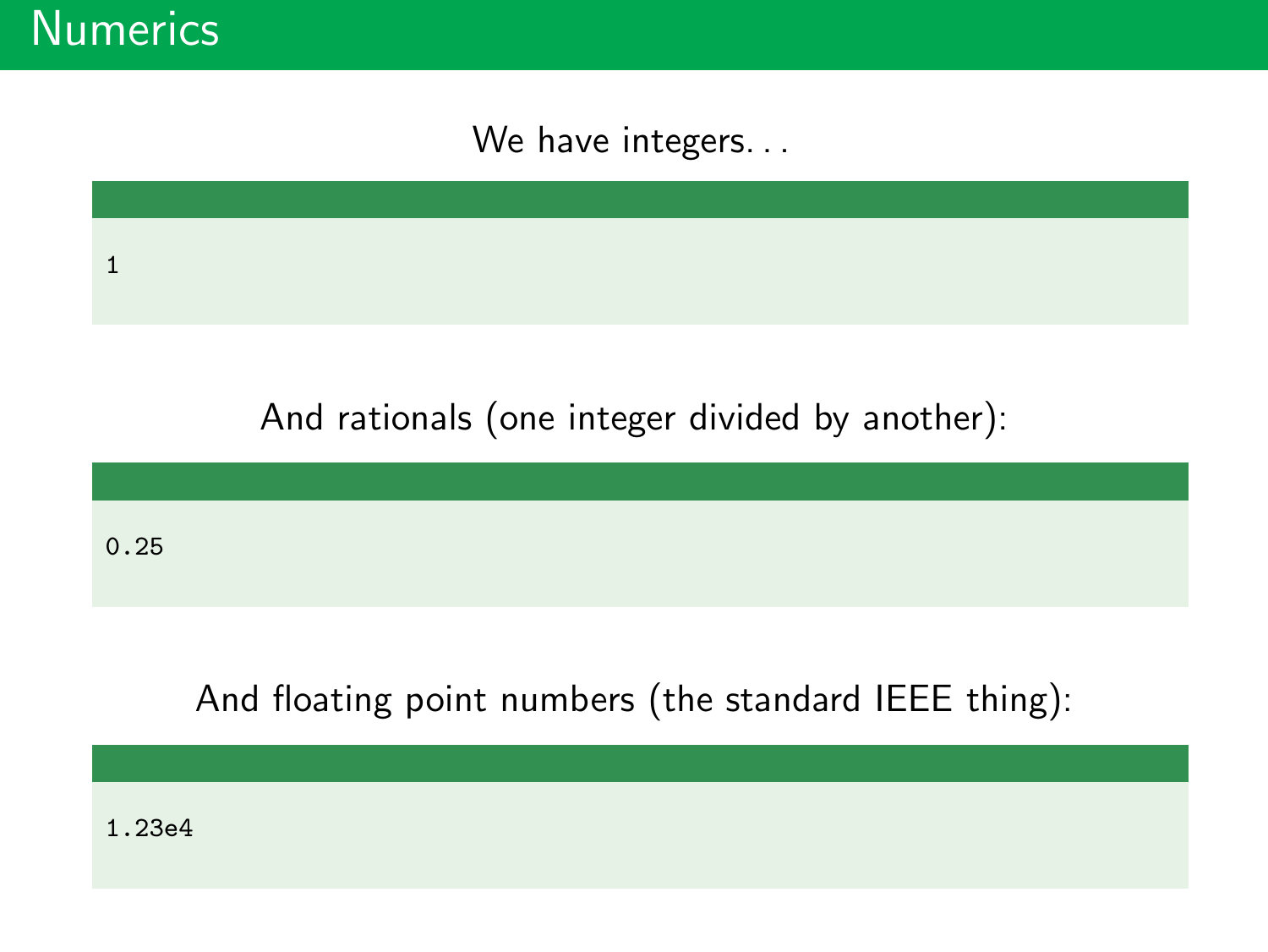# Numerics

We have integers. . .

```
1
```

And rationals (one integer divided by another):

```
0.25
```

And floating point numbers (the standard IEEE thing):

```
1.23e4
```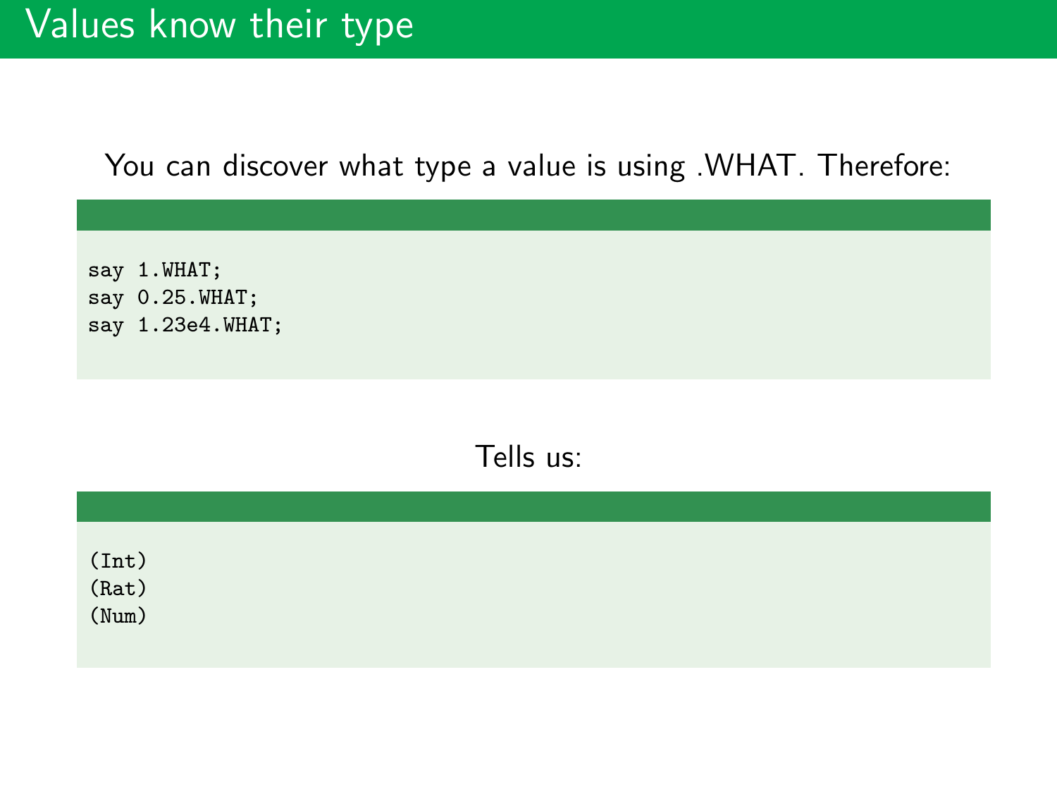# Values know their type

You can discover what type a value is using .WHAT. Therefore:

```
say 1.WHAT;
say 0.25.WHAT;
say 1.23e4.WHAT;
```

Tells us:

```
(Int)
(Rat)
(Num)
```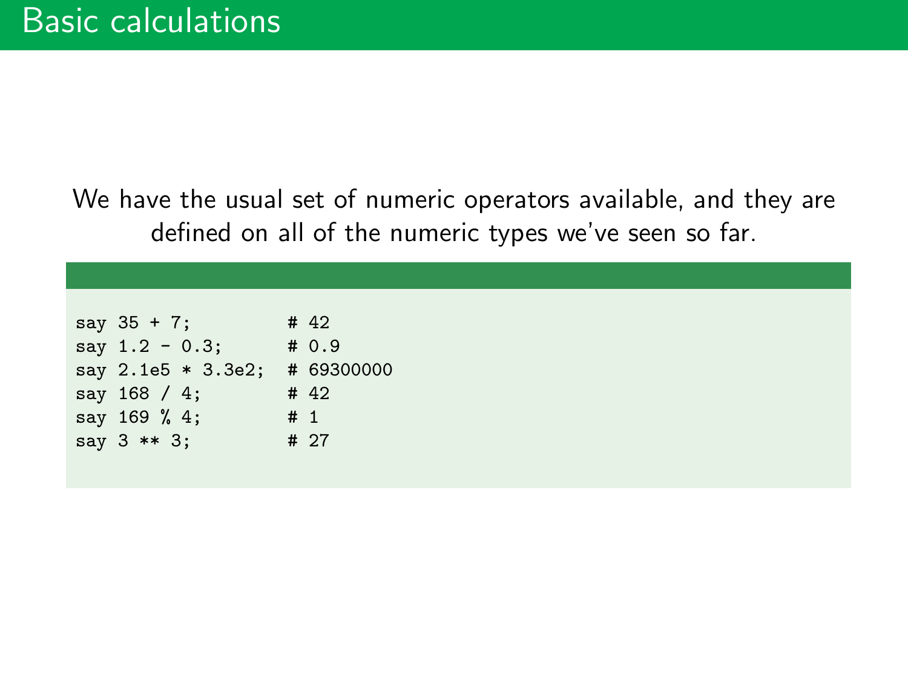# Basic calculations

We have the usual set of numeric operators available, and they are defined on all of the numeric types we've seen so far.

```
say 35 + 7;         # 42
say 1.2 - 0.3;      # 0.9
say 2.1e5 * 3.3e2;  # 69300000
say 168 / 4;        # 42
say 169 % 4;        # 1
say 3 ** 3;         # 27
```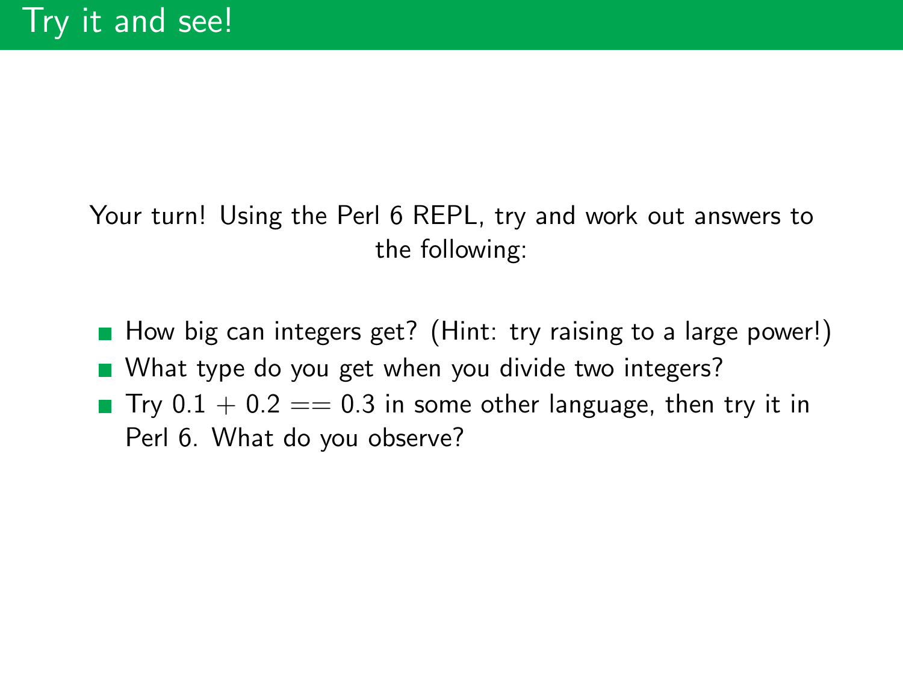# Try it and see!

Your turn! Using the Perl 6 REPL, try and work out answers to the following:

- How big can integers get? (Hint: try raising to a large power!)
- What type do you get when you divide two integers?
- Try $0.1 + 0.2 == 0.3$ in some other language, then try it in Perl 6. What do you observe?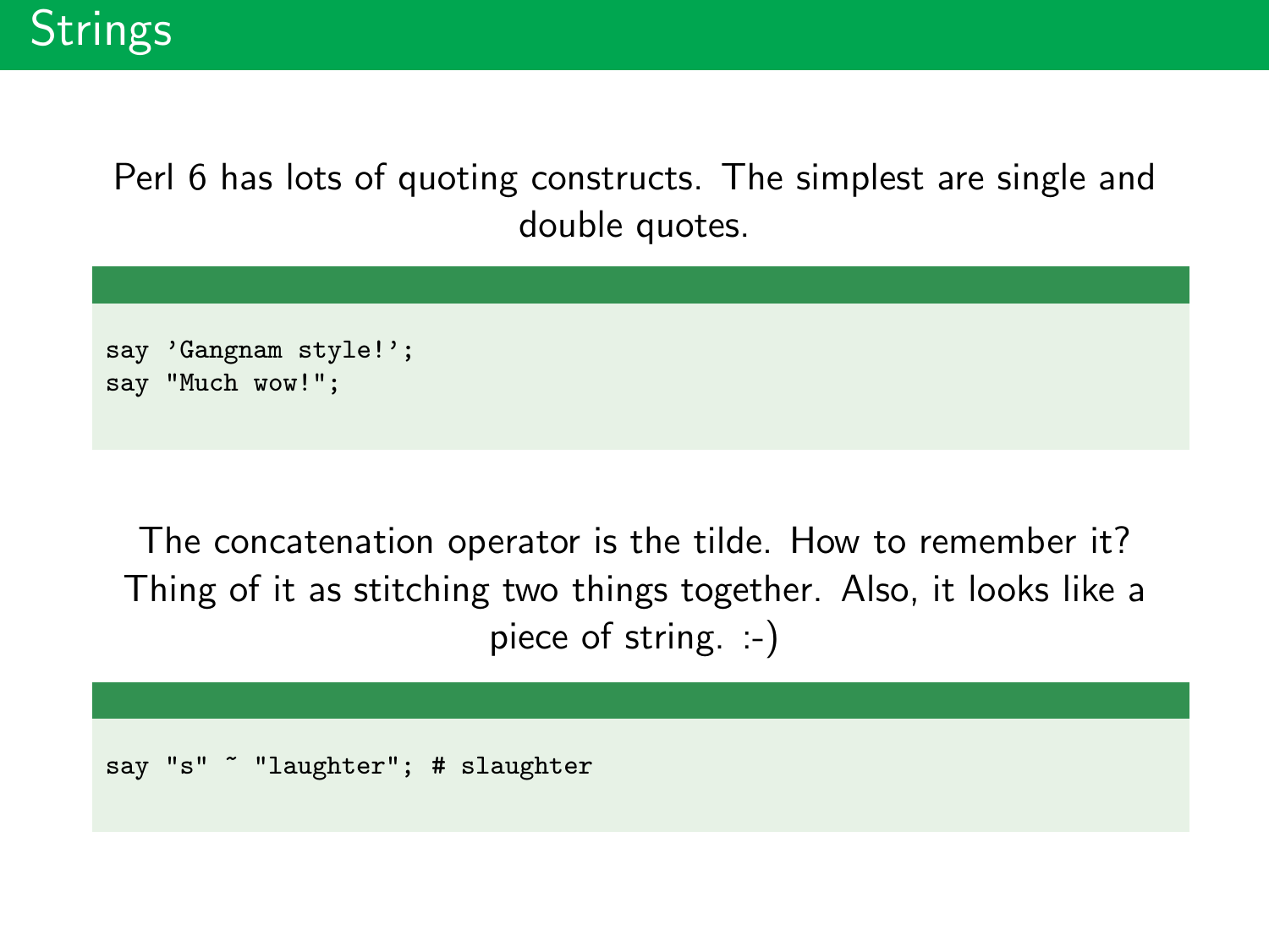# Strings

Perl 6 has lots of quoting constructs. The simplest are single and double quotes.

```
say 'Gangnam style!';
say "Much wow!";
```

The concatenation operator is the tilde. How to remember it? Thing of it as stitching two things together. Also, it looks like a piece of string. :-)

```
say "s" ~ "laughter"; # slaughter
```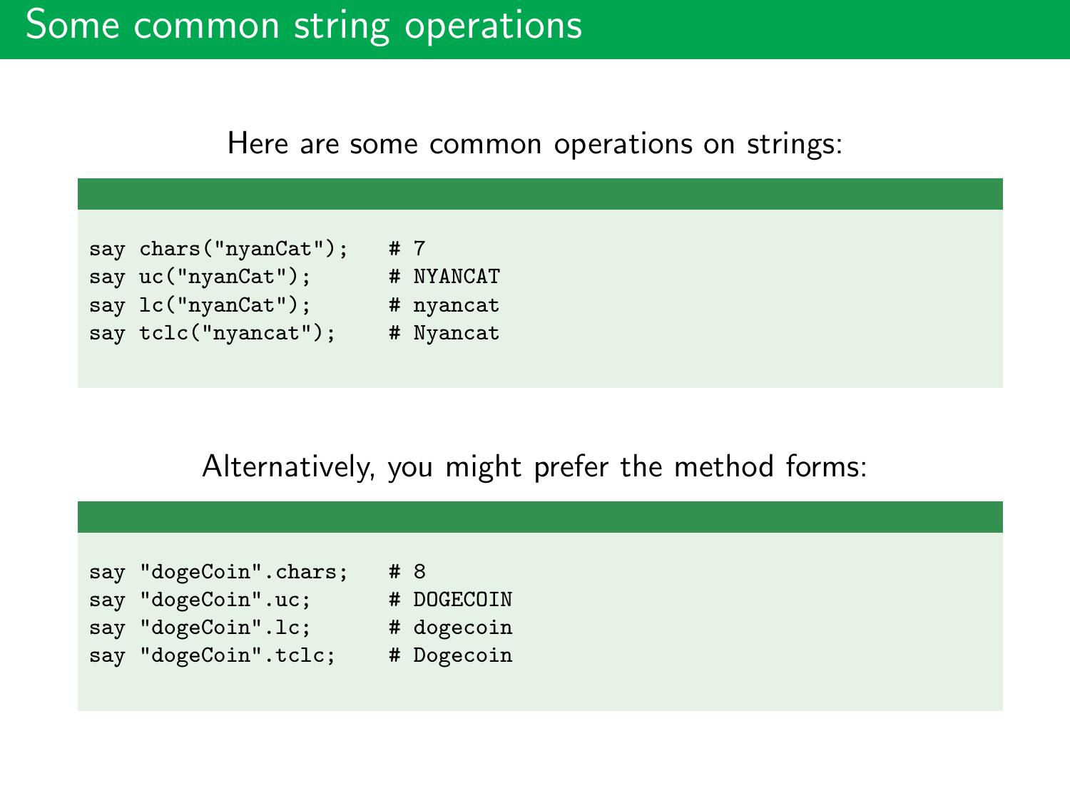# Some common string operations

Here are some common operations on strings:

```
say chars("nyanCat");   # 7
say uc("nyanCat");      # NYANCAT
say lc("nyanCat");      # nyancat
say tclc("nyancat");    # Nyancat
```

Alternatively, you might prefer the method forms:

```
say "dogeCoin".chars;   # 8
say "dogeCoin".uc;      # DOGECOIN
say "dogeCoin".lc;      # dogecoin
say "dogeCoin".tclc;    # Dogecoin
```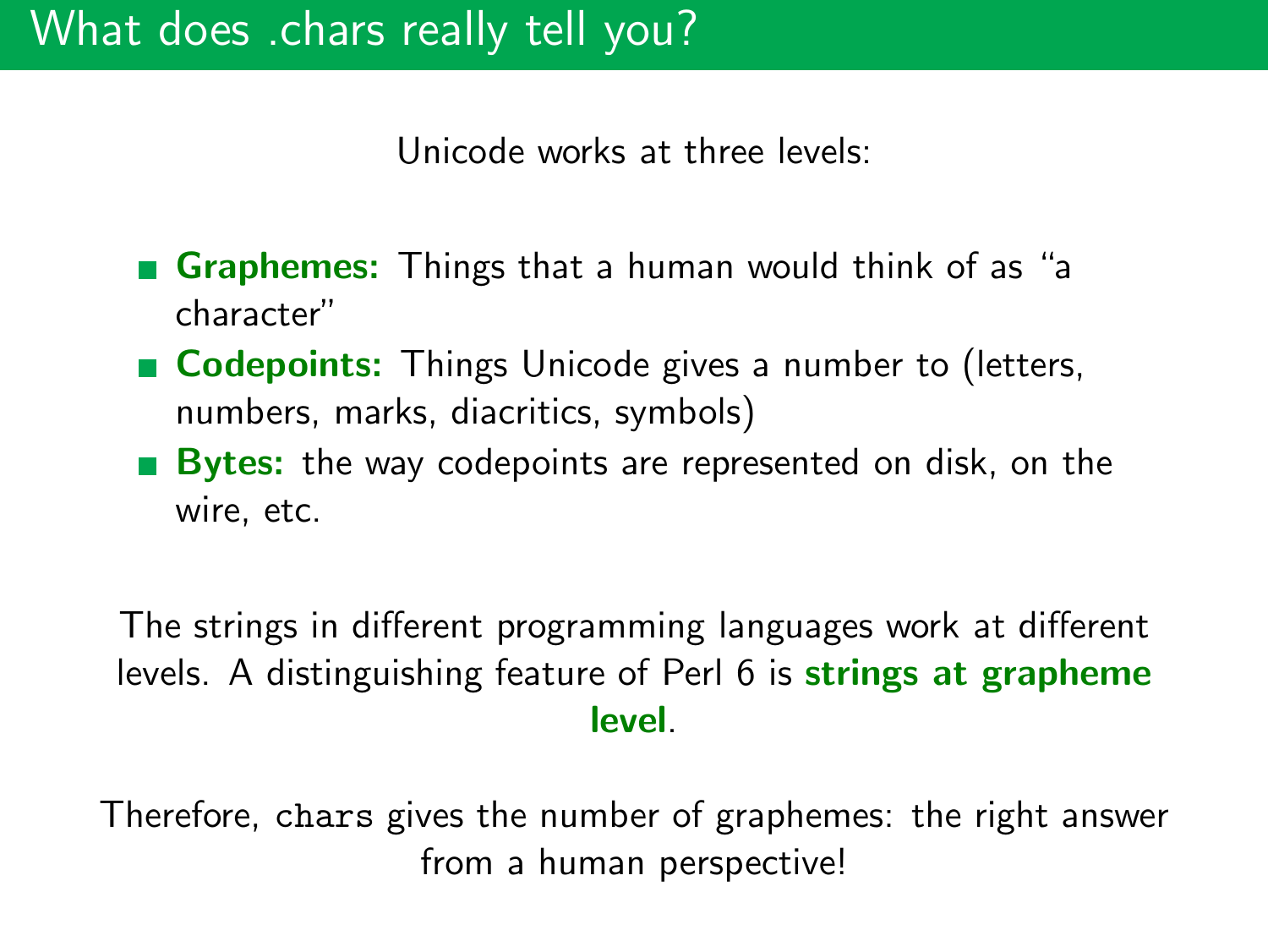# What does .chars really tell you?

Unicode works at three levels:

- **Graphemes:** Things that a human would think of as "a character"
- **Codepoints:** Things Unicode gives a number to (letters, numbers, marks, diacritics, symbols)
- **Bytes:** the way codepoints are represented on disk, on the wire, etc.

The strings in different programming languages work at different levels. A distinguishing feature of Perl 6 is **strings at grapheme level**.

Therefore, `chars` gives the number of graphemes: the right answer from a human perspective!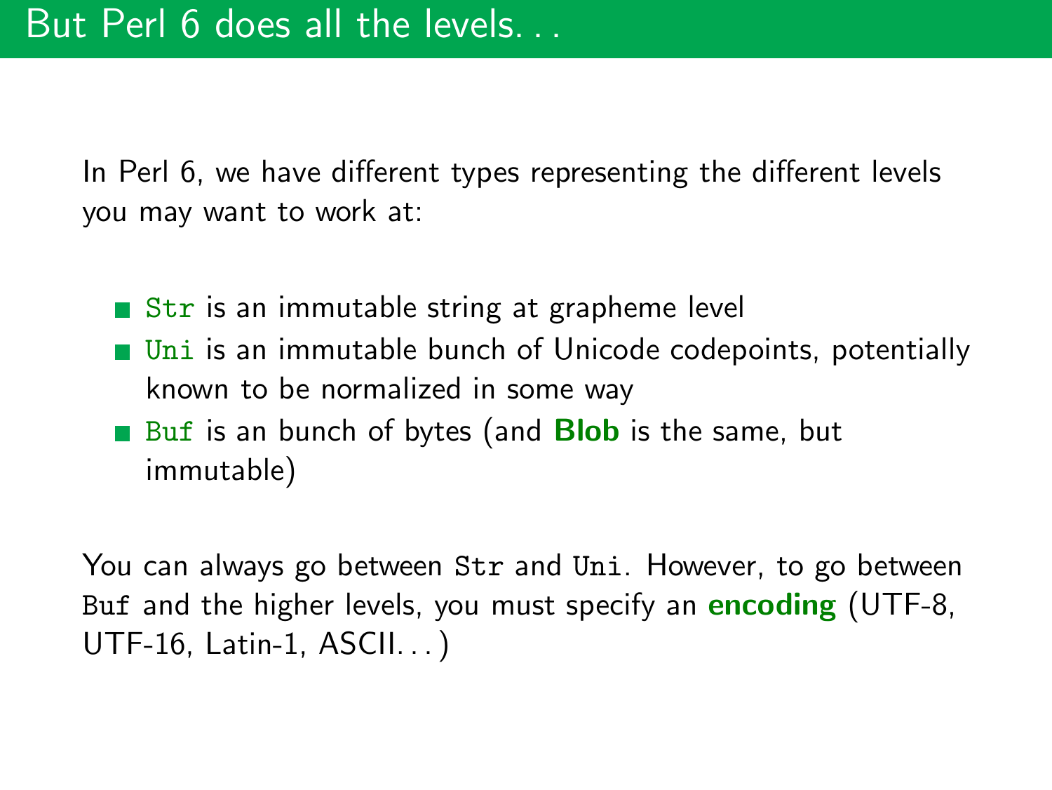# But Perl 6 does all the levels...

In Perl 6, we have different types representing the different levels you may want to work at:

- `Str` is an immutable string at grapheme level
- `Uni` is an immutable bunch of Unicode codepoints, potentially known to be normalized in some way
- `Buf` is an bunch of bytes (and **Blob** is the same, but immutable)

You can always go between `Str` and `Uni`. However, to go between `Buf` and the higher levels, you must specify an **encoding** (UTF-8, UTF-16, Latin-1, ASCII...)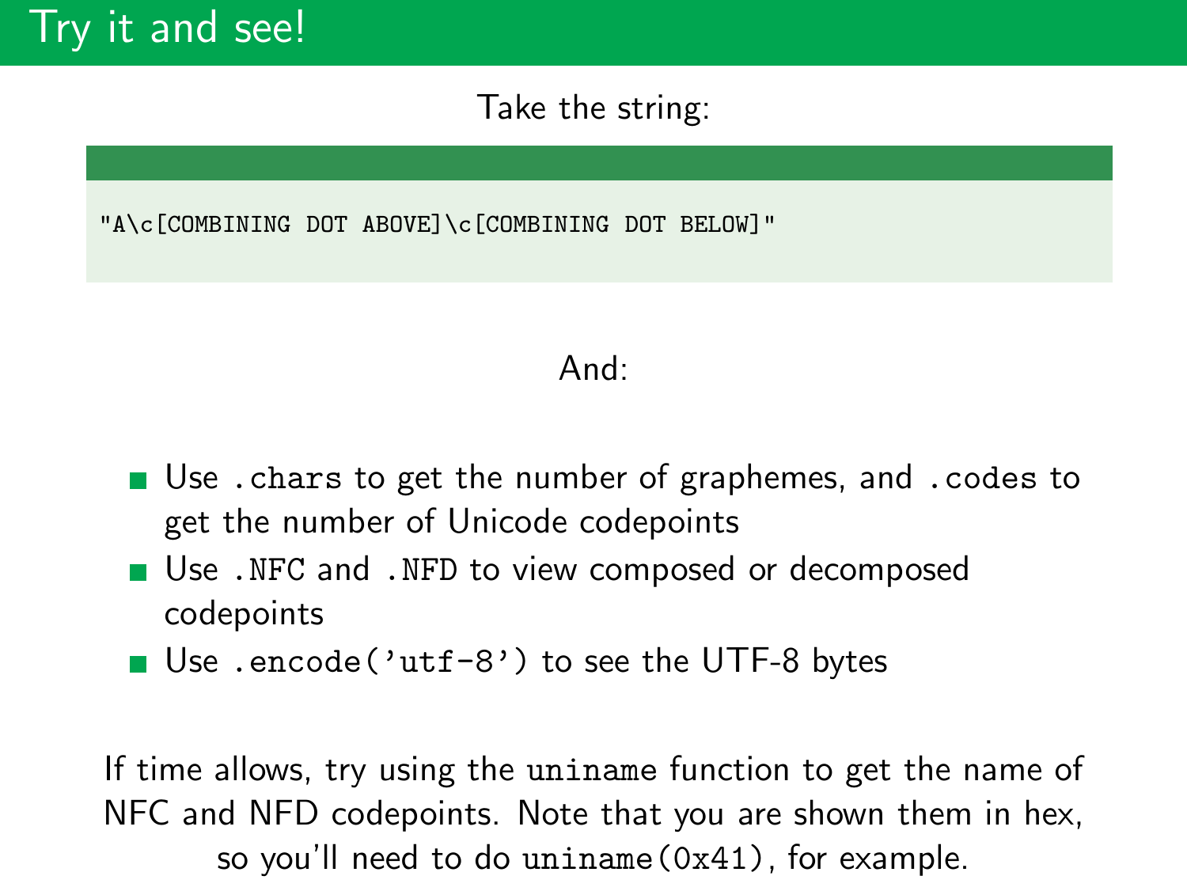# Try it and see!

Take the string:

```
"A\c[COMBINING DOT ABOVE]\c[COMBINING DOT BELOW]"
```

And:

- Use `.chars` to get the number of graphemes, and `.codes` to get the number of Unicode codepoints
- Use `.NFC` and `.NFD` to view composed or decomposed codepoints
- Use `.encode('utf-8')` to see the UTF-8 bytes

If time allows, try using the `uniname` function to get the name of NFC and NFD codepoints. Note that you are shown them in hex, so you'll need to do `uniname(0x41)`, for example.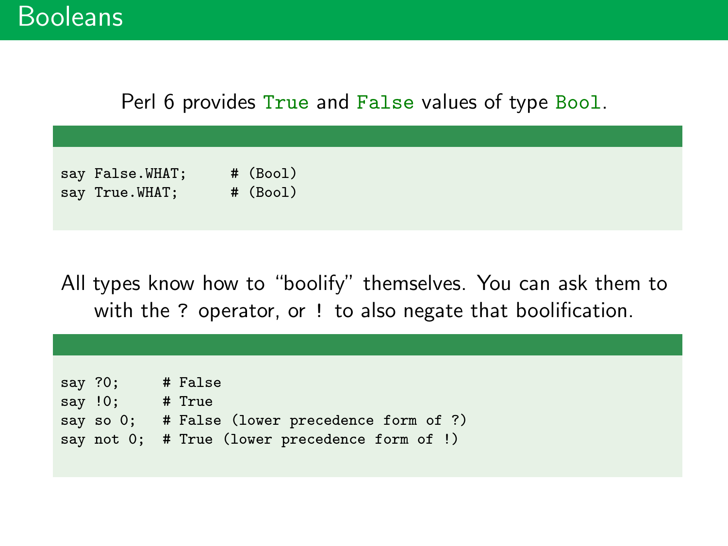# Booleans

Perl 6 provides `True` and `False` values of type `Bool`.

```
say False.WHAT;     # (Bool)
say True.WHAT;      # (Bool)
```

All types know how to "boolify" themselves. You can ask them to with the `?` operator, or `!` to also negate that boolification.

```
say ?0;     # False
say !0;     # True
say so 0;   # False (lower precedence form of ?)
say not 0;  # True (lower precedence form of !)
```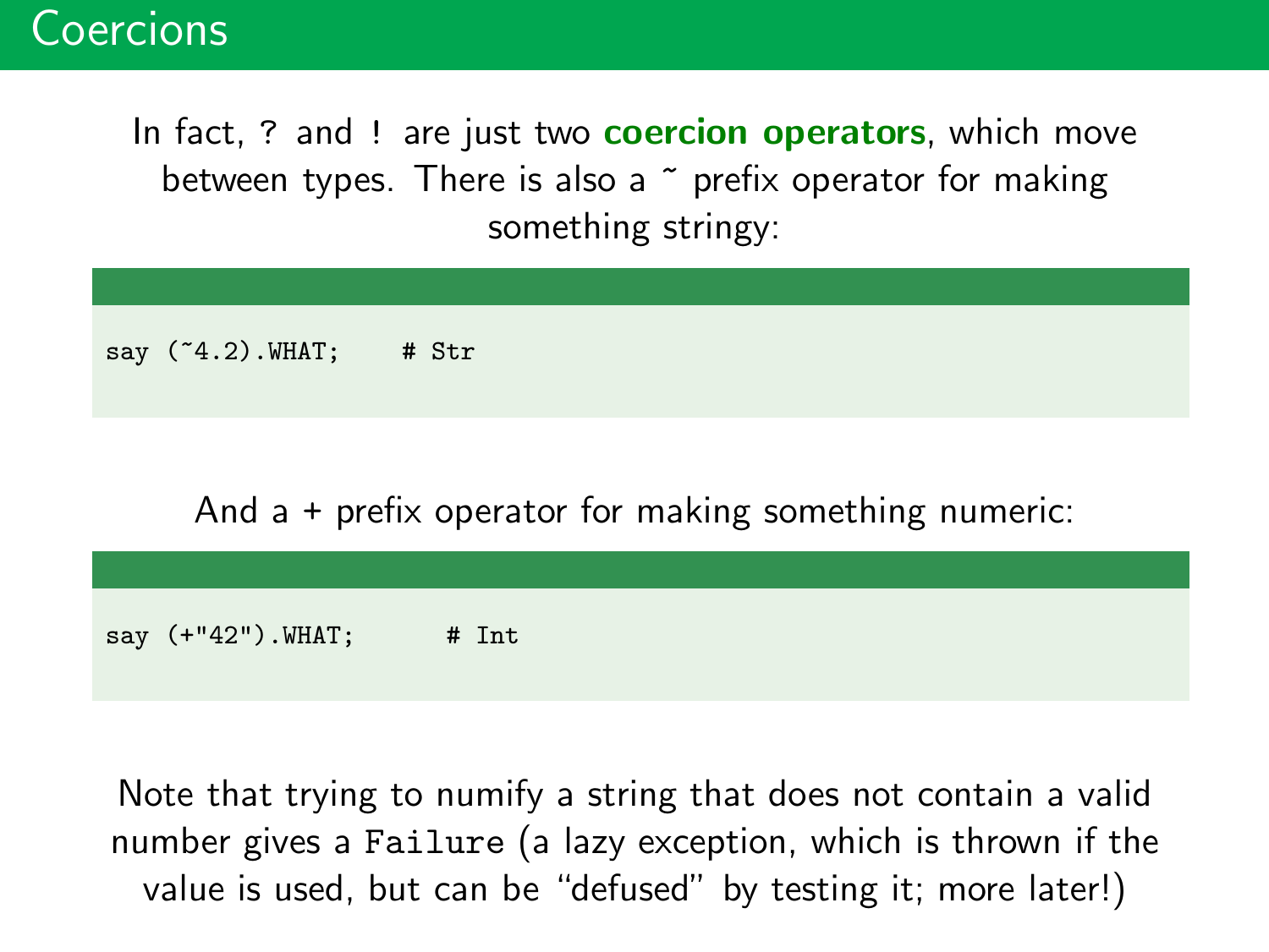# Coercions

In fact, `?` and `!` are just two **coercion operators**, which move between types. There is also a ~ prefix operator for making something stringy:

```
say (~4.2).WHAT;    # Str
```

And a + prefix operator for making something numeric:

```
say (+"42").WHAT;      # Int
```

Note that trying to numify a string that does not contain a valid number gives a `Failure` (a lazy exception, which is thrown if the value is used, but can be "defused" by testing it; more later!)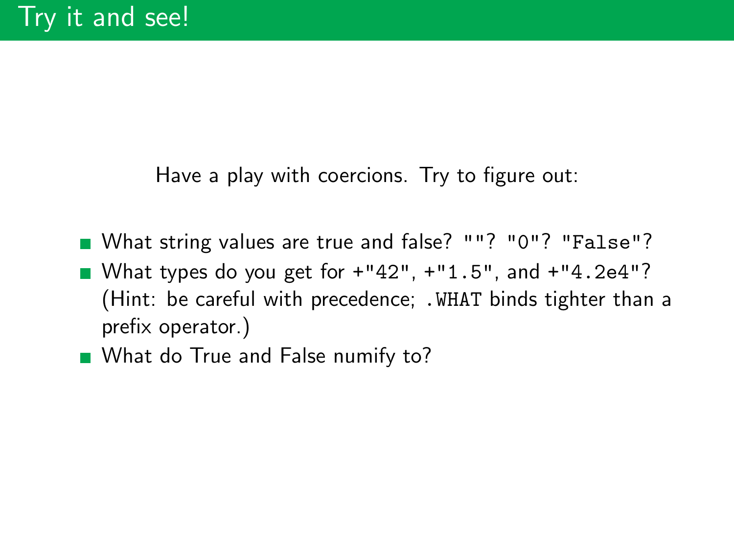# Try it and see!

Have a play with coercions. Try to figure out:

- What string values are true and false? `""`? `"0"`? `"False"`?
- What types do you get for `+"42"`, `+"1.5"`, and `+"4.2e4"`? (Hint: be careful with precedence; `.WHAT` binds tighter than a prefix operator.)
- What do True and False numify to?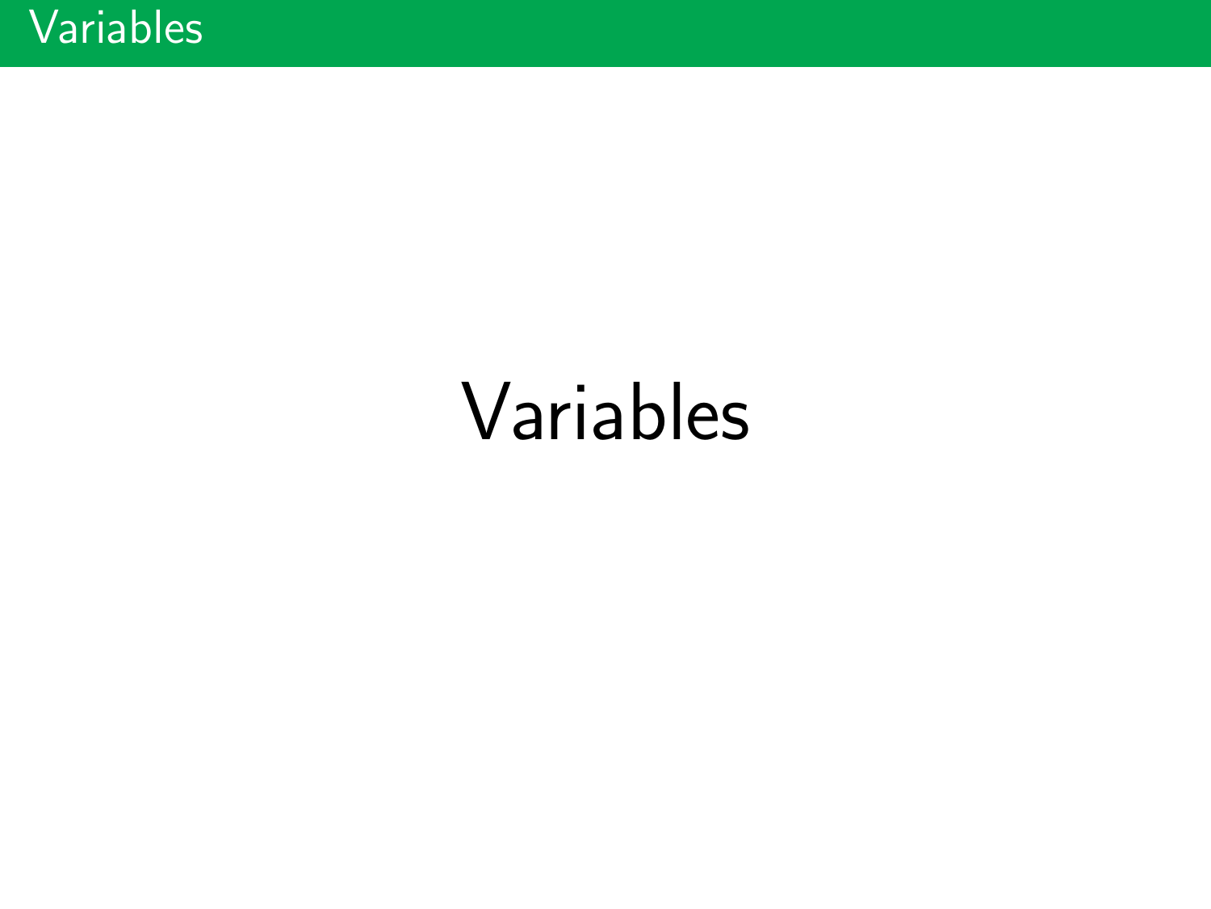# Variables

Variables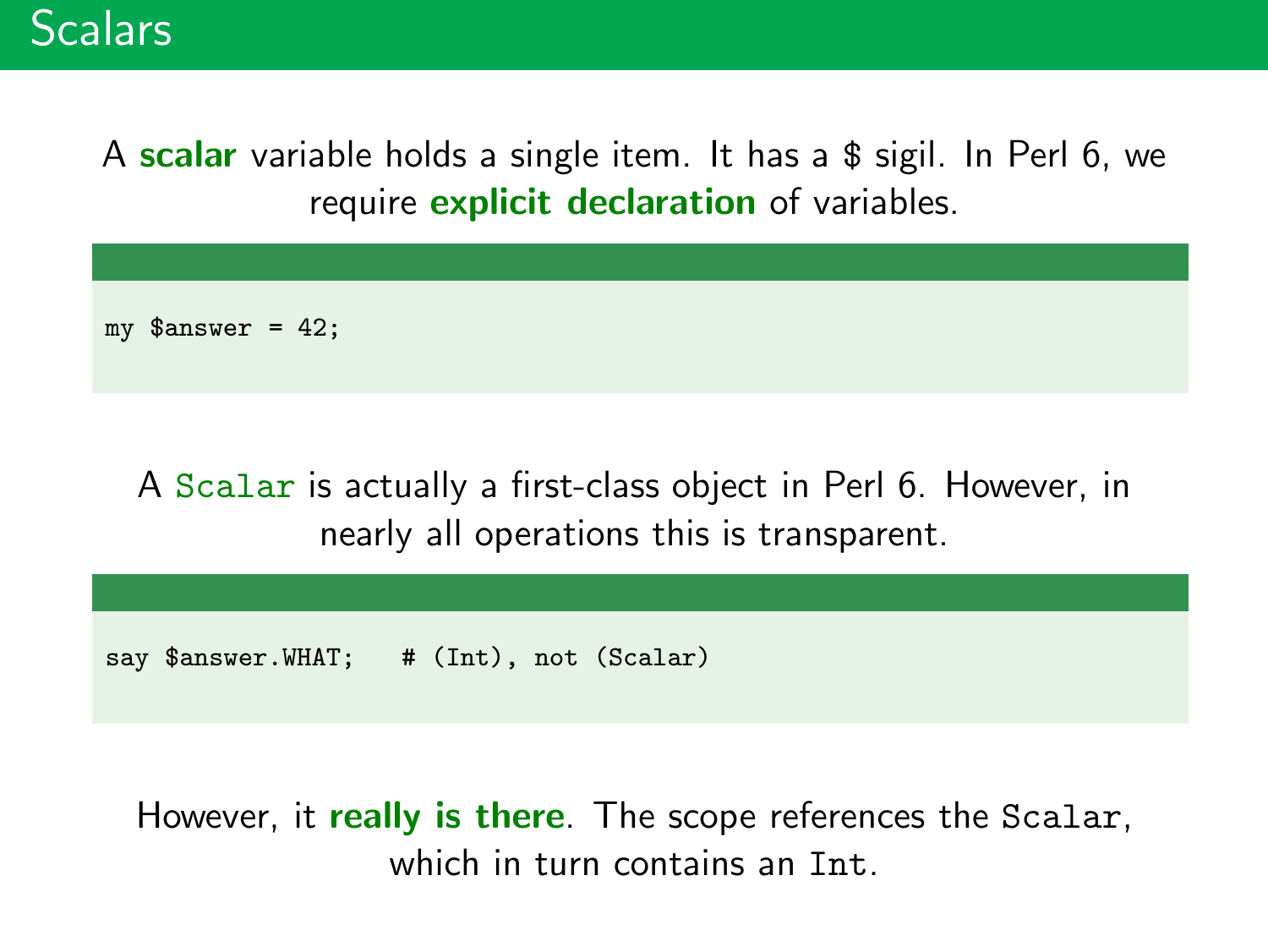# Scalars

A **scalar** variable holds a single item. It has a $ sigil. In Perl 6, we require **explicit declaration** of variables.

```
my $answer = 42;
```

A `Scalar` is actually a first-class object in Perl 6. However, in nearly all operations this is transparent.

```
say $answer.WHAT;   # (Int), not (Scalar)
```

However, it **really is there**. The scope references the `Scalar`, which in turn contains an `Int`.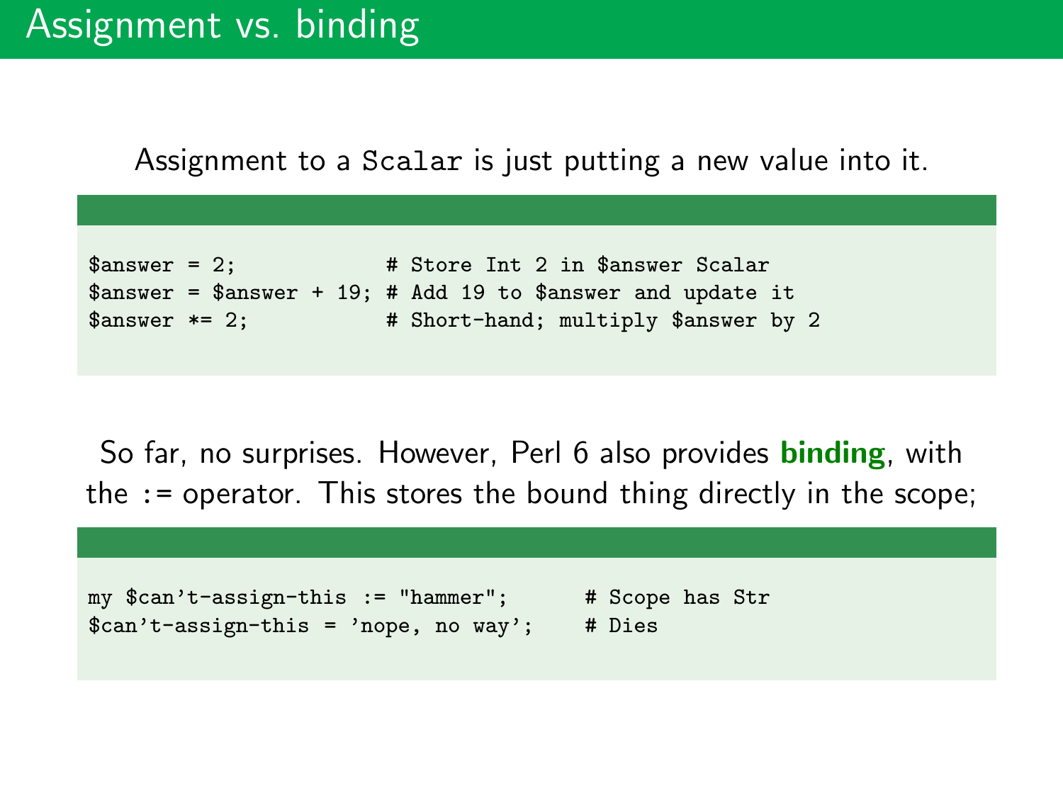# Assignment vs. binding

Assignment to a `Scalar` is just putting a new value into it.

```
$answer = 2;            # Store Int 2 in $answer Scalar
$answer = $answer + 19; # Add 19 to $answer and update it
$answer *= 2;           # Short-hand; multiply $answer by 2
```

So far, no surprises. However, Perl 6 also provides **binding**, with the := operator. This stores the bound thing directly in the scope;

```
my $can't-assign-this := "hammer";      # Scope has Str
$can't-assign-this = 'nope, no way';    # Dies
```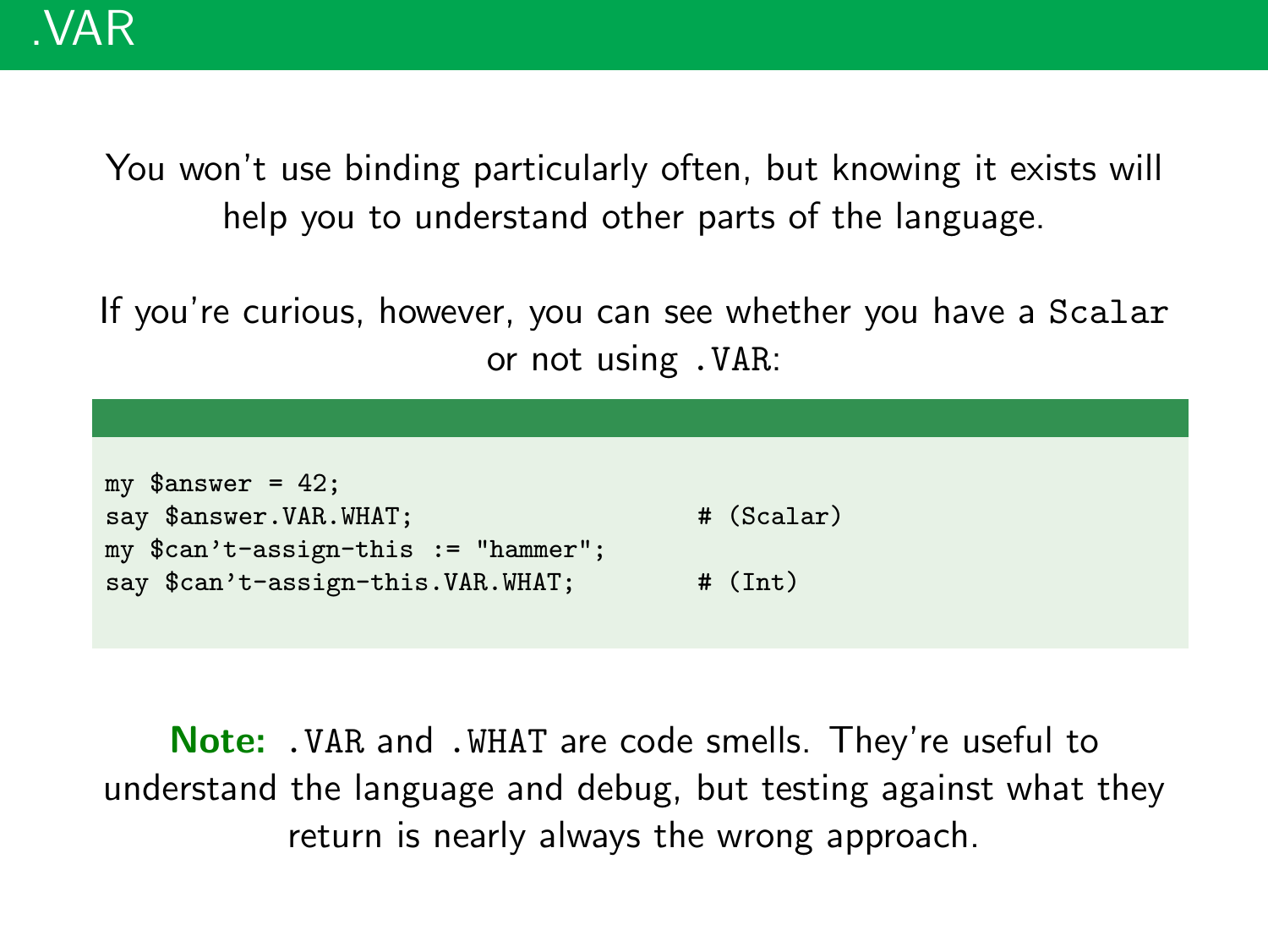# .VAR

You won't use binding particularly often, but knowing it exists will help you to understand other parts of the language.

If you're curious, however, you can see whether you have a `Scalar` or not using `.VAR`:

```
my $answer = 42;
say $answer.VAR.WHAT;                    # (Scalar)
my $can't-assign-this := "hammer";
say $can't-assign-this.VAR.WHAT;         # (Int)
```

**Note:** `.VAR` and `.WHAT` are code smells. They're useful to understand the language and debug, but testing against what they return is nearly always the wrong approach.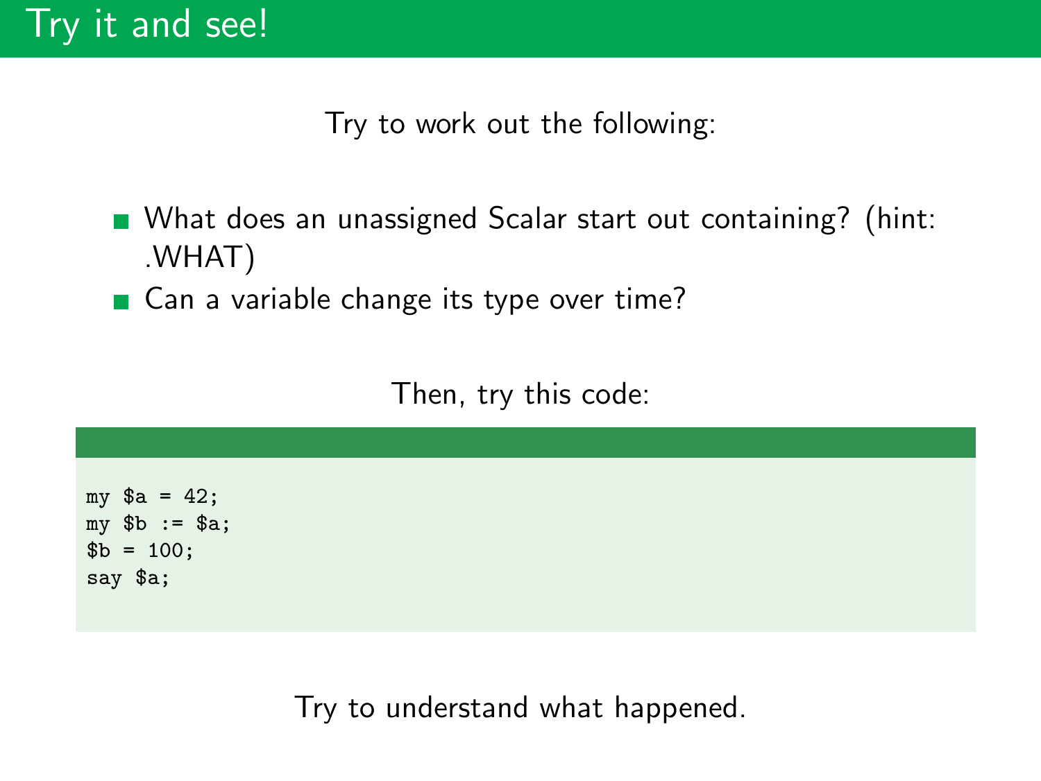# Try it and see!

Try to work out the following:

- What does an unassigned Scalar start out containing? (hint: .WHAT)
- Can a variable change its type over time?

Then, try this code:

```
my $a = 42;
my $b := $a;
$b = 100;
say $a;
```

Try to understand what happened.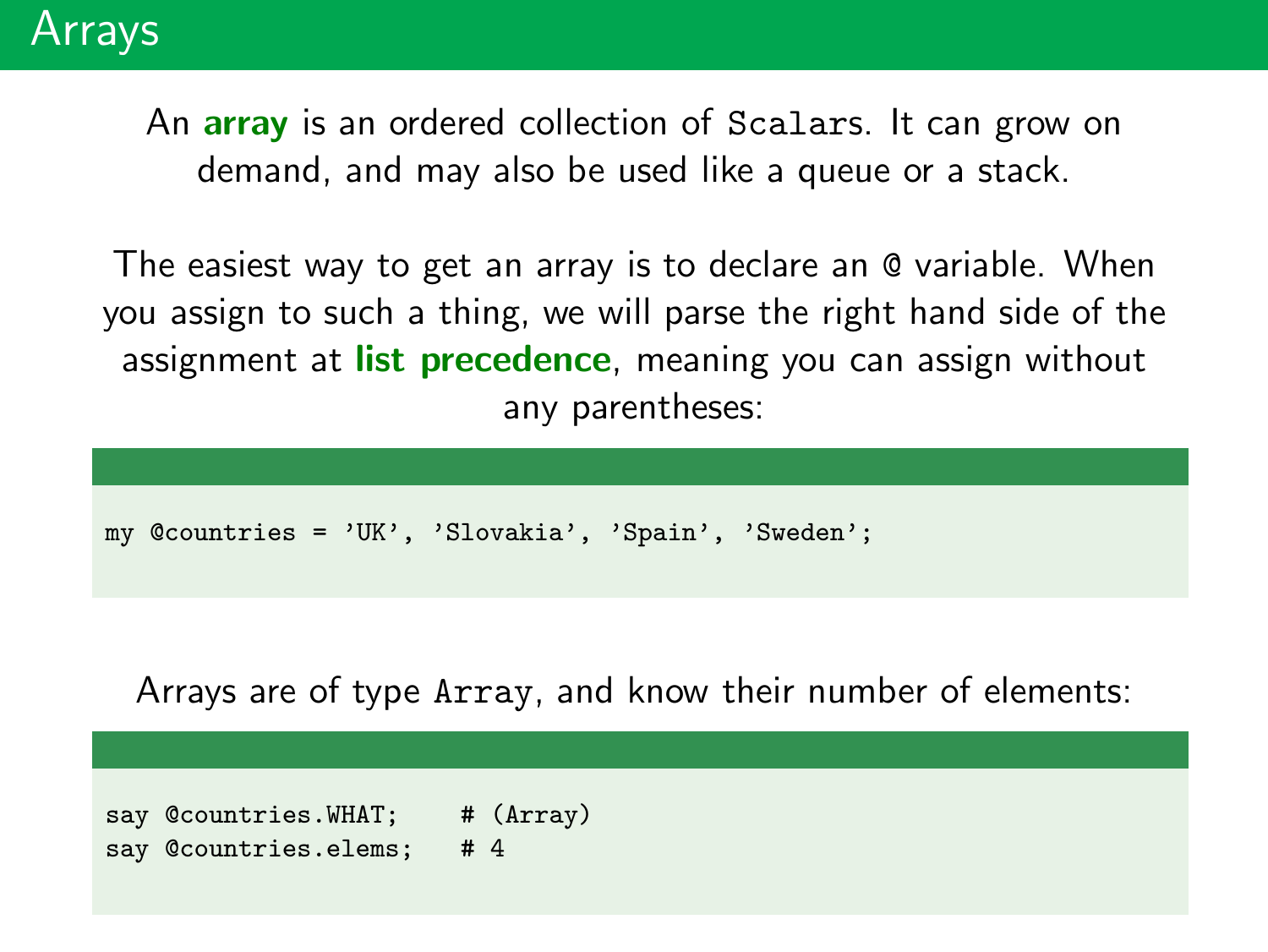# Arrays

An **array** is an ordered collection of `Scalars`. It can grow on demand, and may also be used like a queue or a stack.

The easiest way to get an array is to declare an `@` variable. When you assign to such a thing, we will parse the right hand side of the assignment at **list precedence**, meaning you can assign without any parentheses:

```
my @countries = 'UK', 'Slovakia', 'Spain', 'Sweden';
```

Arrays are of type `Array`, and know their number of elements:

```
say @countries.WHAT;    # (Array)
say @countries.elems;   # 4
```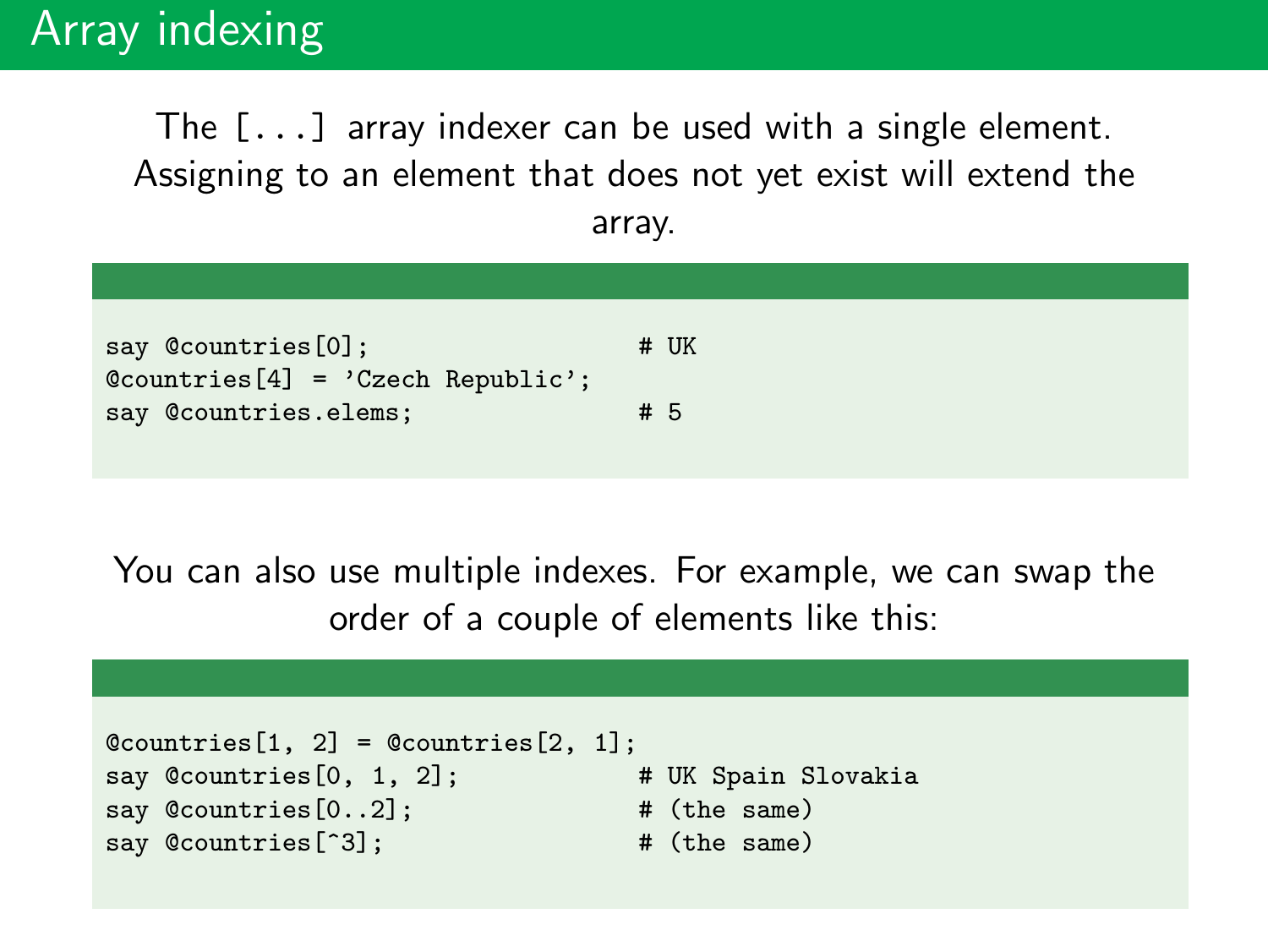# Array indexing

The `[...]` array indexer can be used with a single element. Assigning to an element that does not yet exist will extend the array.

```
say @countries[0];                   # UK
@countries[4] = 'Czech Republic';
say @countries.elems;                # 5
```

You can also use multiple indexes. For example, we can swap the order of a couple of elements like this:

```
@countries[1, 2] = @countries[2, 1];
say @countries[0, 1, 2];             # UK Spain Slovakia
say @countries[0..2];                # (the same)
say @countries[^3];                  # (the same)
```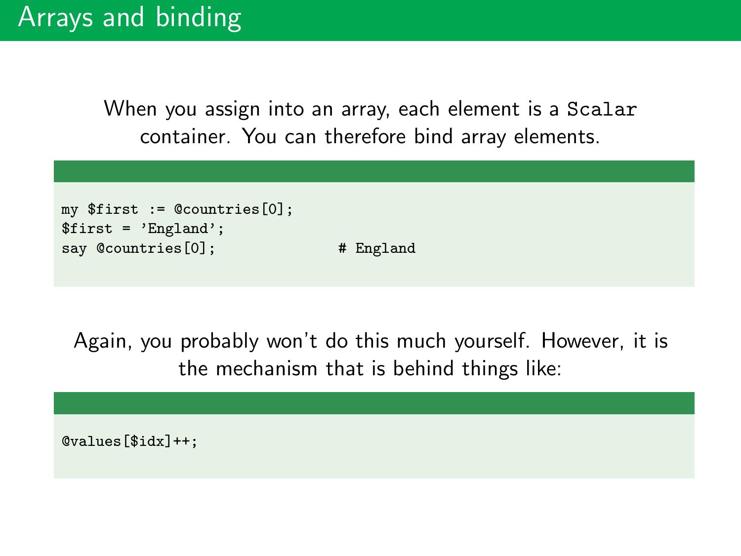# Arrays and binding

When you assign into an array, each element is a `Scalar` container. You can therefore bind array elements.

```
my $first := @countries[0];
$first = 'England';
say @countries[0];              # England
```

Again, you probably won't do this much yourself. However, it is the mechanism that is behind things like:

```
@values[$idx]++;
```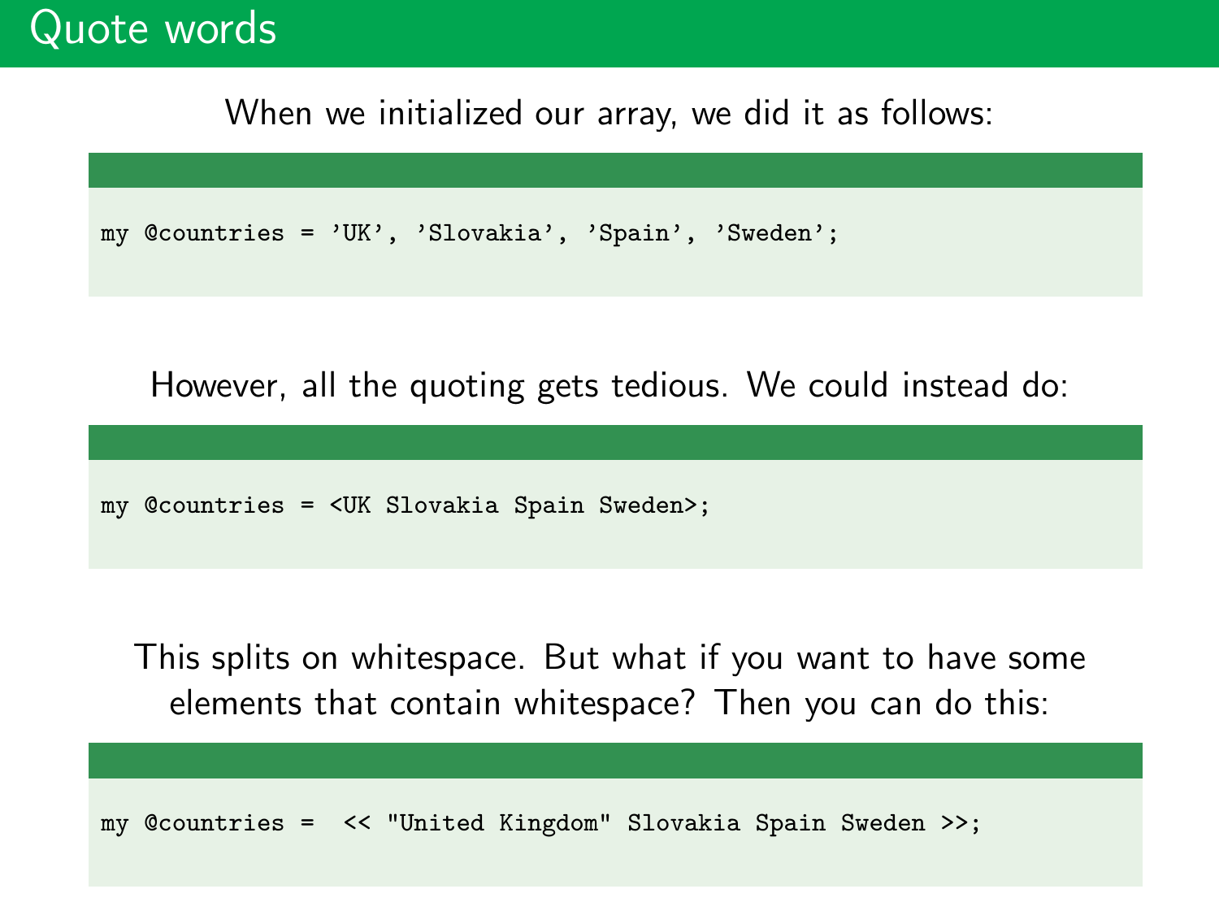# Quote words

When we initialized our array, we did it as follows:

```
my @countries = 'UK', 'Slovakia', 'Spain', 'Sweden';
```

However, all the quoting gets tedious. We could instead do:

```
my @countries = <UK Slovakia Spain Sweden>;
```

This splits on whitespace. But what if you want to have some elements that contain whitespace? Then you can do this:

```
my @countries =  << "United Kingdom" Slovakia Spain Sweden >>;
```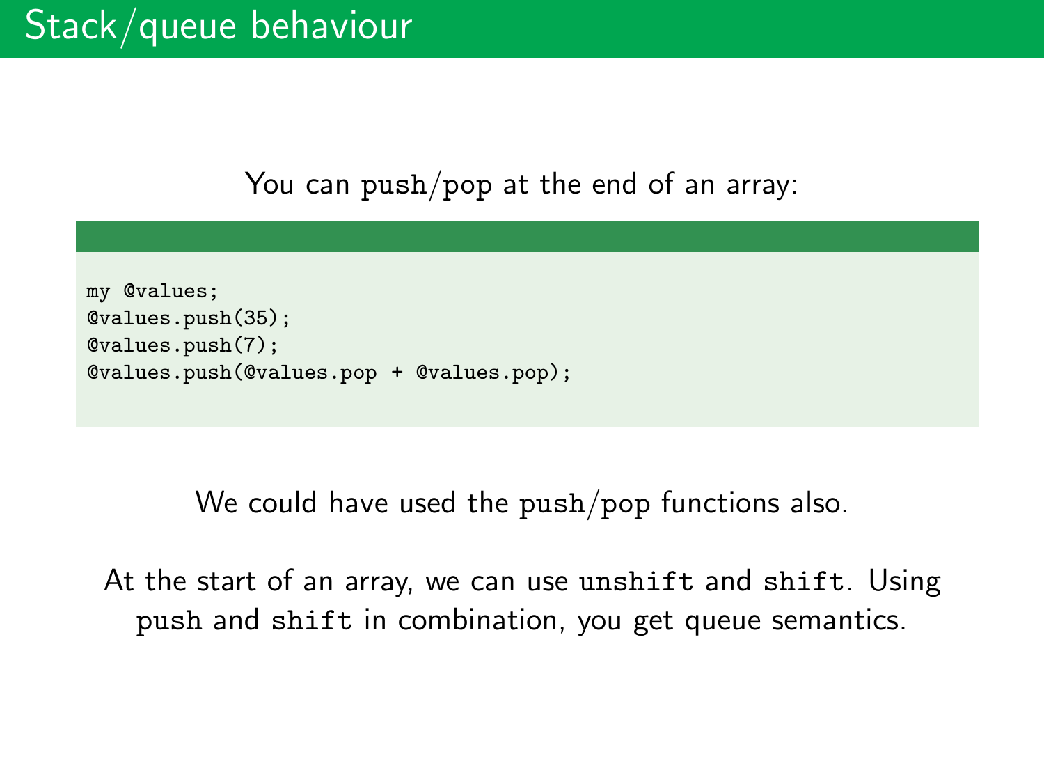# Stack/queue behaviour

You can `push`/`pop` at the end of an array:

```
my @values;
@values.push(35);
@values.push(7);
@values.push(@values.pop + @values.pop);
```

We could have used the `push`/`pop` functions also.

At the start of an array, we can use `unshift` and `shift`. Using `push` and `shift` in combination, you get queue semantics.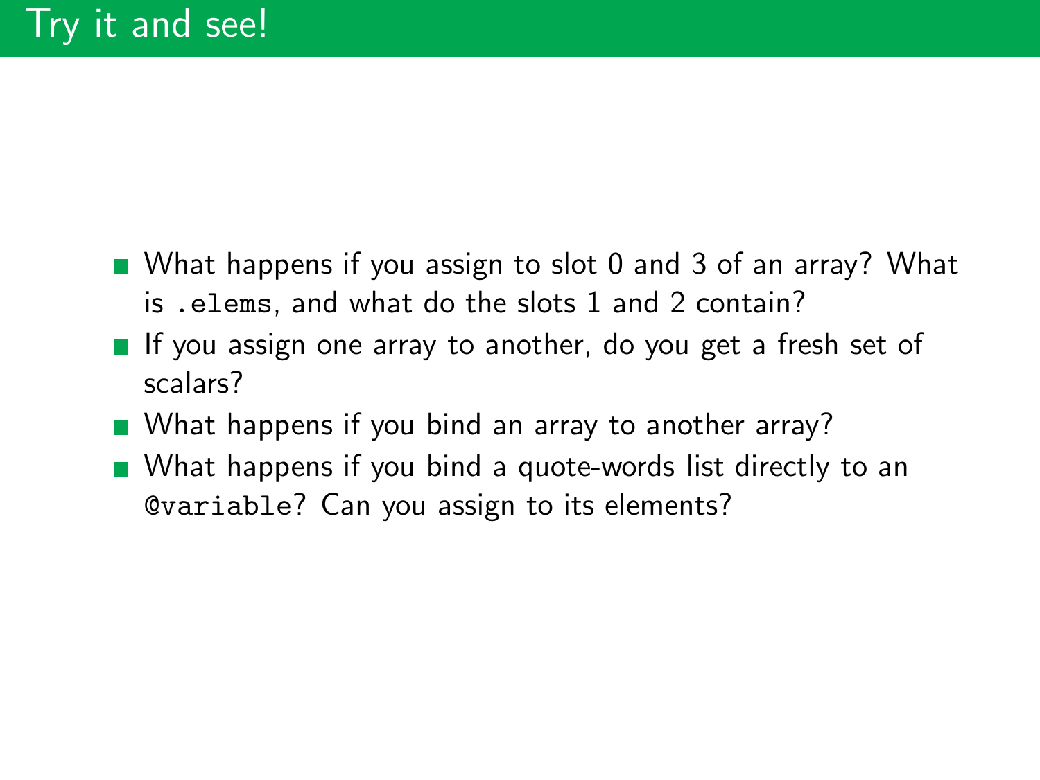# Try it and see!

- What happens if you assign to slot 0 and 3 of an array? What is `.elems`, and what do the slots 1 and 2 contain?
- If you assign one array to another, do you get a fresh set of scalars?
- What happens if you bind an array to another array?
- What happens if you bind a quote-words list directly to an `@variable`? Can you assign to its elements?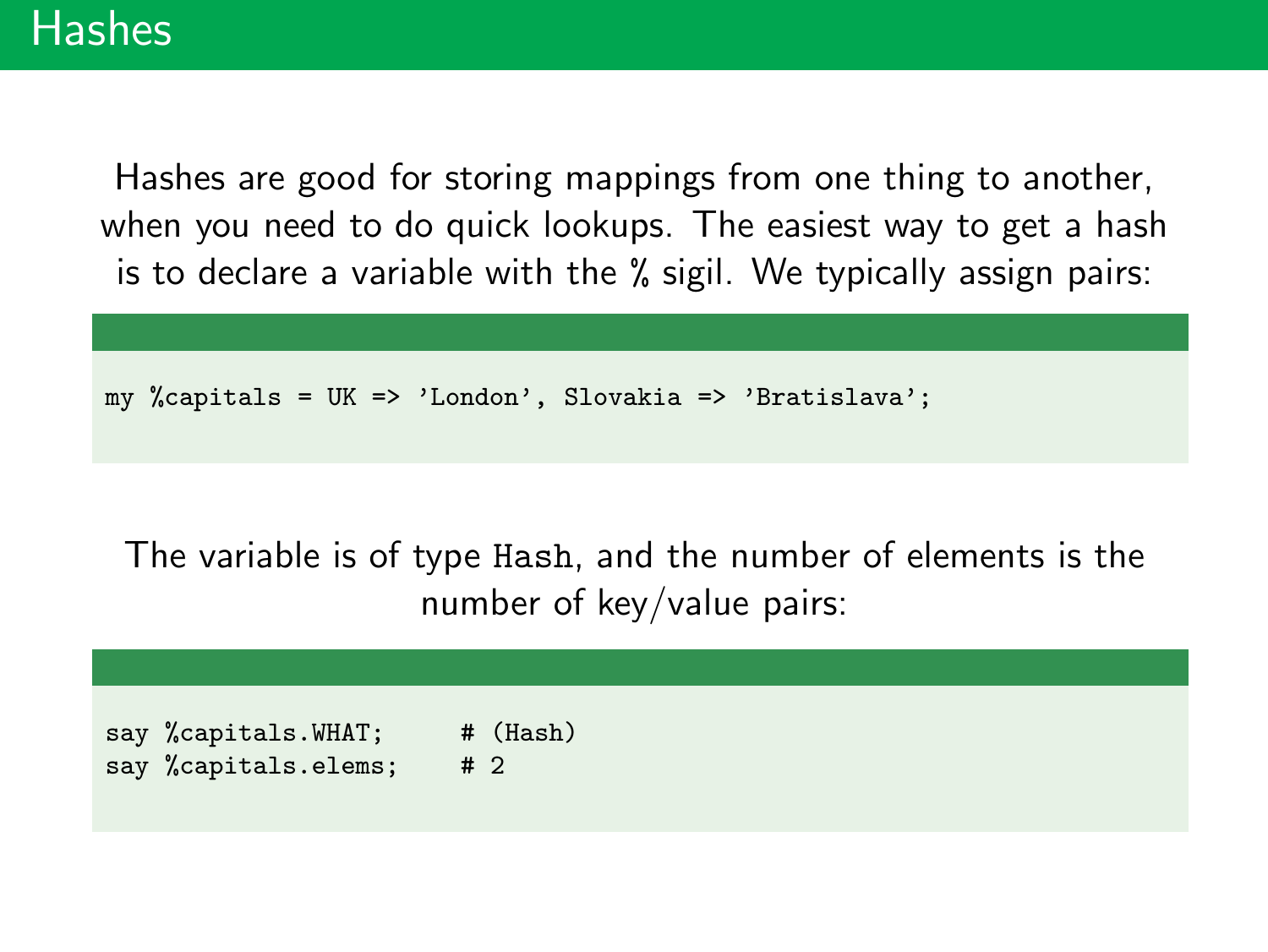# Hashes

Hashes are good for storing mappings from one thing to another, when you need to do quick lookups. The easiest way to get a hash is to declare a variable with the % sigil. We typically assign pairs:

```
my %capitals = UK => 'London', Slovakia => 'Bratislava';
```

The variable is of type `Hash`, and the number of elements is the number of key/value pairs:

```
say %capitals.WHAT;     # (Hash)
say %capitals.elems;    # 2
```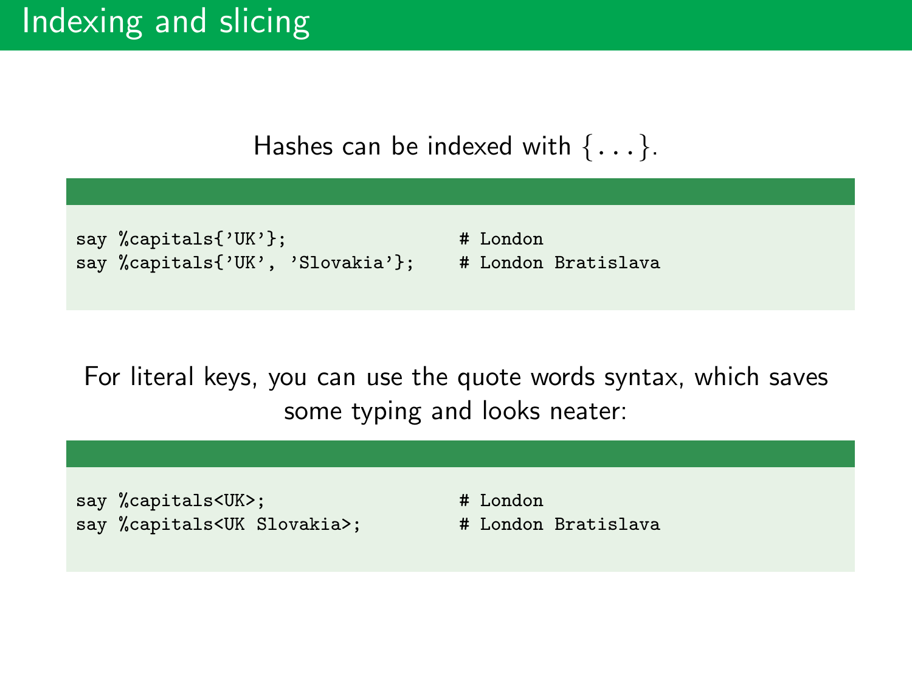# Indexing and slicing

Hashes can be indexed with {...}.

```
say %capitals{'UK'};                    # London
say %capitals{'UK', 'Slovakia'};        # London Bratislava
```

For literal keys, you can use the quote words syntax, which saves some typing and looks neater:

```
say %capitals<UK>;                      # London
say %capitals<UK Slovakia>;             # London Bratislava
```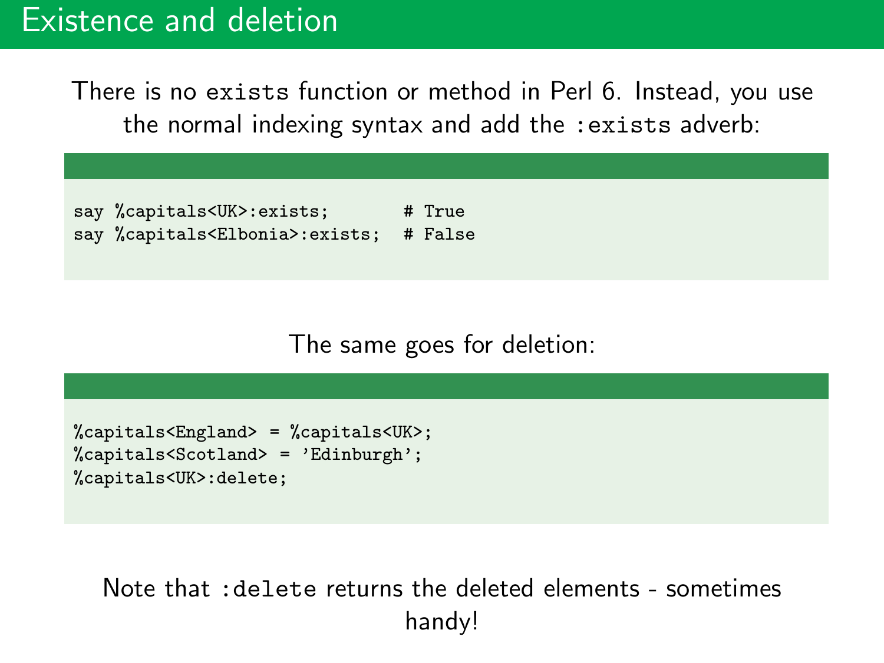# Existence and deletion

There is no `exists` function or method in Perl 6. Instead, you use the normal indexing syntax and add the `:exists` adverb:

```
say %capitals<UK>:exists;       # True
say %capitals<Elbonia>:exists;  # False
```

The same goes for deletion:

```
%capitals<England> = %capitals<UK>;
%capitals<Scotland> = 'Edinburgh';
%capitals<UK>:delete;
```

Note that `:delete` returns the deleted elements - sometimes handy!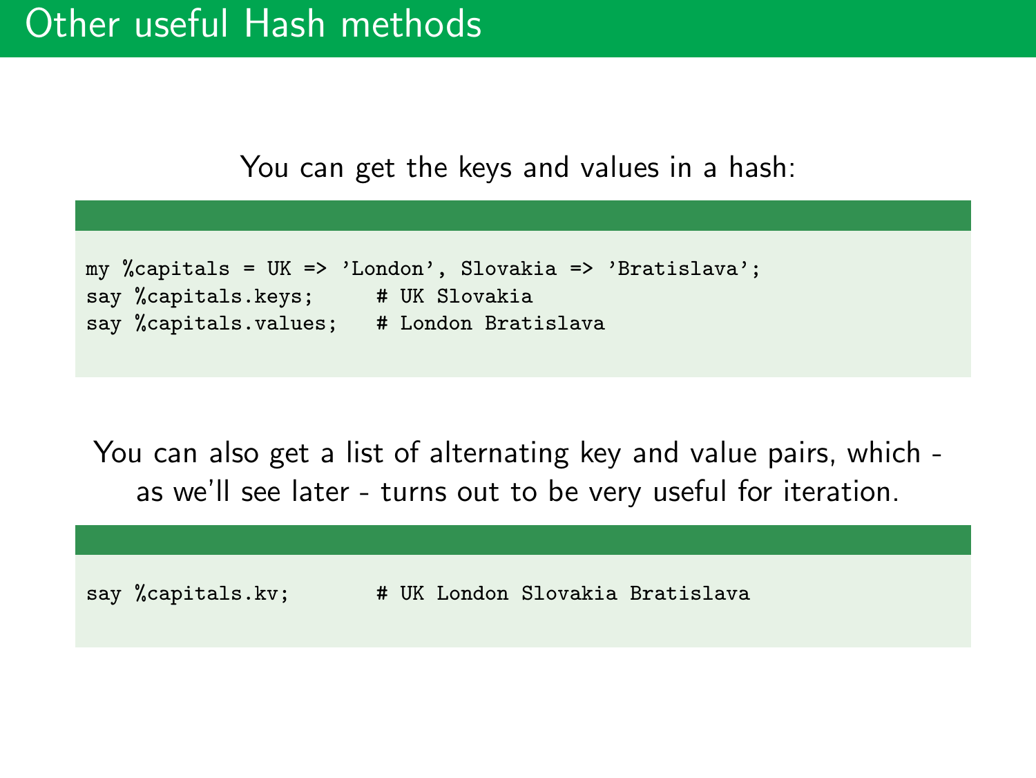# Other useful Hash methods

You can get the keys and values in a hash:

```
my %capitals = UK => 'London', Slovakia => 'Bratislava';
say %capitals.keys;     # UK Slovakia
say %capitals.values;   # London Bratislava
```

You can also get a list of alternating key and value pairs, which - as we'll see later - turns out to be very useful for iteration.

```
say %capitals.kv;       # UK London Slovakia Bratislava
```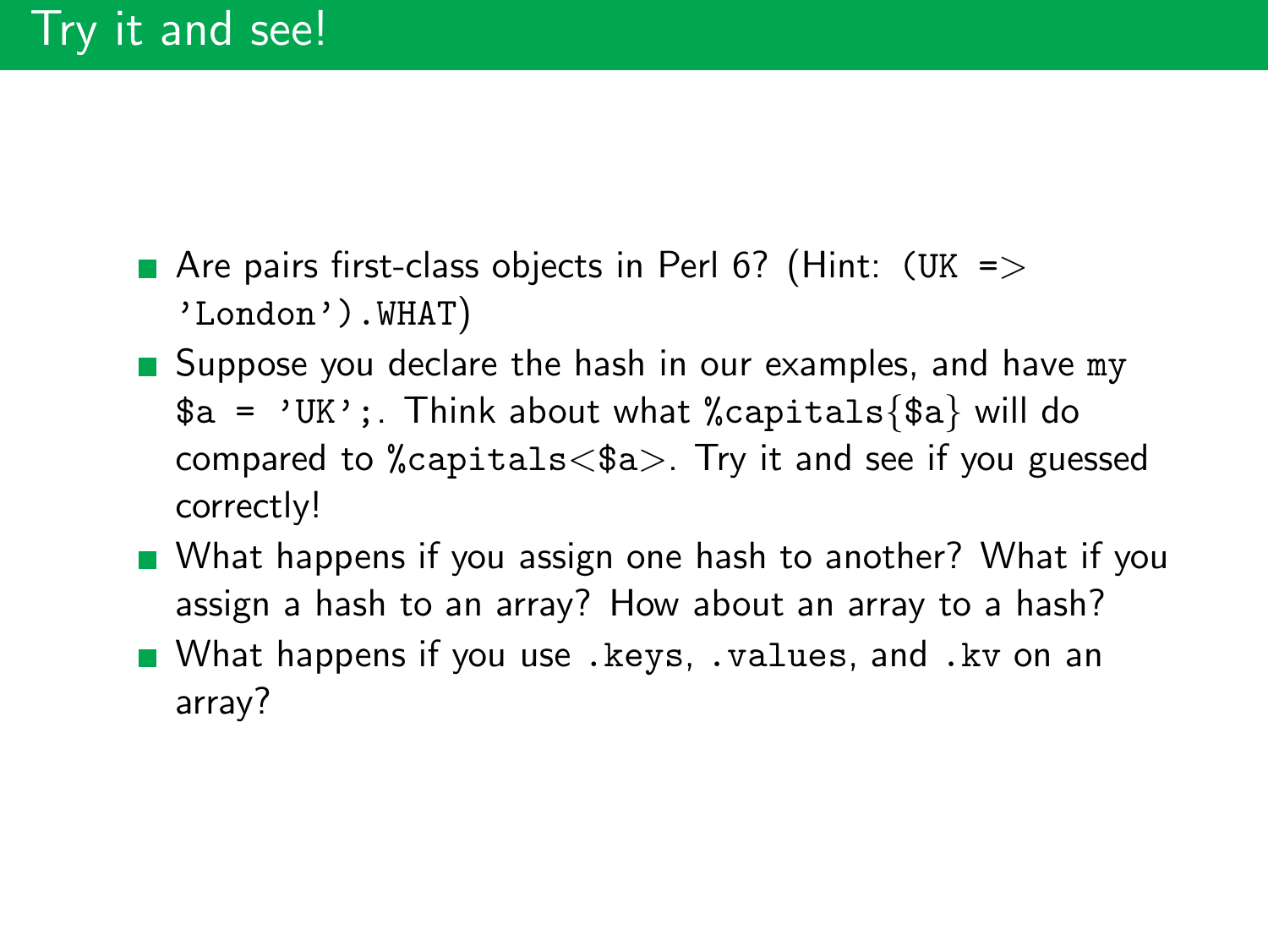# Try it and see!

- Are pairs first-class objects in Perl 6? (Hint: `(UK => 'London').WHAT`)
- Suppose you declare the hash in our examples, and have `my $a = 'UK';`. Think about what `%capitals{$a}` will do compared to `%capitals<$a>`. Try it and see if you guessed correctly!
- What happens if you assign one hash to another? What if you assign a hash to an array? How about an array to a hash?
- What happens if you use `.keys`, `.values`, and `.kv` on an array?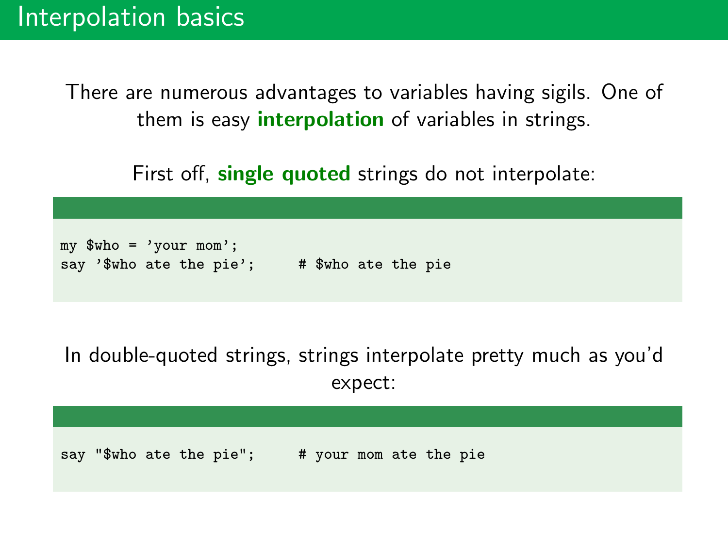# Interpolation basics

There are numerous advantages to variables having sigils. One of them is easy **interpolation** of variables in strings.

First off, **single quoted** strings do not interpolate:

```
my $who = 'your mom';
say '$who ate the pie';     # $who ate the pie
```

In double-quoted strings, strings interpolate pretty much as you'd expect:

```
say "$who ate the pie";     # your mom ate the pie
```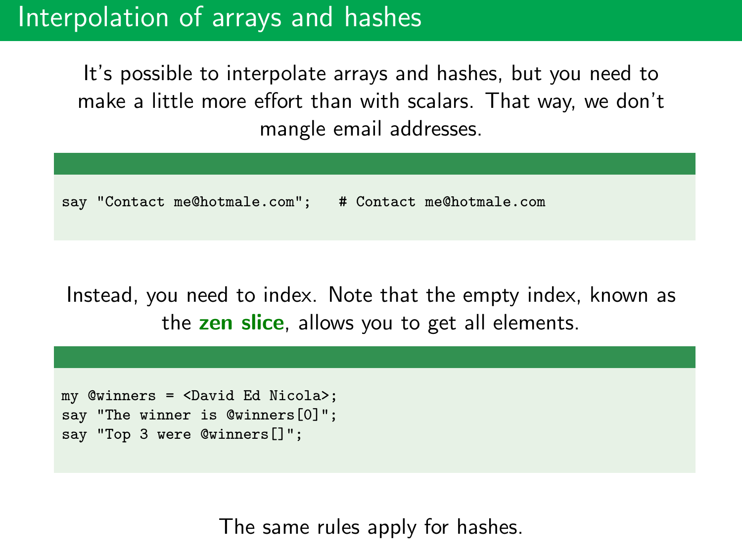# Interpolation of arrays and hashes

It's possible to interpolate arrays and hashes, but you need to make a little more effort than with scalars. That way, we don't mangle email addresses.

```
say "Contact me@hotmale.com";   # Contact me@hotmale.com
```

Instead, you need to index. Note that the empty index, known as the **zen slice**, allows you to get all elements.

```
my @winners = <David Ed Nicola>;
say "The winner is @winners[0]";
say "Top 3 were @winners[]";
```

The same rules apply for hashes.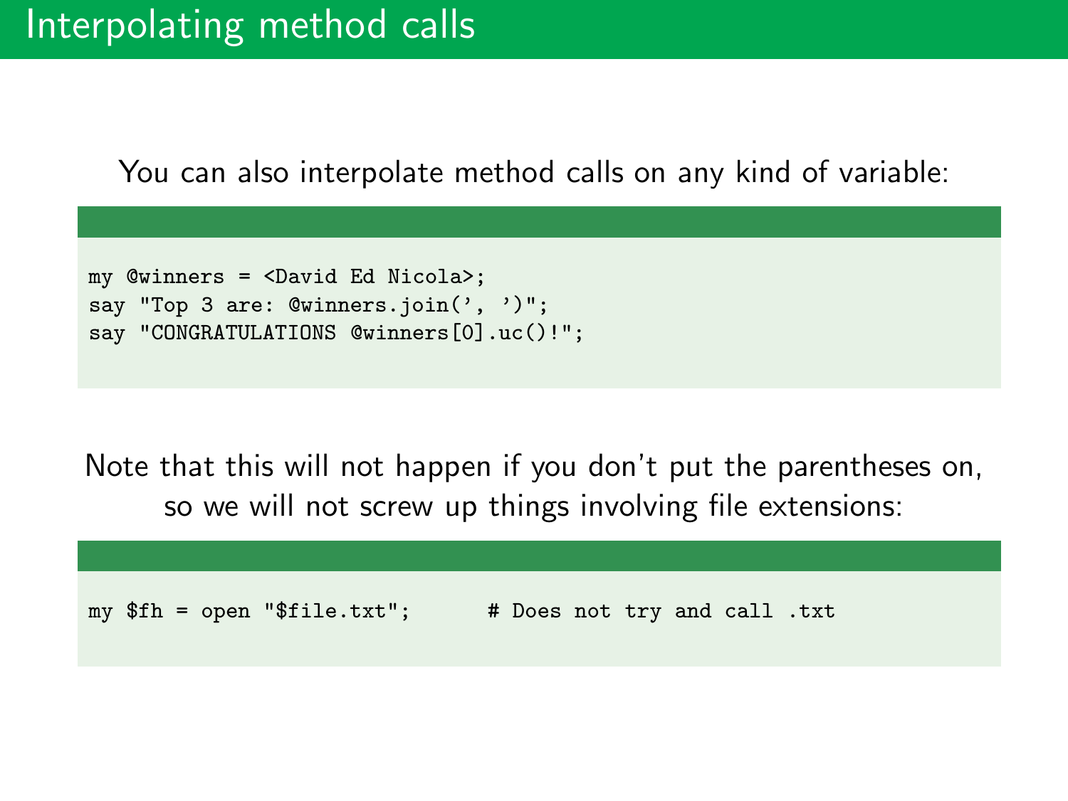# Interpolating method calls

You can also interpolate method calls on any kind of variable:

```
my @winners = <David Ed Nicola>;
say "Top 3 are: @winners.join(', ')";
say "CONGRATULATIONS @winners[0].uc()!";
```

Note that this will not happen if you don't put the parentheses on, so we will not screw up things involving file extensions:

```
my $fh = open "$file.txt";      # Does not try and call .txt
```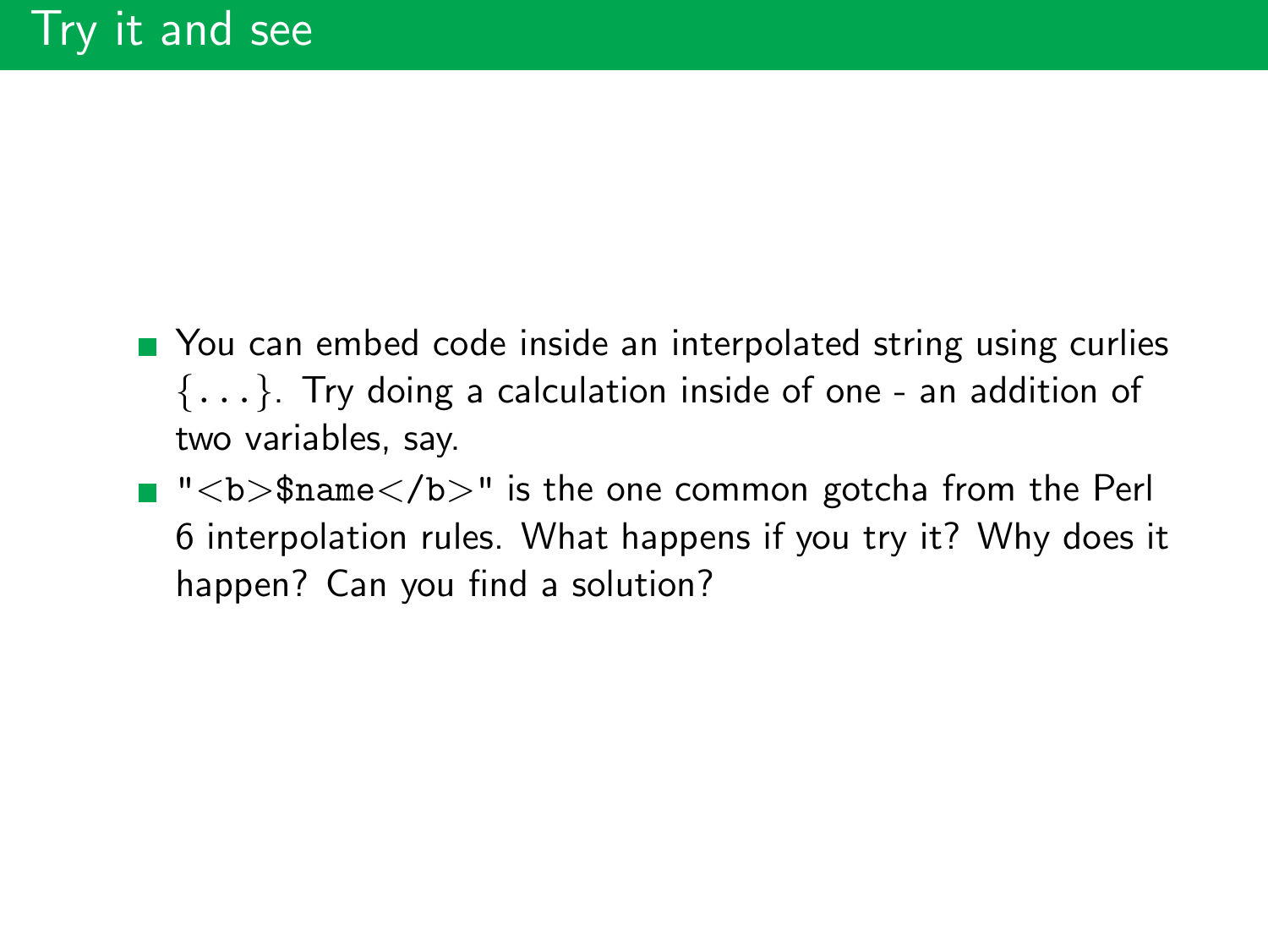# Try it and see

- You can embed code inside an interpolated string using curlies {...}. Try doing a calculation inside of one - an addition of two variables, say.
- `"<b>$name</b>"` is the one common gotcha from the Perl 6 interpolation rules. What happens if you try it? Why does it happen? Can you find a solution?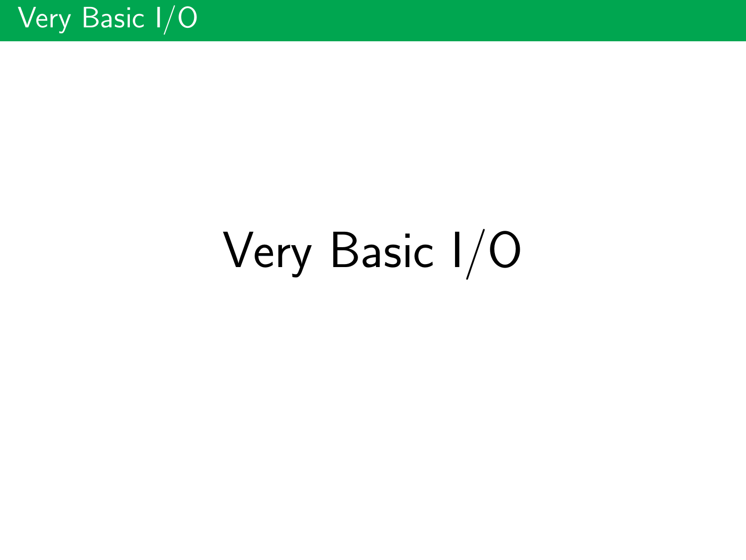# Very Basic I/O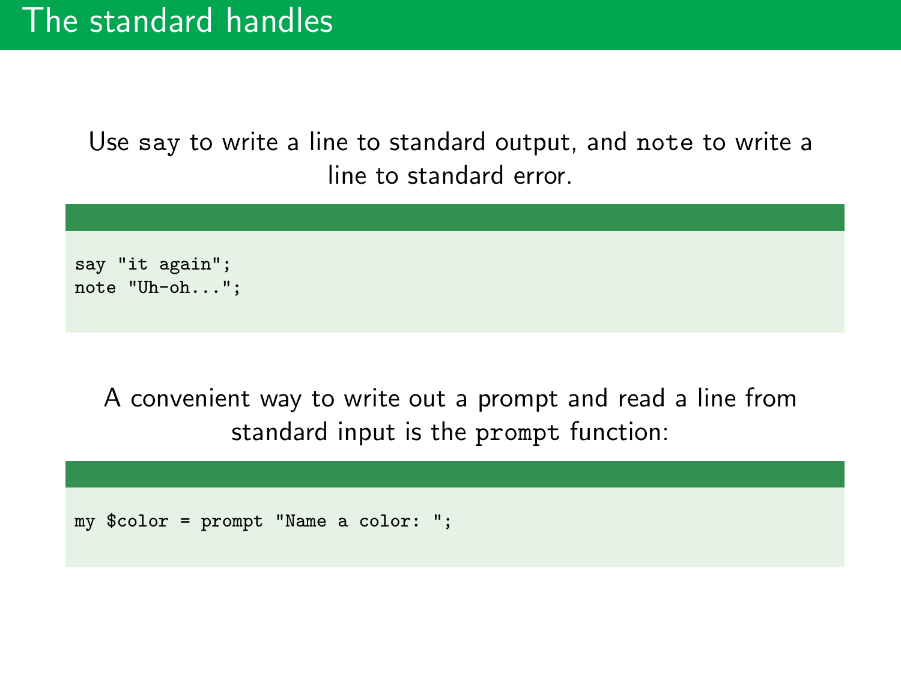# The standard handles

Use `say` to write a line to standard output, and `note` to write a line to standard error.

```
say "it again";
note "Uh-oh...";
```

A convenient way to write out a prompt and read a line from standard input is the `prompt` function:

```
my $color = prompt "Name a color: ";
```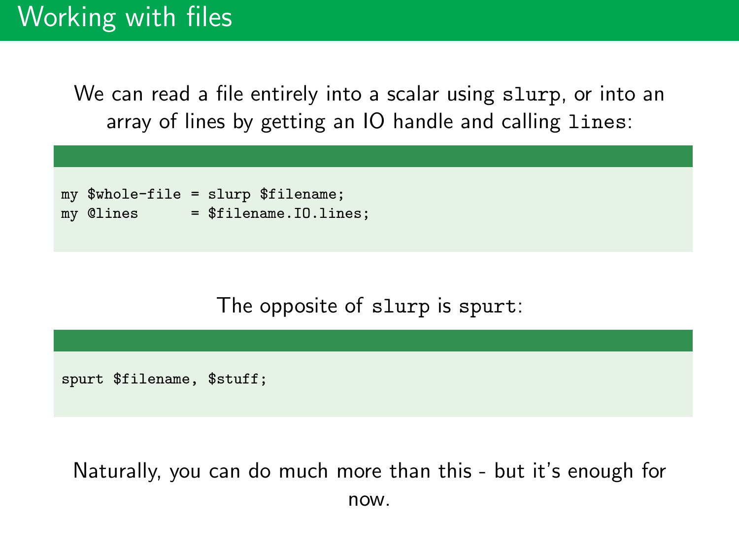# Working with files

We can read a file entirely into a scalar using `slurp`, or into an array of lines by getting an IO handle and calling `lines`:

```
my $whole-file = slurp $filename;
my @lines      = $filename.IO.lines;
```

The opposite of `slurp` is `spurt`:

```
spurt $filename, $stuff;
```

Naturally, you can do much more than this - but it's enough for now.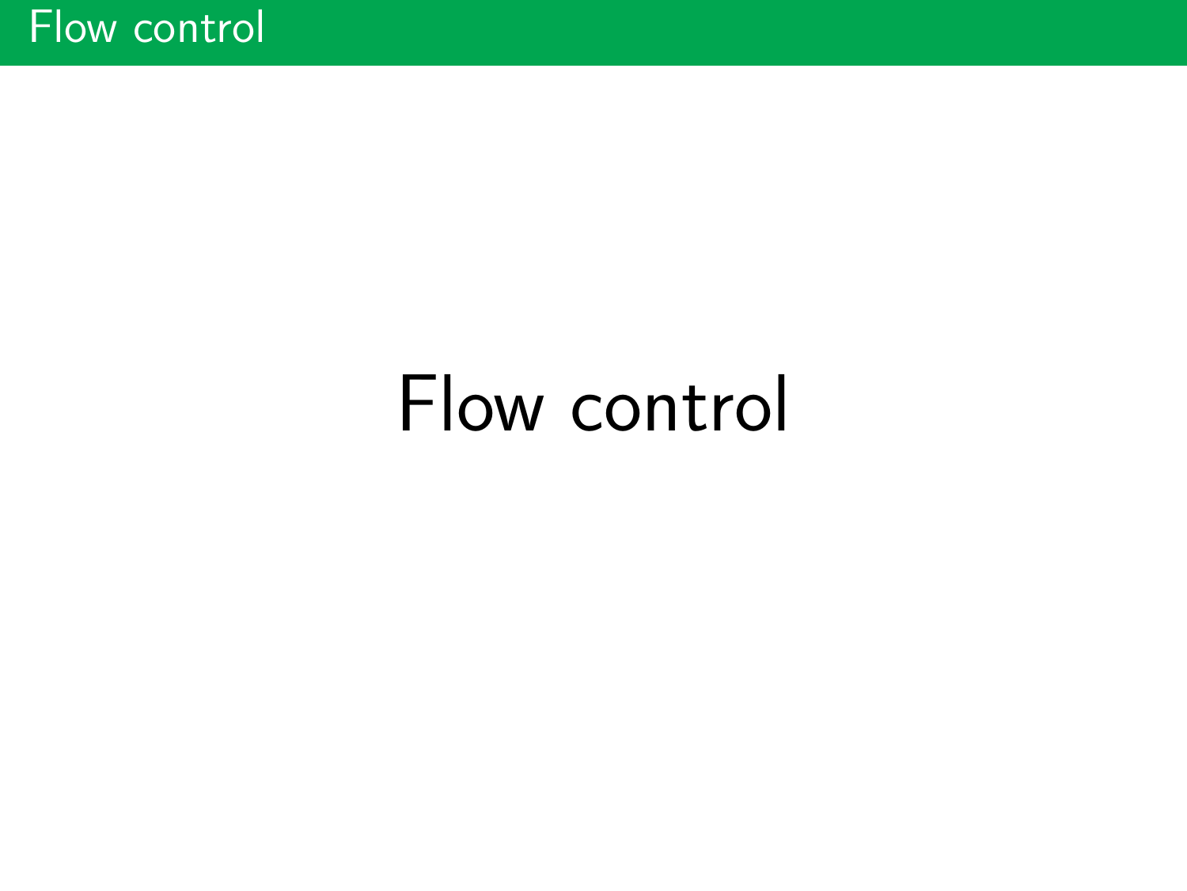# Flow control

Flow control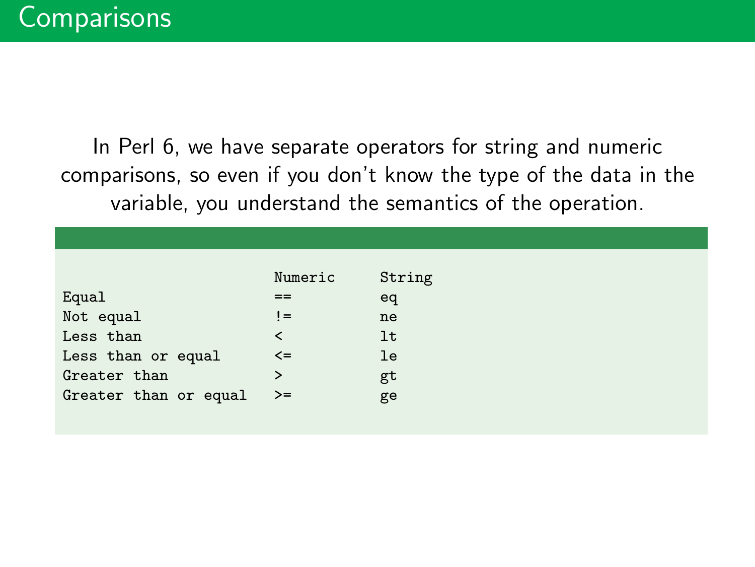# Comparisons

In Perl 6, we have separate operators for string and numeric comparisons, so even if you don't know the type of the data in the variable, you understand the semantics of the operation.

```
                      Numeric     String
Equal                 ==          eq
Not equal             !=          ne
Less than             <           lt
Less than or equal    <=          le
Greater than          >           gt
Greater than or equal >=          ge
```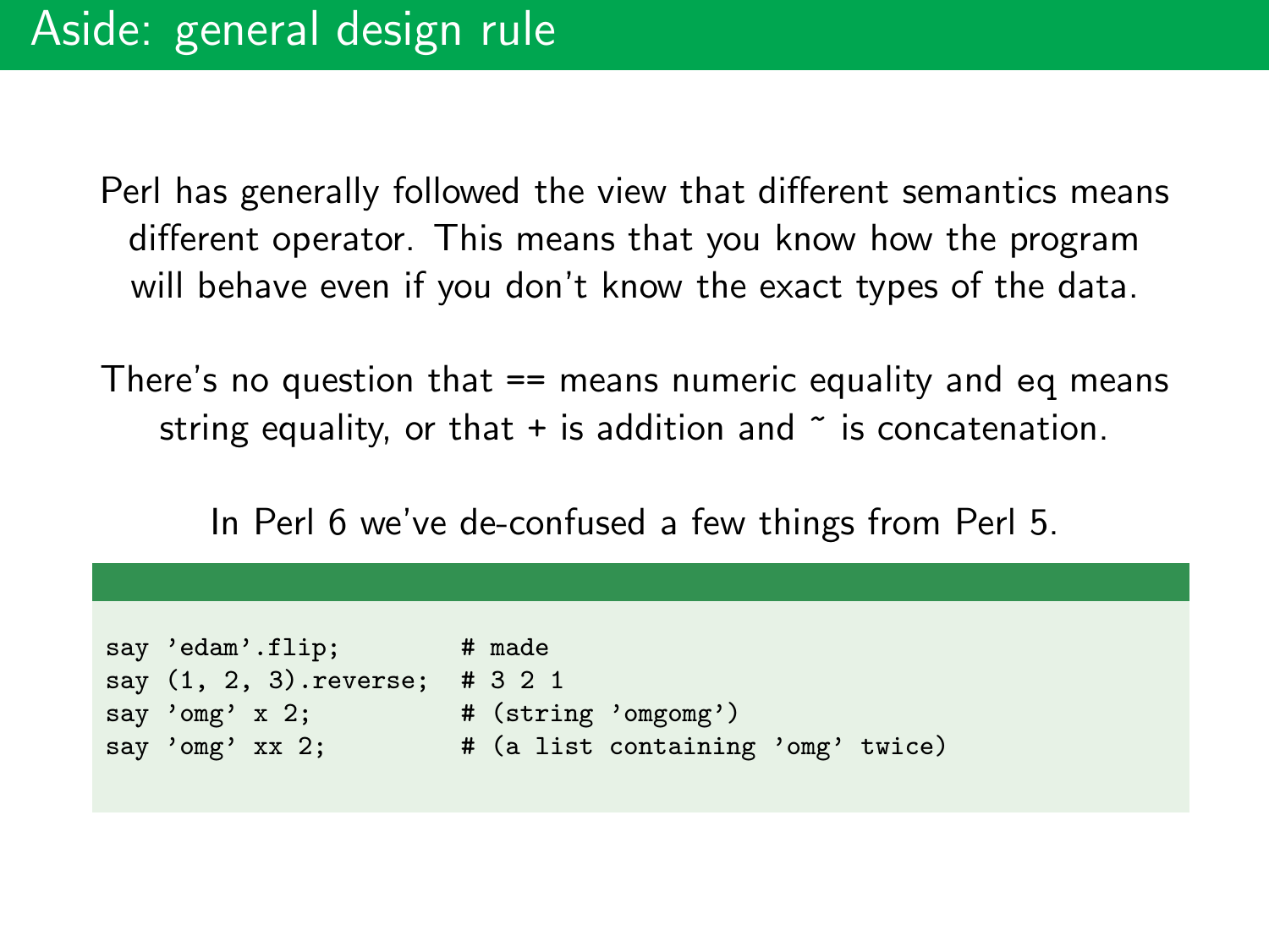# Aside: general design rule

Perl has generally followed the view that different semantics means different operator. This means that you know how the program will behave even if you don't know the exact types of the data.

There's no question that == means numeric equality and eq means string equality, or that + is addition and ~ is concatenation.

In Perl 6 we've de-confused a few things from Perl 5.

```
say 'edam'.flip;          # made
say (1, 2, 3).reverse;    # 3 2 1
say 'omg' x 2;            # (string 'omgomg')
say 'omg' xx 2;           # (a list containing 'omg' twice)
```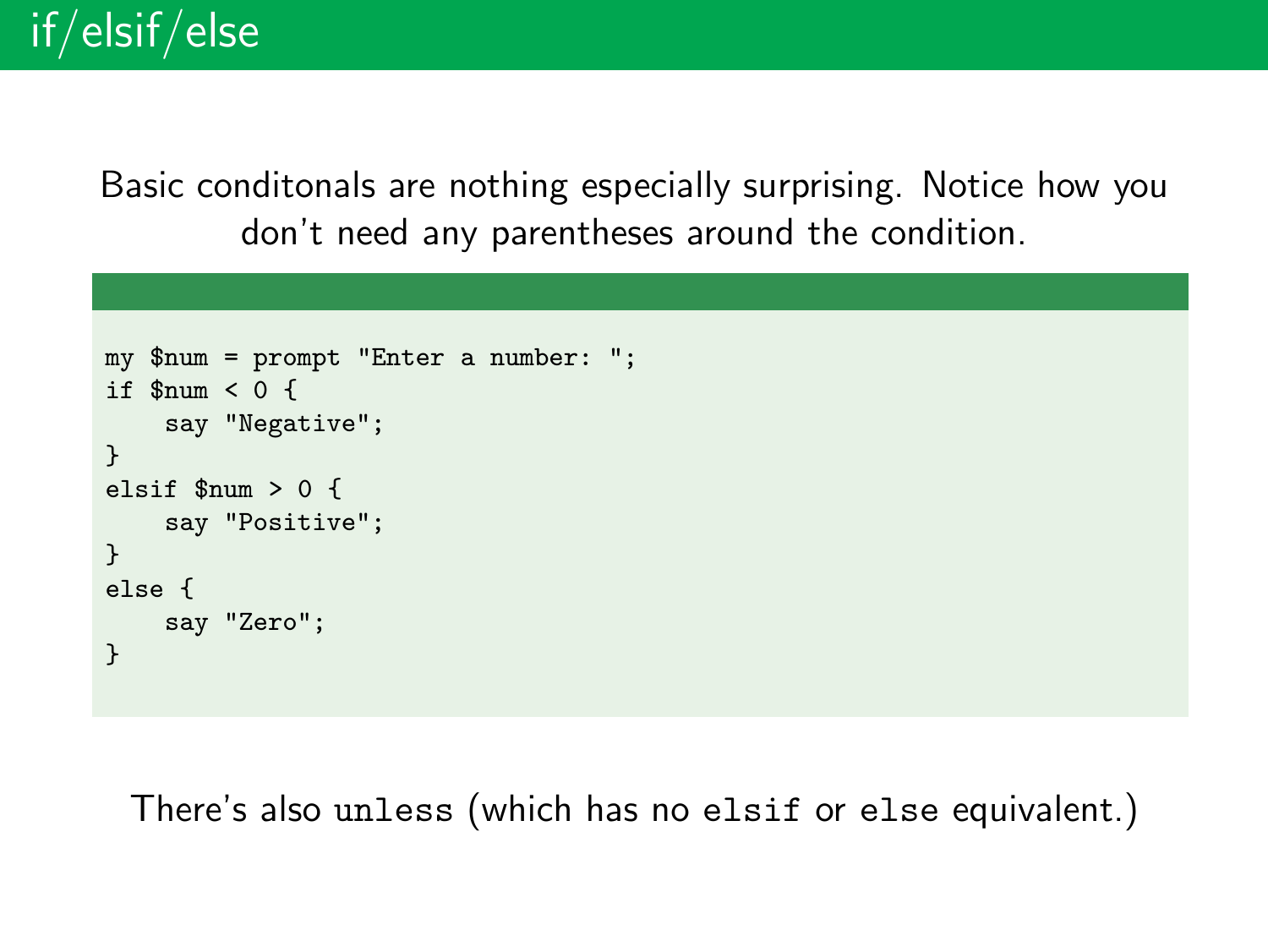# if/elsif/else

Basic conditonals are nothing especially surprising. Notice how you don't need any parentheses around the condition.

```
my $num = prompt "Enter a number: ";
if $num < 0 {
    say "Negative";
}
elsif $num > 0 {
    say "Positive";
}
else {
    say "Zero";
}
```

There's also `unless` (which has no `elsif` or `else` equivalent.)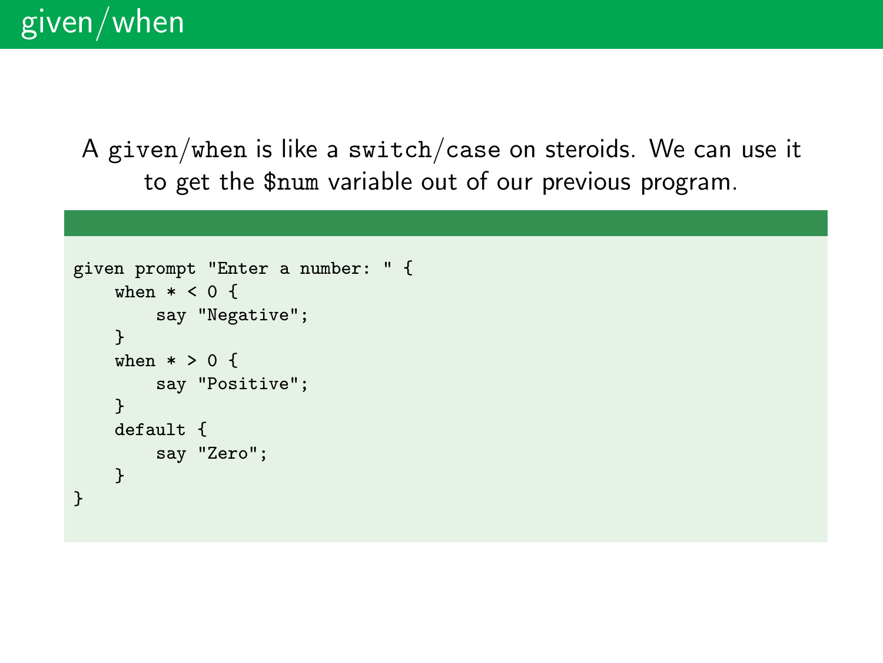# given/when

A `given`/`when` is like a `switch`/`case` on steroids. We can use it to get the `$num` variable out of our previous program.

```
given prompt "Enter a number: " {
    when * < 0 {
        say "Negative";
    }
    when * > 0 {
        say "Positive";
    }
    default {
        say "Zero";
    }
}
```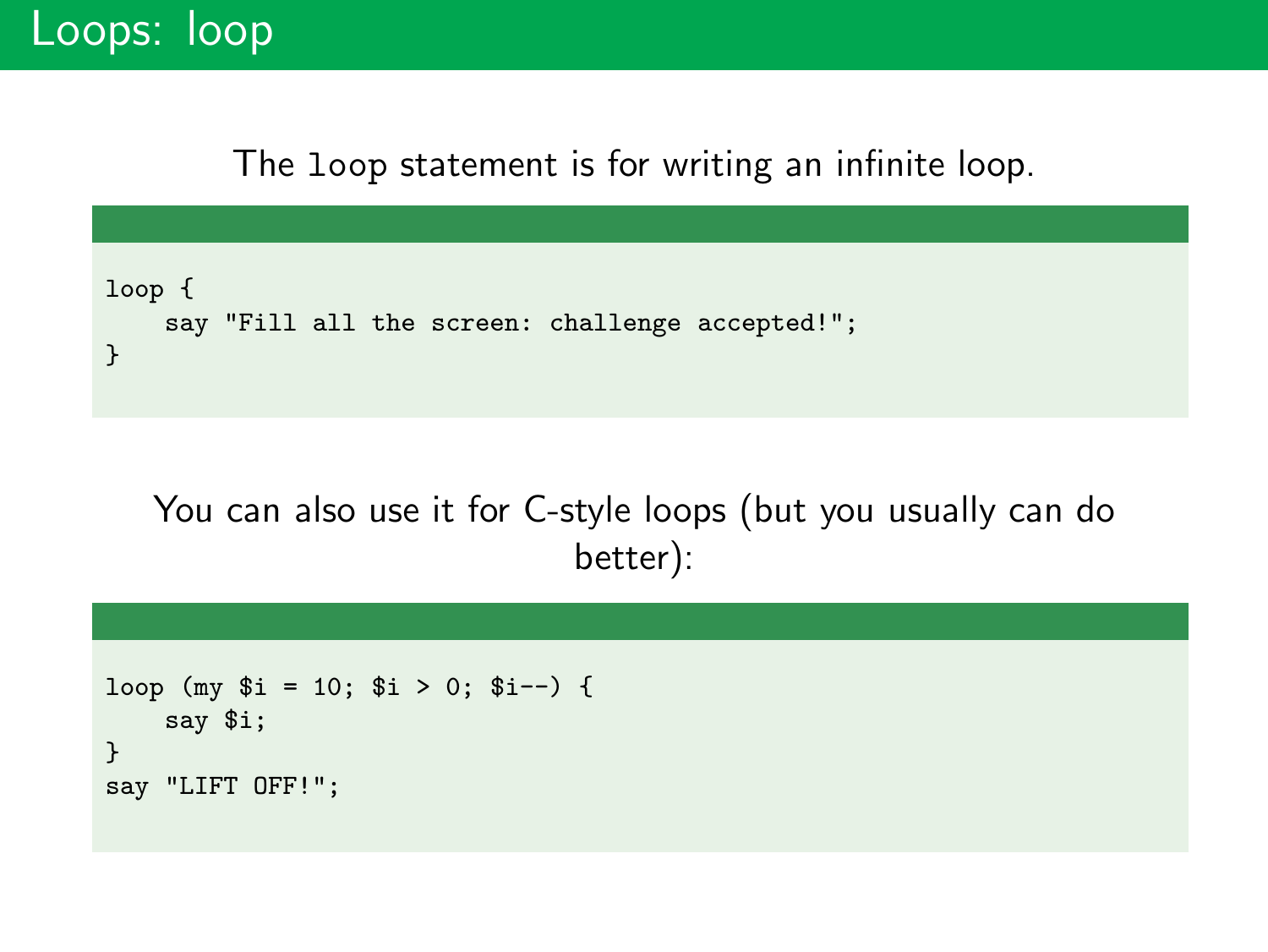# Loops: loop

The `loop` statement is for writing an infinite loop.

```
loop {
    say "Fill all the screen: challenge accepted!";
}
```

You can also use it for C-style loops (but you usually can do better):

```
loop (my $i = 10; $i > 0; $i--) {
    say $i;
}
say "LIFT OFF!";
```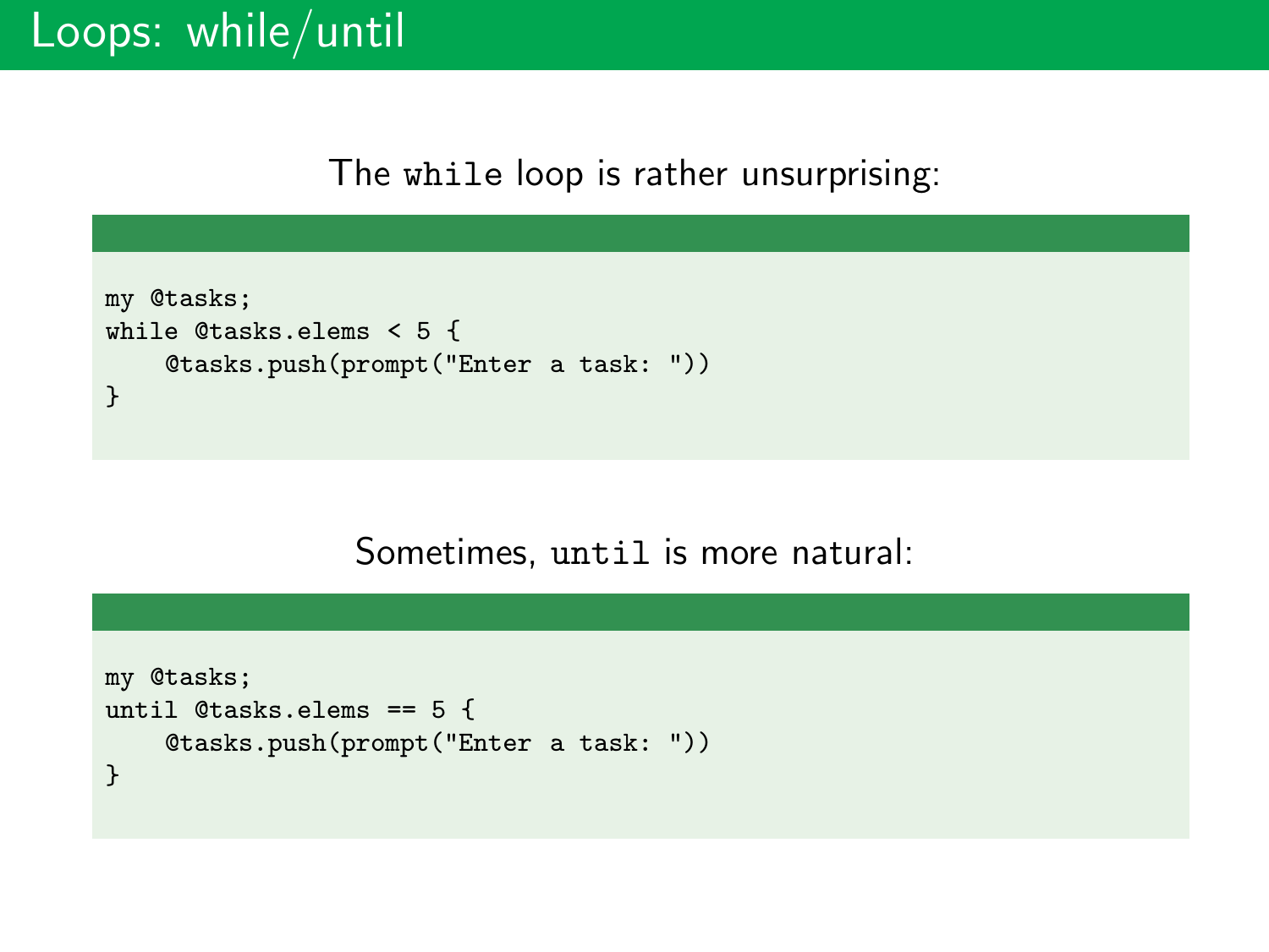# Loops: while/until

The `while` loop is rather unsurprising:

```
my @tasks;
while @tasks.elems < 5 {
    @tasks.push(prompt("Enter a task: "))
}
```

Sometimes, `until` is more natural:

```
my @tasks;
until @tasks.elems == 5 {
    @tasks.push(prompt("Enter a task: "))
}
```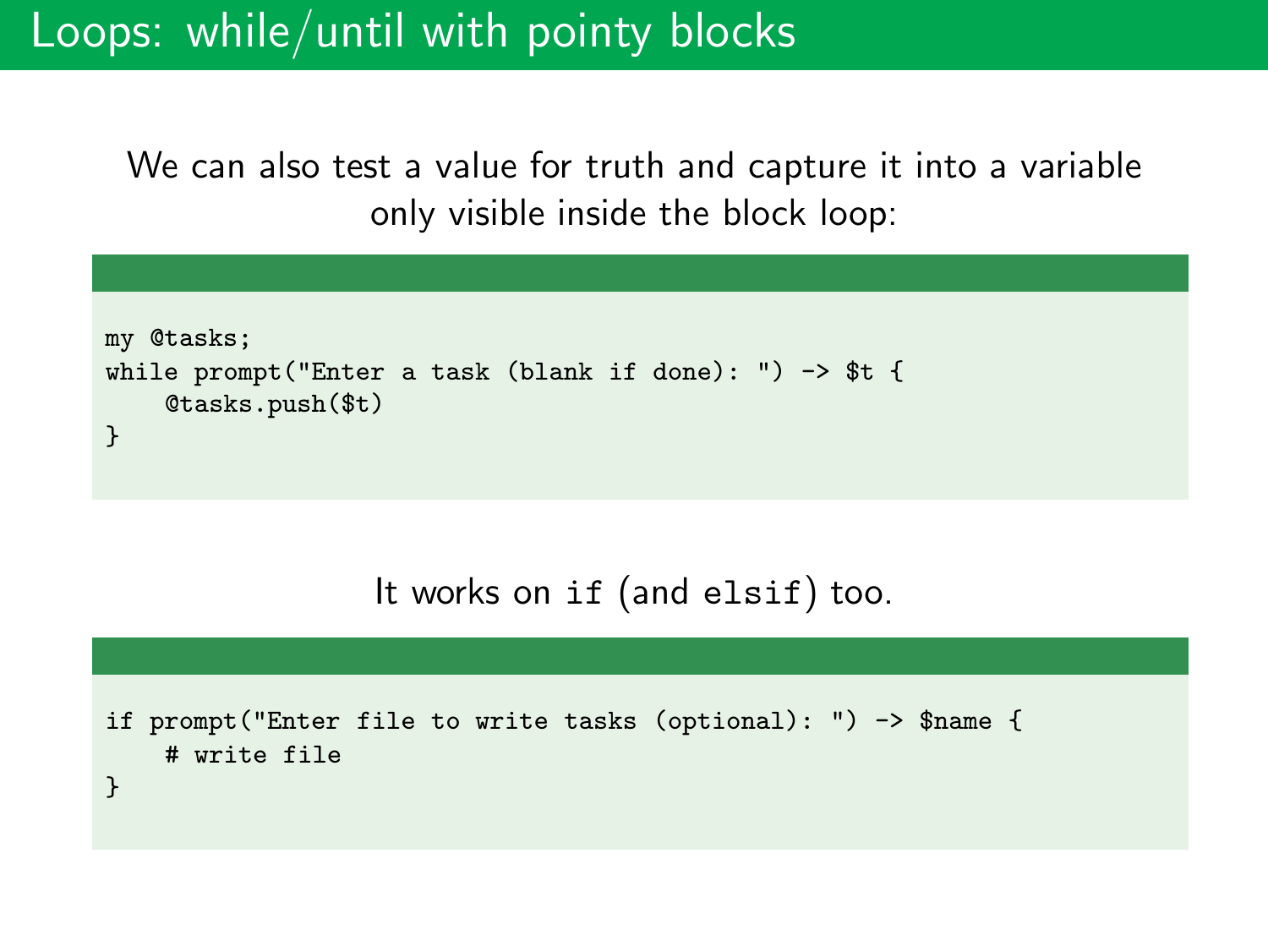# Loops: while/until with pointy blocks

We can also test a value for truth and capture it into a variable only visible inside the block loop:

```
my @tasks;
while prompt("Enter a task (blank if done): ") -> $t {
    @tasks.push($t)
}
```

It works on `if` (and `elsif`) too.

```
if prompt("Enter file to write tasks (optional): ") -> $name {
    # write file
}
```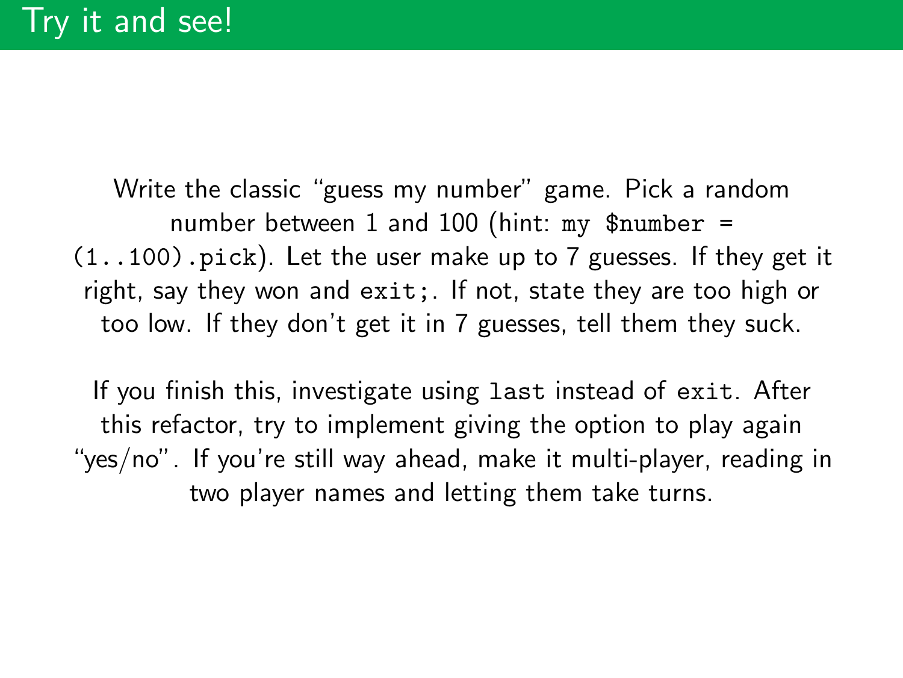# Try it and see!

Write the classic "guess my number" game. Pick a random number between 1 and 100 (hint: `my $number = (1..100).pick`). Let the user make up to 7 guesses. If they get it right, say they won and `exit;`. If not, state they are too high or too low. If they don't get it in 7 guesses, tell them they suck.

If you finish this, investigate using `last` instead of `exit`. After this refactor, try to implement giving the option to play again "yes/no". If you're still way ahead, make it multi-player, reading in two player names and letting them take turns.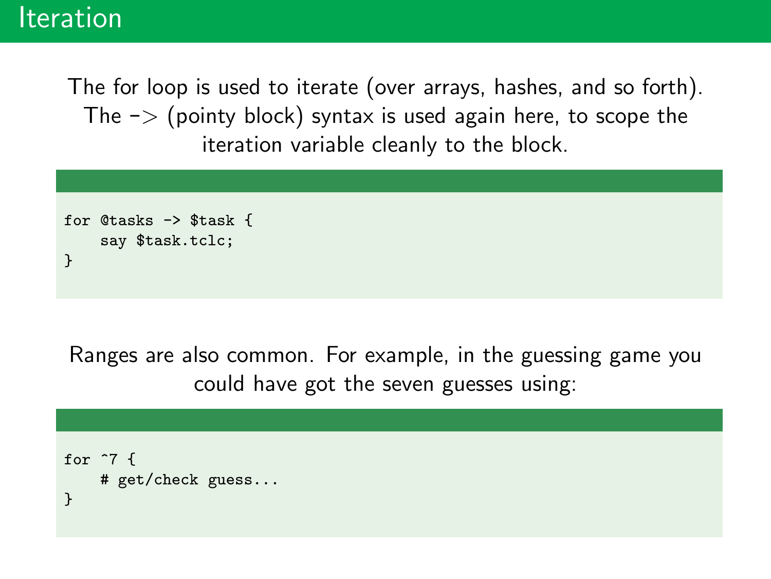# Iteration

The for loop is used to iterate (over arrays, hashes, and so forth). The -> (pointy block) syntax is used again here, to scope the iteration variable cleanly to the block.

```
for @tasks -> $task {
    say $task.tclc;
}
```

Ranges are also common. For example, in the guessing game you could have got the seven guesses using:

```
for ^7 {
    # get/check guess...
}
```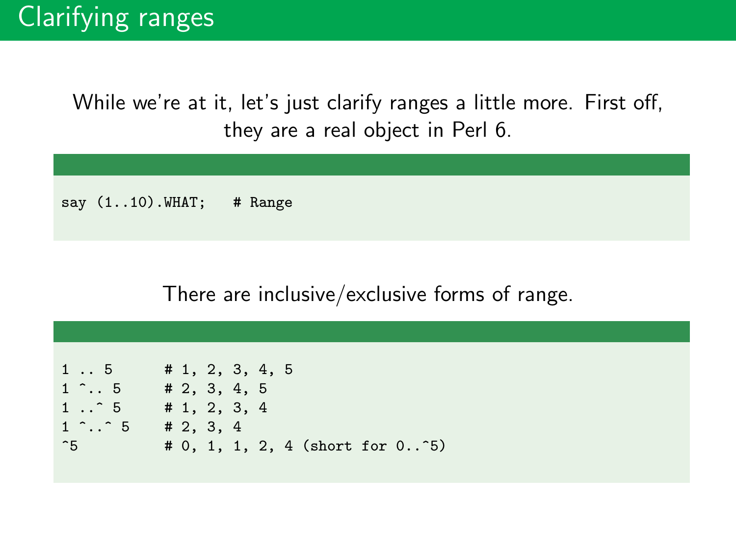# Clarifying ranges

While we're at it, let's just clarify ranges a little more. First off, they are a real object in Perl 6.

```
say (1..10).WHAT;   # Range
```

There are inclusive/exclusive forms of range.

```
1 .. 5       # 1, 2, 3, 4, 5
1 ^.. 5      # 2, 3, 4, 5
1 ..^ 5      # 1, 2, 3, 4
1 ^..^ 5     # 2, 3, 4
^5           # 0, 1, 1, 2, 4 (short for 0..^5)
```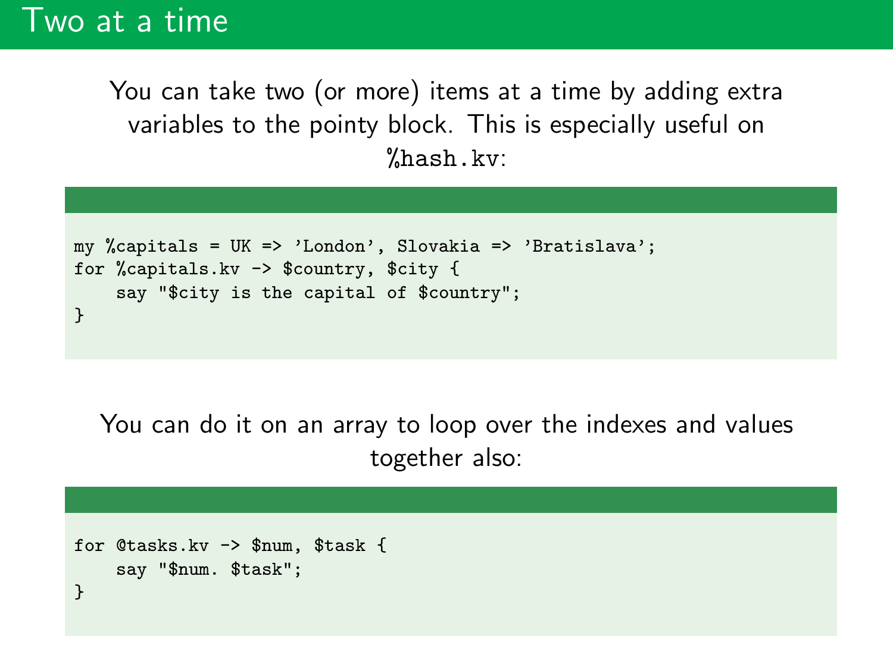# Two at a time

You can take two (or more) items at a time by adding extra variables to the pointy block. This is especially useful on `%hash.kv`:

```
my %capitals = UK => 'London', Slovakia => 'Bratislava';
for %capitals.kv -> $country, $city {
    say "$city is the capital of $country";
}
```

You can do it on an array to loop over the indexes and values together also:

```
for @tasks.kv -> $num, $task {
    say "$num. $task";
}
```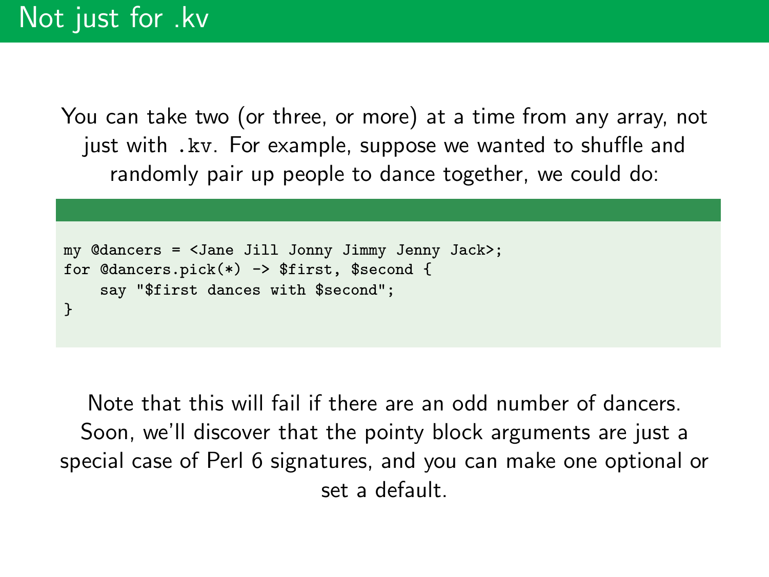# Not just for .kv

You can take two (or three, or more) at a time from any array, not just with `.kv`. For example, suppose we wanted to shuffle and randomly pair up people to dance together, we could do:

```
my @dancers = <Jane Jill Jonny Jimmy Jenny Jack>;
for @dancers.pick(*) -> $first, $second {
    say "$first dances with $second";
}
```

Note that this will fail if there are an odd number of dancers. Soon, we'll discover that the pointy block arguments are just a special case of Perl 6 signatures, and you can make one optional or set a default.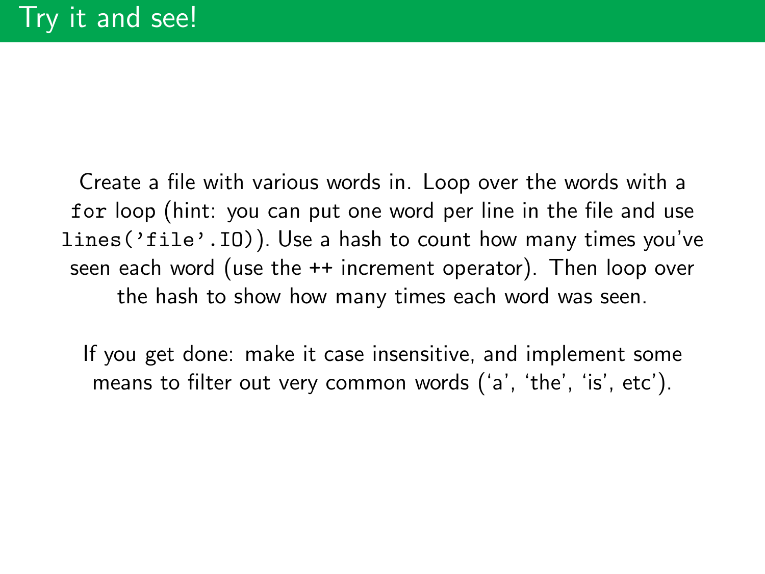# Try it and see!

Create a file with various words in. Loop over the words with a `for` loop (hint: you can put one word per line in the file and use `lines('file'.IO)`). Use a hash to count how many times you've seen each word (use the ++ increment operator). Then loop over the hash to show how many times each word was seen.

If you get done: make it case insensitive, and implement some means to filter out very common words ('a', 'the', 'is', etc').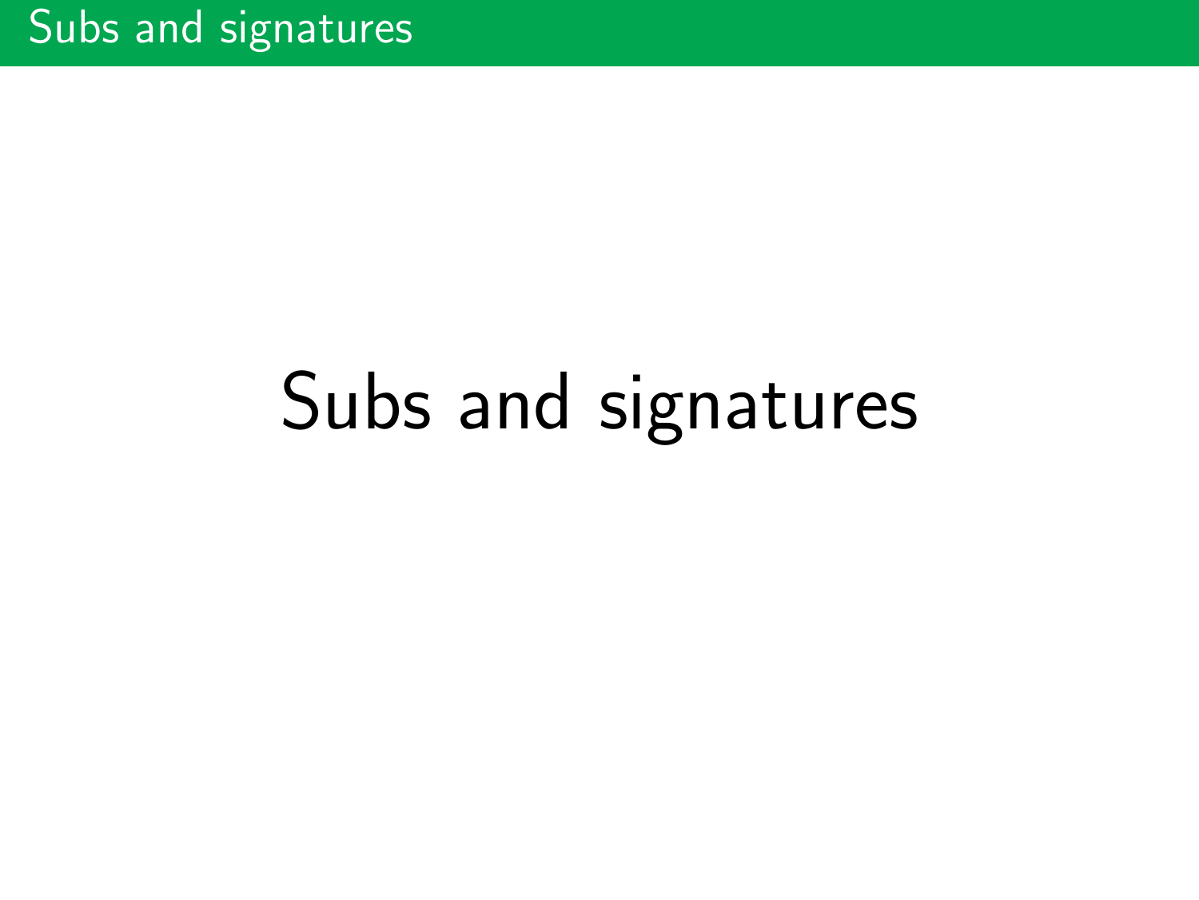# Subs and signatures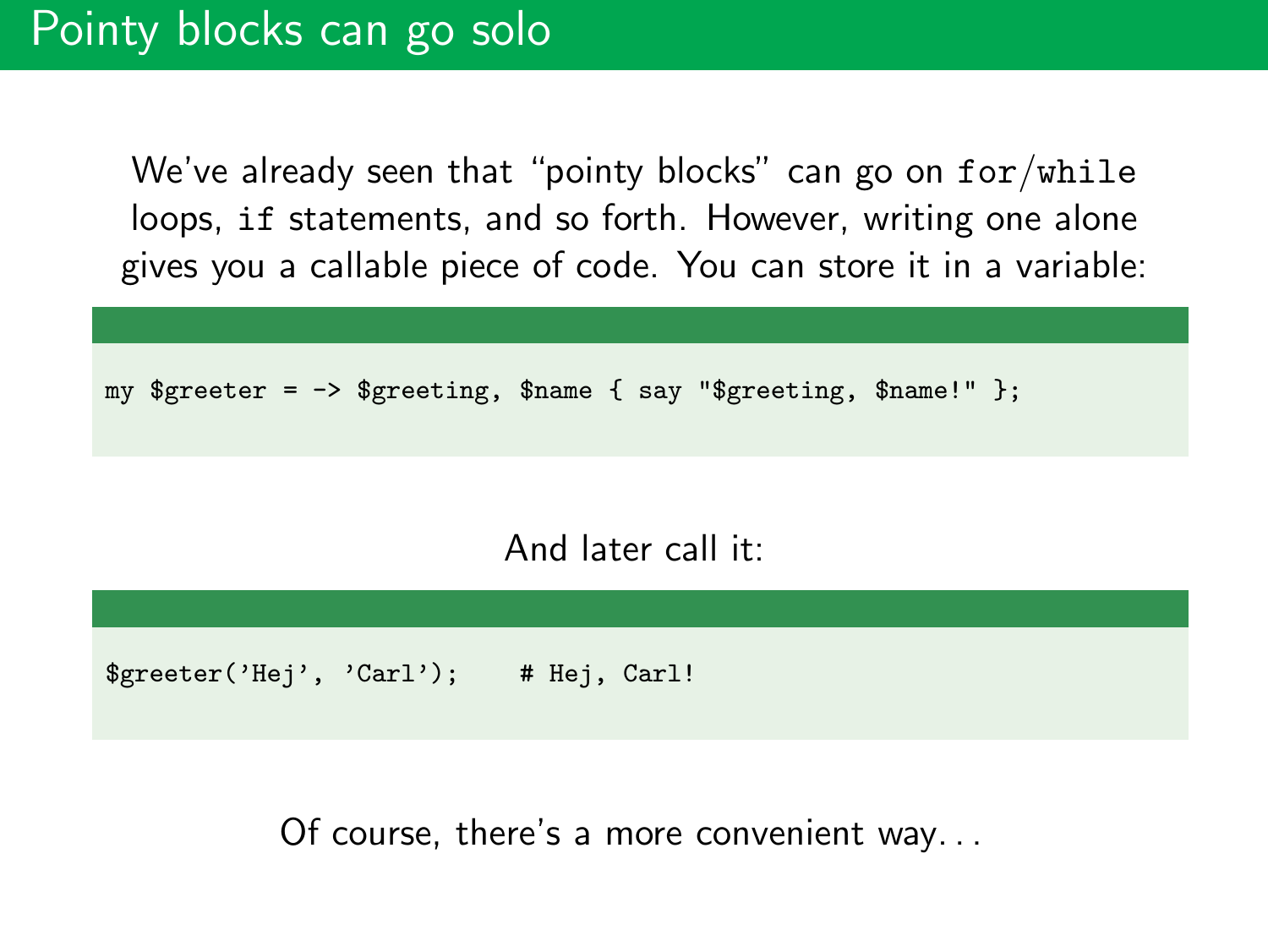# Pointy blocks can go solo

We've already seen that "pointy blocks" can go on `for`/`while` loops, `if` statements, and so forth. However, writing one alone gives you a callable piece of code. You can store it in a variable:

```
my $greeter = -> $greeting, $name { say "$greeting, $name!" };
```

And later call it:

```
$greeter('Hej', 'Carl');    # Hej, Carl!
```

Of course, there's a more convenient way...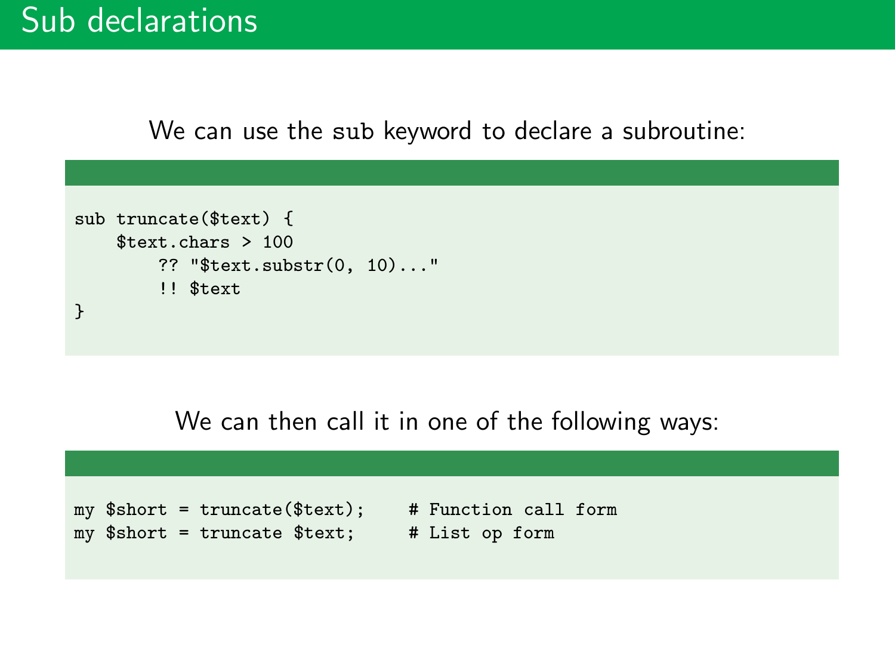# Sub declarations

We can use the `sub` keyword to declare a subroutine:

```
sub truncate($text) {
    $text.chars > 100
        ?? "$text.substr(0, 10)..."
        !! $text
}
```

We can then call it in one of the following ways:

```
my $short = truncate($text);    # Function call form
my $short = truncate $text;     # List op form
```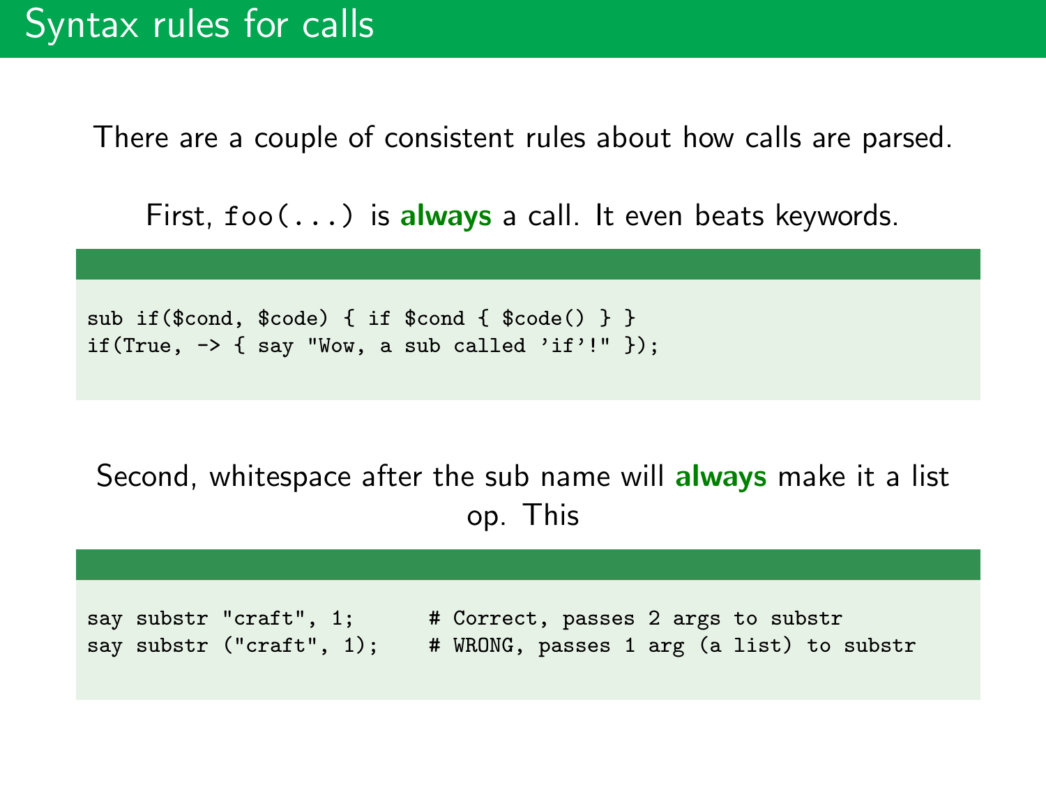# Syntax rules for calls

There are a couple of consistent rules about how calls are parsed.

First, `foo(...)` is **always** a call. It even beats keywords.

```
sub if($cond, $code) { if $cond { $code() } }
if(True, -> { say "Wow, a sub called 'if'!" });
```

Second, whitespace after the sub name will **always** make it a list op. This

```
say substr "craft", 1;      # Correct, passes 2 args to substr
say substr ("craft", 1);    # WRONG, passes 1 arg (a list) to substr
```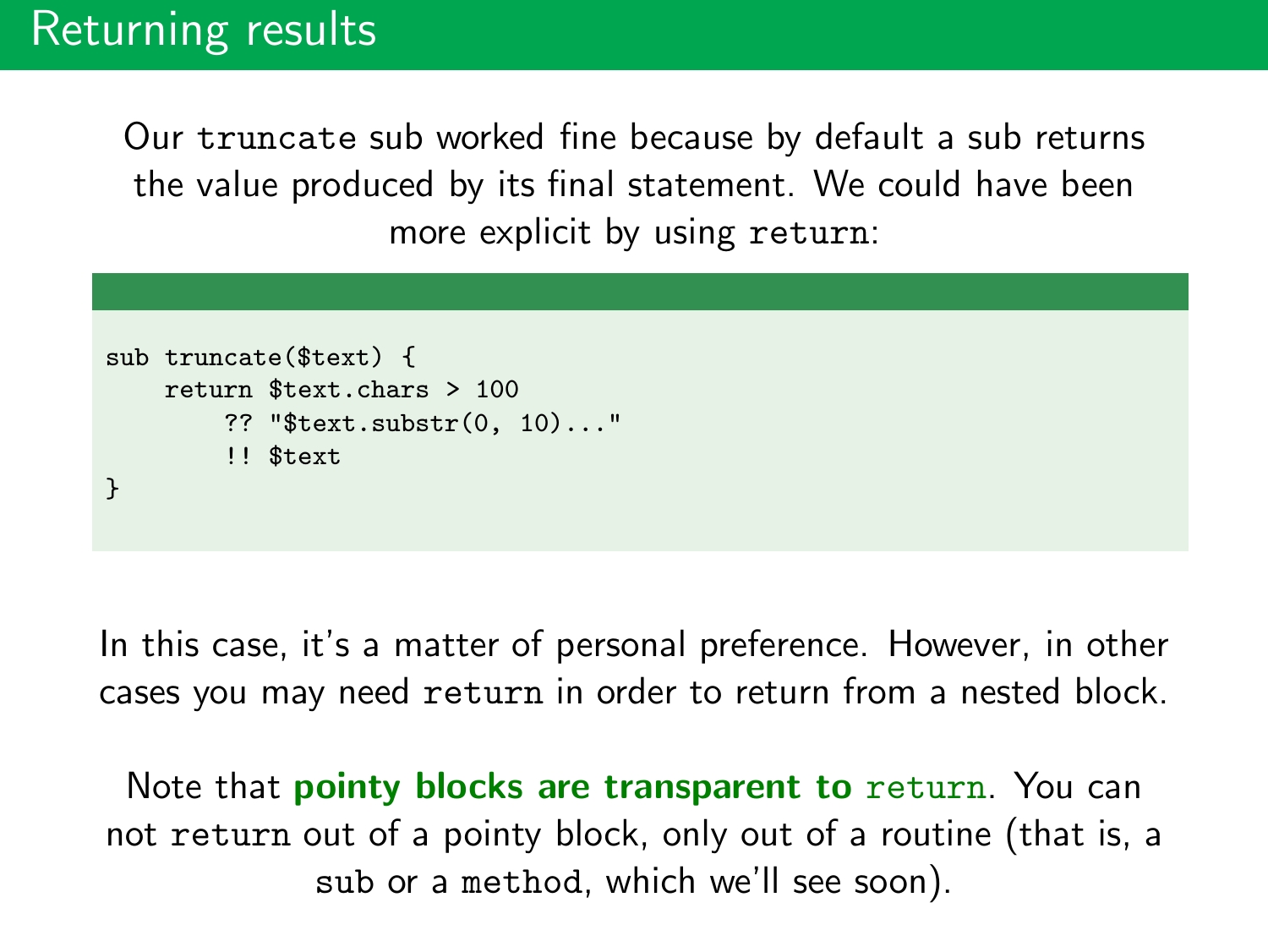# Returning results

Our `truncate` sub worked fine because by default a sub returns the value produced by its final statement. We could have been more explicit by using `return`:

```
sub truncate($text) {
    return $text.chars > 100
        ?? "$text.substr(0, 10)..."
        !! $text
}
```

In this case, it's a matter of personal preference. However, in other cases you may need `return` in order to return from a nested block.

Note that **pointy blocks are transparent to `return`**. You can not `return` out of a pointy block, only out of a routine (that is, a `sub` or a `method`, which we'll see soon).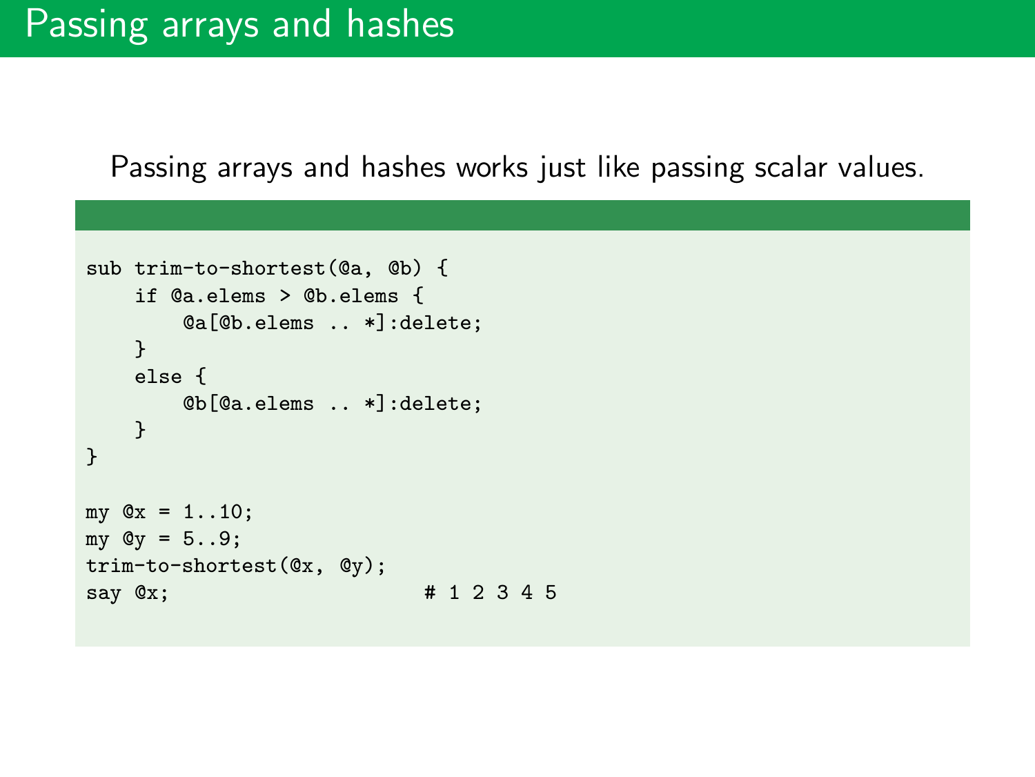# Passing arrays and hashes

Passing arrays and hashes works just like passing scalar values.

```
sub trim-to-shortest(@a, @b) {
    if @a.elems > @b.elems {
        @a[@b.elems .. *]:delete;
    }
    else {
        @b[@a.elems .. *]:delete;
    }
}

my @x = 1..10;
my @y = 5..9;
trim-to-shortest(@x, @y);
say @x;                    # 1 2 3 4 5
```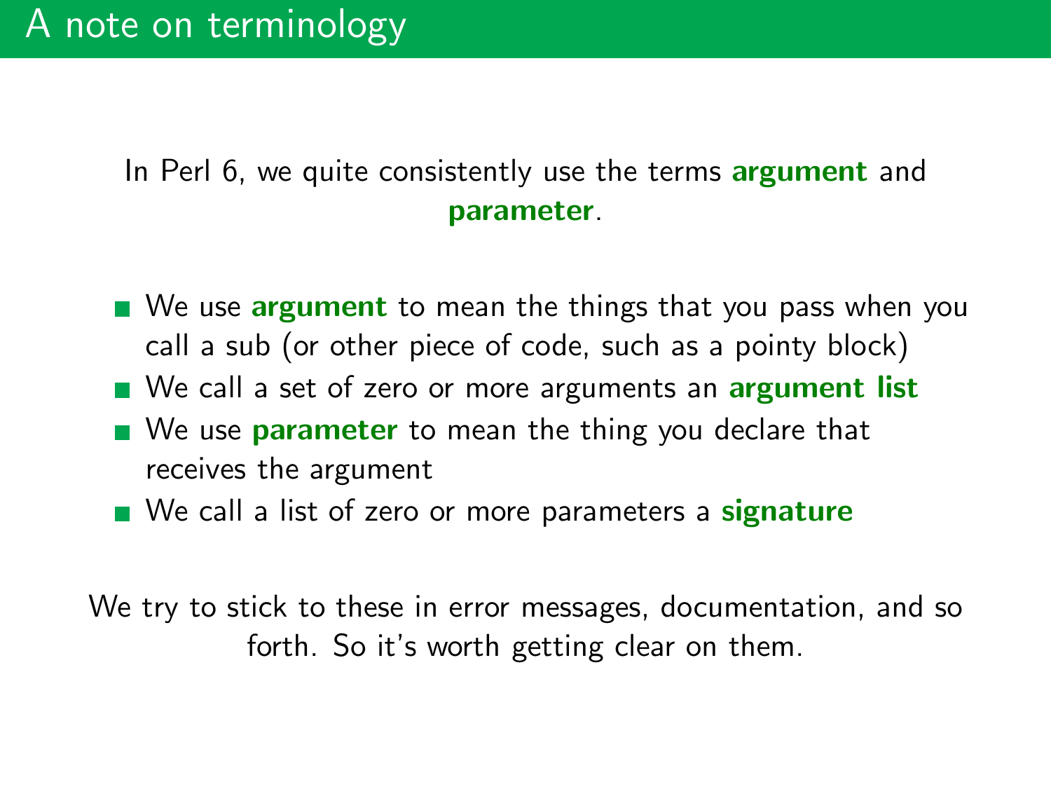# A note on terminology

In Perl 6, we quite consistently use the terms **argument** and **parameter**.

- We use **argument** to mean the things that you pass when you call a sub (or other piece of code, such as a pointy block)
- We call a set of zero or more arguments an **argument list**
- We use **parameter** to mean the thing you declare that receives the argument
- We call a list of zero or more parameters a **signature**

We try to stick to these in error messages, documentation, and so forth. So it's worth getting clear on them.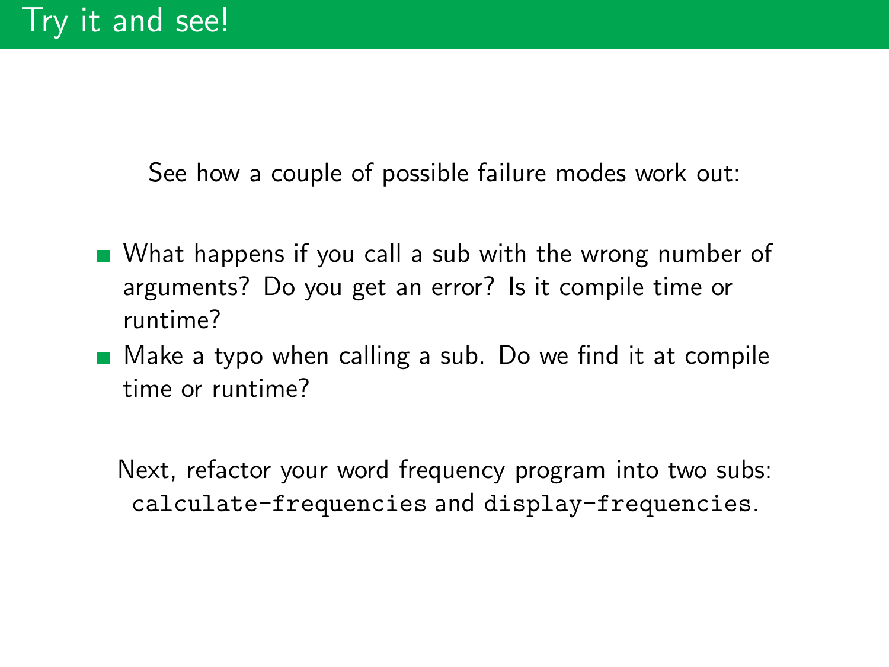# Try it and see!

See how a couple of possible failure modes work out:

- What happens if you call a sub with the wrong number of arguments? Do you get an error? Is it compile time or runtime?
- Make a typo when calling a sub. Do we find it at compile time or runtime?

Next, refactor your word frequency program into two subs: `calculate-frequencies` and `display-frequencies`.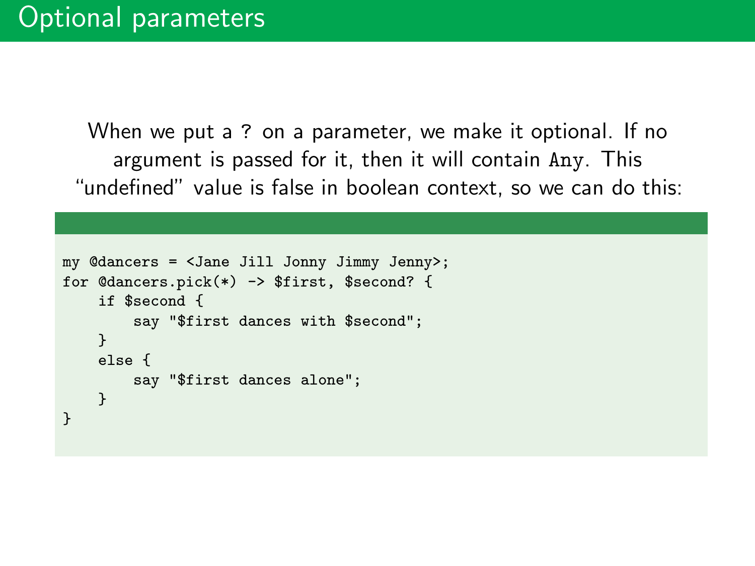# Optional parameters

When we put a `?` on a parameter, we make it optional. If no argument is passed for it, then it will contain `Any`. This "undefined" value is false in boolean context, so we can do this:

```
my @dancers = <Jane Jill Jonny Jimmy Jenny>;
for @dancers.pick(*) -> $first, $second? {
    if $second {
        say "$first dances with $second";
    }
    else {
        say "$first dances alone";
    }
}
```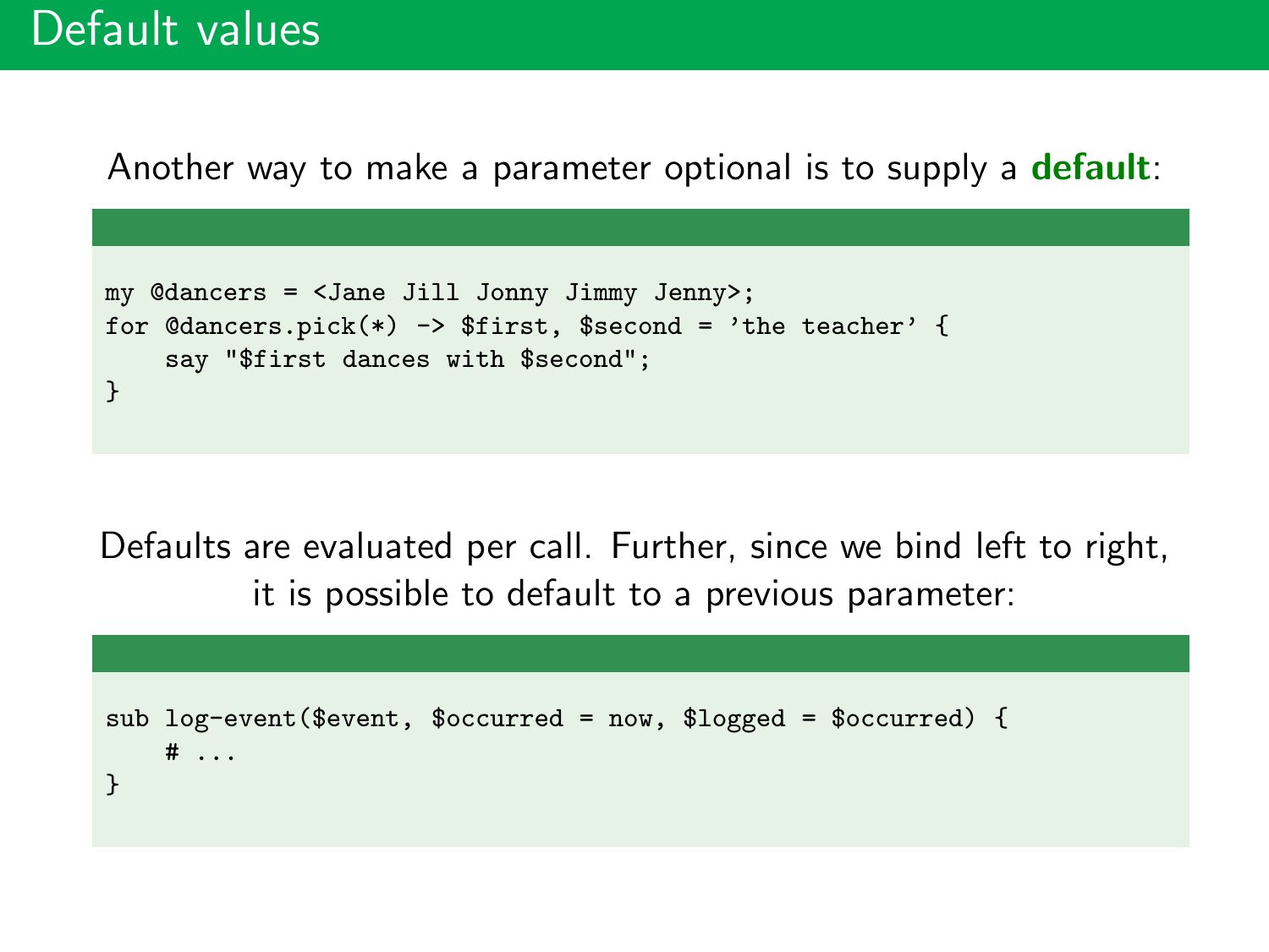# Default values

Another way to make a parameter optional is to supply a **default**:

```
my @dancers = <Jane Jill Jonny Jimmy Jenny>;
for @dancers.pick(*) -> $first, $second = 'the teacher' {
    say "$first dances with $second";
}
```

Defaults are evaluated per call. Further, since we bind left to right, it is possible to default to a previous parameter:

```
sub log-event($event, $occurred = now, $logged = $occurred) {
    # ...
}
```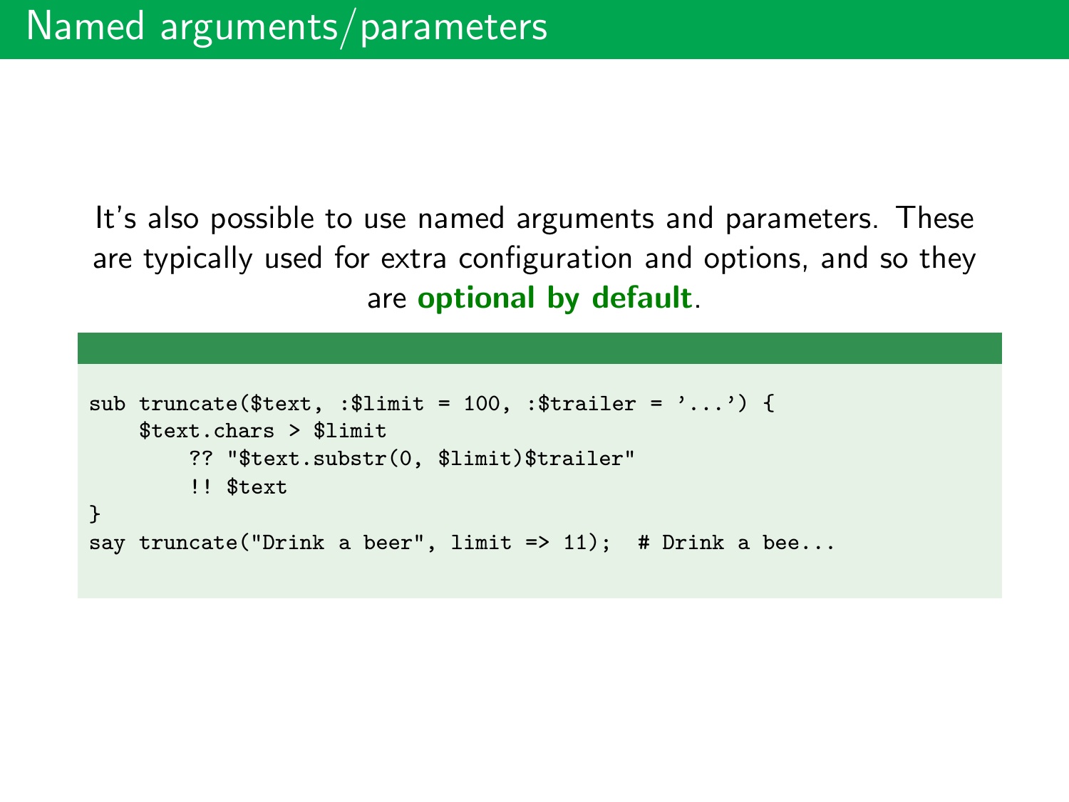# Named arguments/parameters

It's also possible to use named arguments and parameters. These are typically used for extra configuration and options, and so they are **optional by default**.

```
sub truncate($text, :$limit = 100, :$trailer = '...') {
    $text.chars > $limit
        ?? "$text.substr(0, $limit)$trailer"
        !! $text
}
say truncate("Drink a beer", limit => 11);  # Drink a bee...
```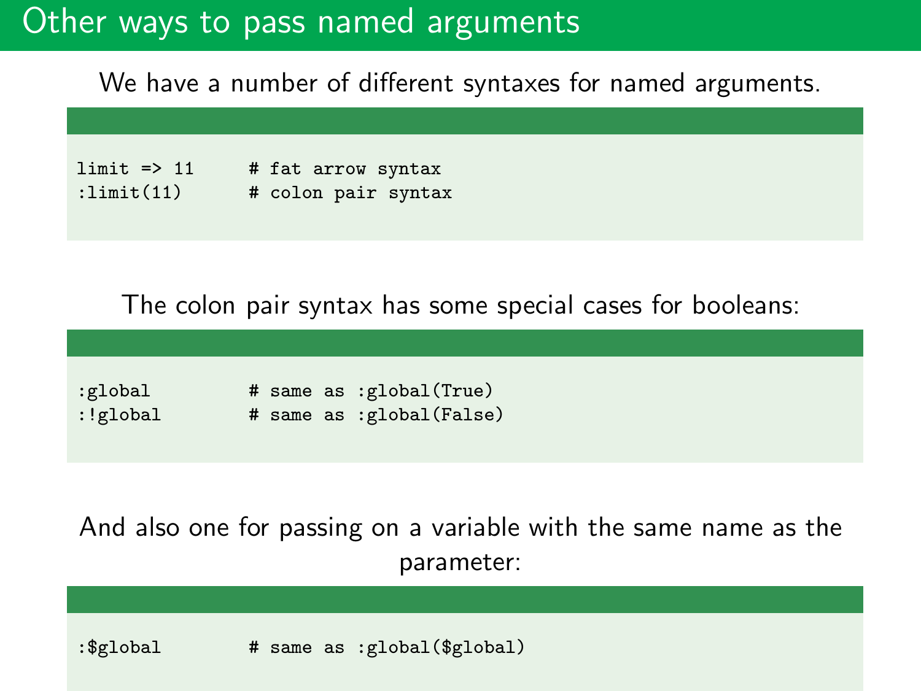# Other ways to pass named arguments

We have a number of different syntaxes for named arguments.

```
limit => 11      # fat arrow syntax
:limit(11)       # colon pair syntax
```

The colon pair syntax has some special cases for booleans:

```
:global          # same as :global(True)
:!global         # same as :global(False)
```

And also one for passing on a variable with the same name as the parameter:

```
:$global         # same as :global($global)
```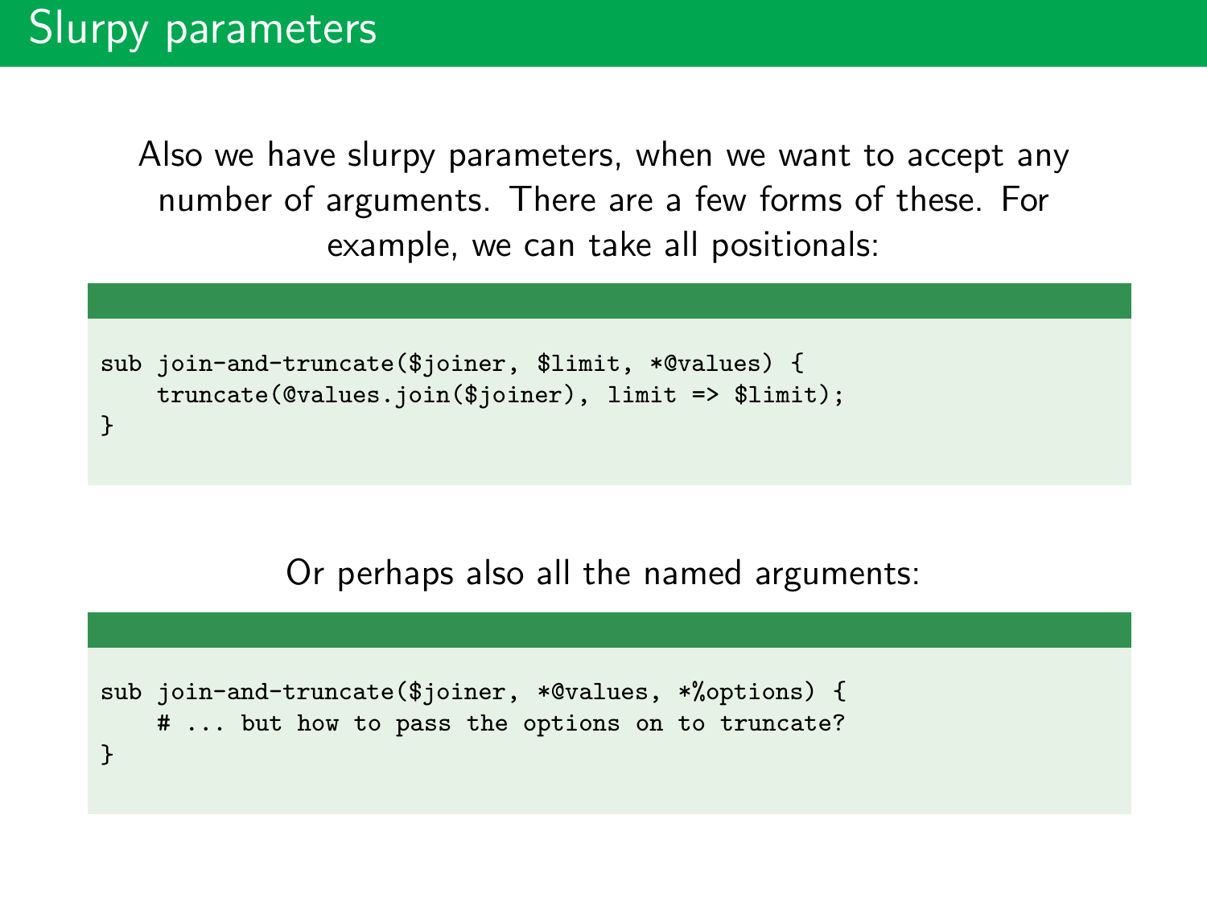# Slurpy parameters

Also we have slurpy parameters, when we want to accept any number of arguments. There are a few forms of these. For example, we can take all positionals:

```
sub join-and-truncate($joiner, $limit, *@values) {
    truncate(@values.join($joiner), limit => $limit);
}
```

Or perhaps also all the named arguments:

```
sub join-and-truncate($joiner, *@values, *%options) {
    # ... but how to pass the options on to truncate?
}
```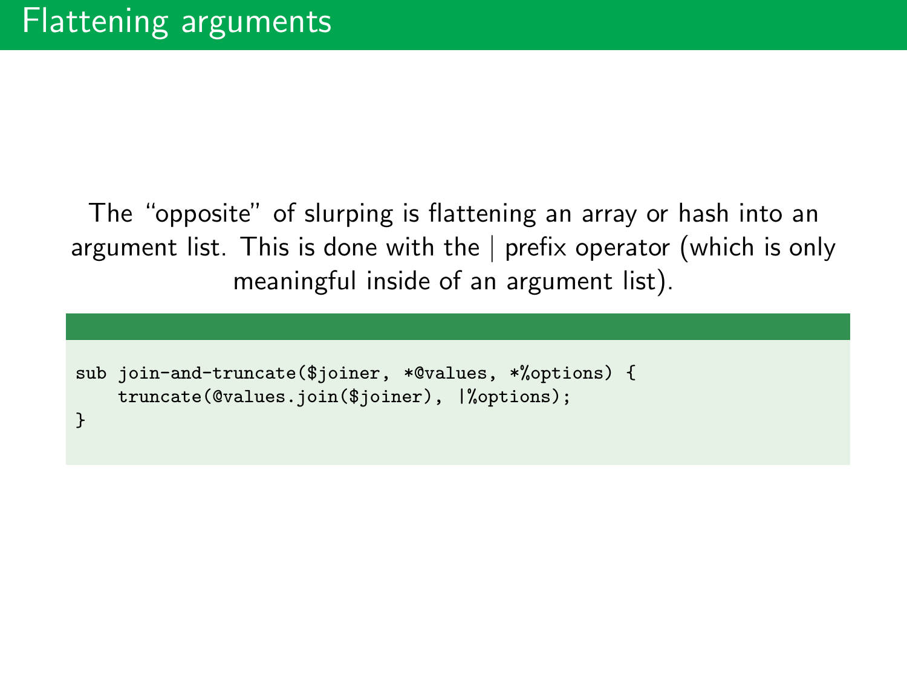# Flattening arguments

The "opposite" of slurping is flattening an array or hash into an argument list. This is done with the | prefix operator (which is only meaningful inside of an argument list).

```
sub join-and-truncate($joiner, *@values, *%options) {
    truncate(@values.join($joiner), |%options);
}
```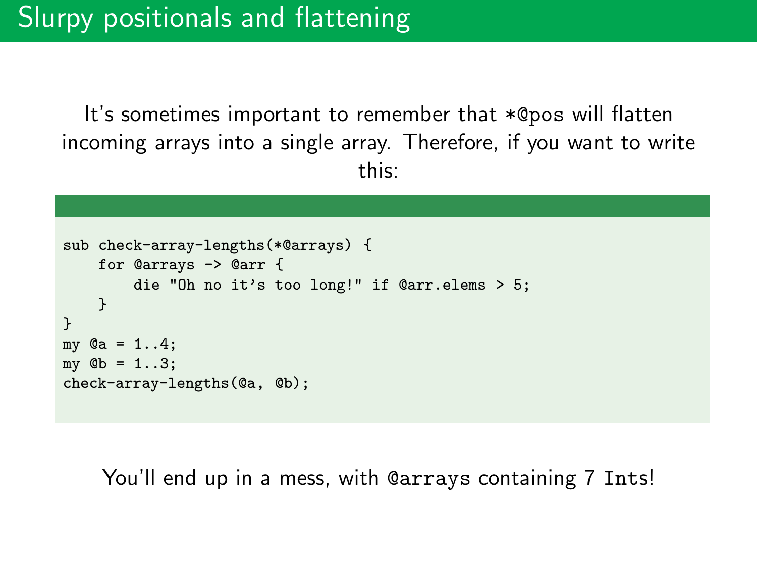# Slurpy positionals and flattening

It's sometimes important to remember that `*@pos` will flatten incoming arrays into a single array. Therefore, if you want to write this:

```
sub check-array-lengths(*@arrays) {
    for @arrays -> @arr {
        die "Oh no it's too long!" if @arr.elems > 5;
    }
}
my @a = 1..4;
my @b = 1..3;
check-array-lengths(@a, @b);
```

You'll end up in a mess, with `@arrays` containing 7 `Int`s!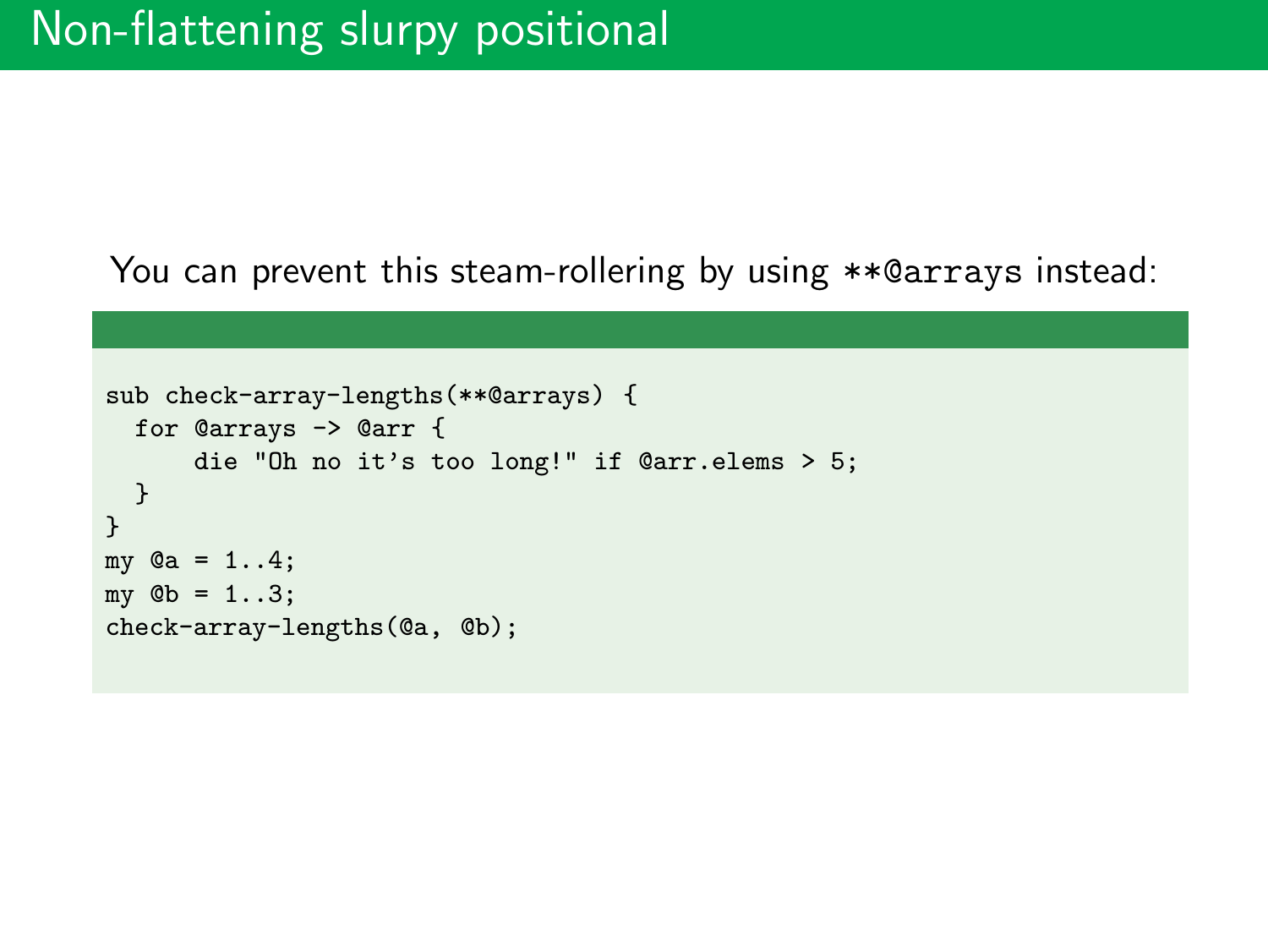# Non-flattening slurpy positional

You can prevent this steam-rollering by using `**@arrays` instead:

```
sub check-array-lengths(**@arrays) {
  for @arrays -> @arr {
      die "Oh no it's too long!" if @arr.elems > 5;
  }
}
my @a = 1..4;
my @b = 1..3;
check-array-lengths(@a, @b);
```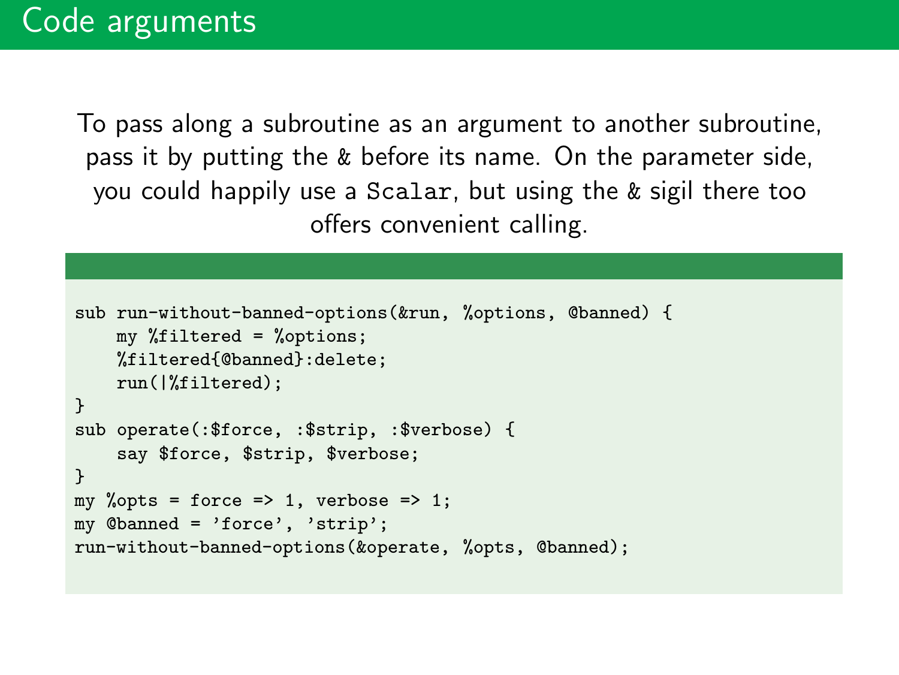# Code arguments

To pass along a subroutine as an argument to another subroutine, pass it by putting the & before its name. On the parameter side, you could happily use a `Scalar`, but using the & sigil there too offers convenient calling.

```
sub run-without-banned-options(&run, %options, @banned) {
    my %filtered = %options;
    %filtered{@banned}:delete;
    run(|%filtered);
}
sub operate(:$force, :$strip, :$verbose) {
    say $force, $strip, $verbose;
}
my %opts = force => 1, verbose => 1;
my @banned = 'force', 'strip';
run-without-banned-options(&operate, %opts, @banned);
```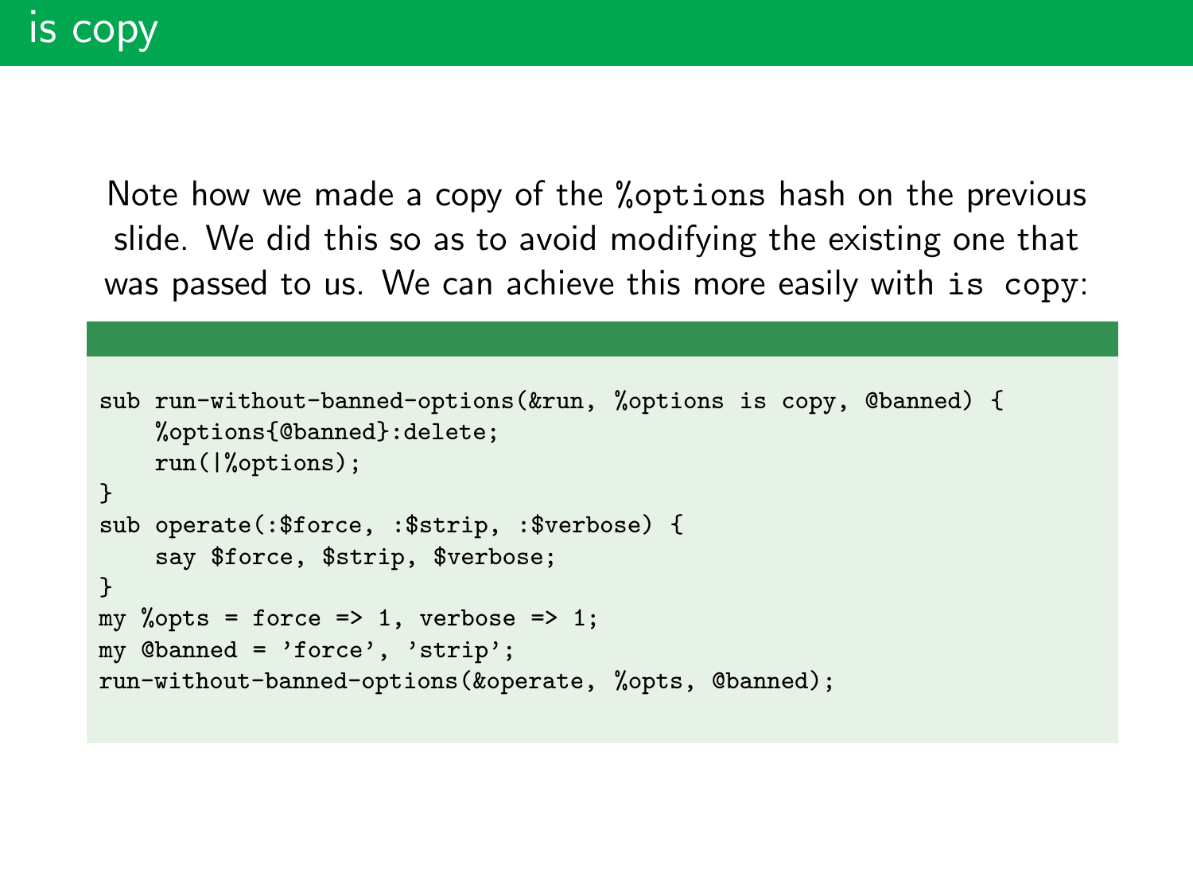# is copy

Note how we made a copy of the `%options` hash on the previous slide. We did this so as to avoid modifying the existing one that was passed to us. We can achieve this more easily with `is copy`:

```
sub run-without-banned-options(&run, %options is copy, @banned) {
    %options{@banned}:delete;
    run(|%options);
}
sub operate(:$force, :$strip, :$verbose) {
    say $force, $strip, $verbose;
}
my %opts = force => 1, verbose => 1;
my @banned = 'force', 'strip';
run-without-banned-options(&operate, %opts, @banned);
```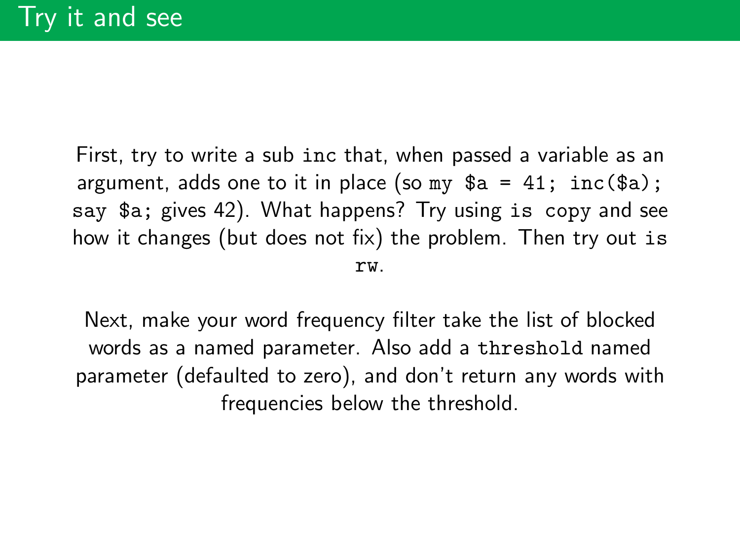# Try it and see

First, try to write a sub `inc` that, when passed a variable as an argument, adds one to it in place (so `my $a = 41; inc($a); say $a;` gives 42). What happens? Try using `is copy` and see how it changes (but does not fix) the problem. Then try out `is rw`.

Next, make your word frequency filter take the list of blocked words as a named parameter. Also add a `threshold` named parameter (defaulted to zero), and don't return any words with frequencies below the threshold.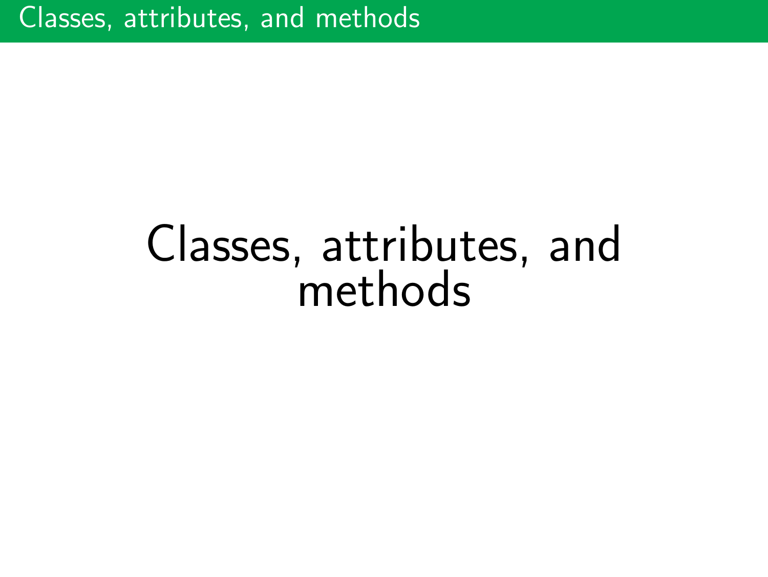# Classes, attributes, and methods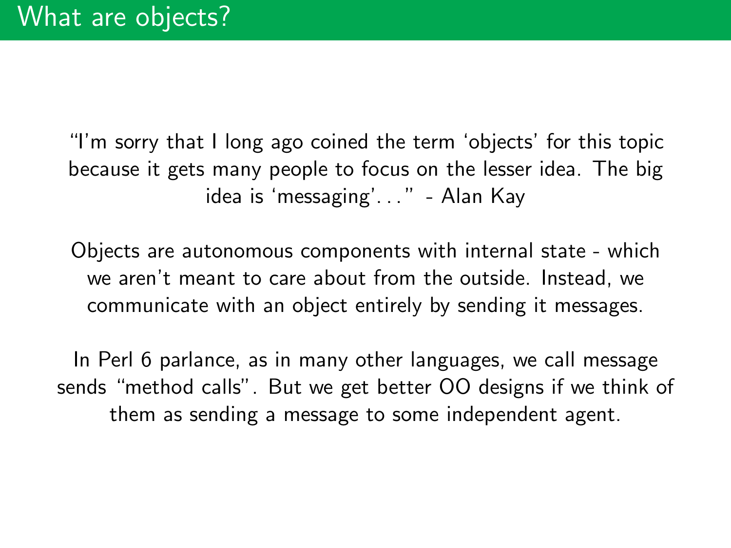# What are objects?

"I'm sorry that I long ago coined the term 'objects' for this topic because it gets many people to focus on the lesser idea. The big idea is 'messaging'..." - Alan Kay

Objects are autonomous components with internal state - which we aren't meant to care about from the outside. Instead, we communicate with an object entirely by sending it messages.

In Perl 6 parlance, as in many other languages, we call message sends "method calls". But we get better OO designs if we think of them as sending a message to some independent agent.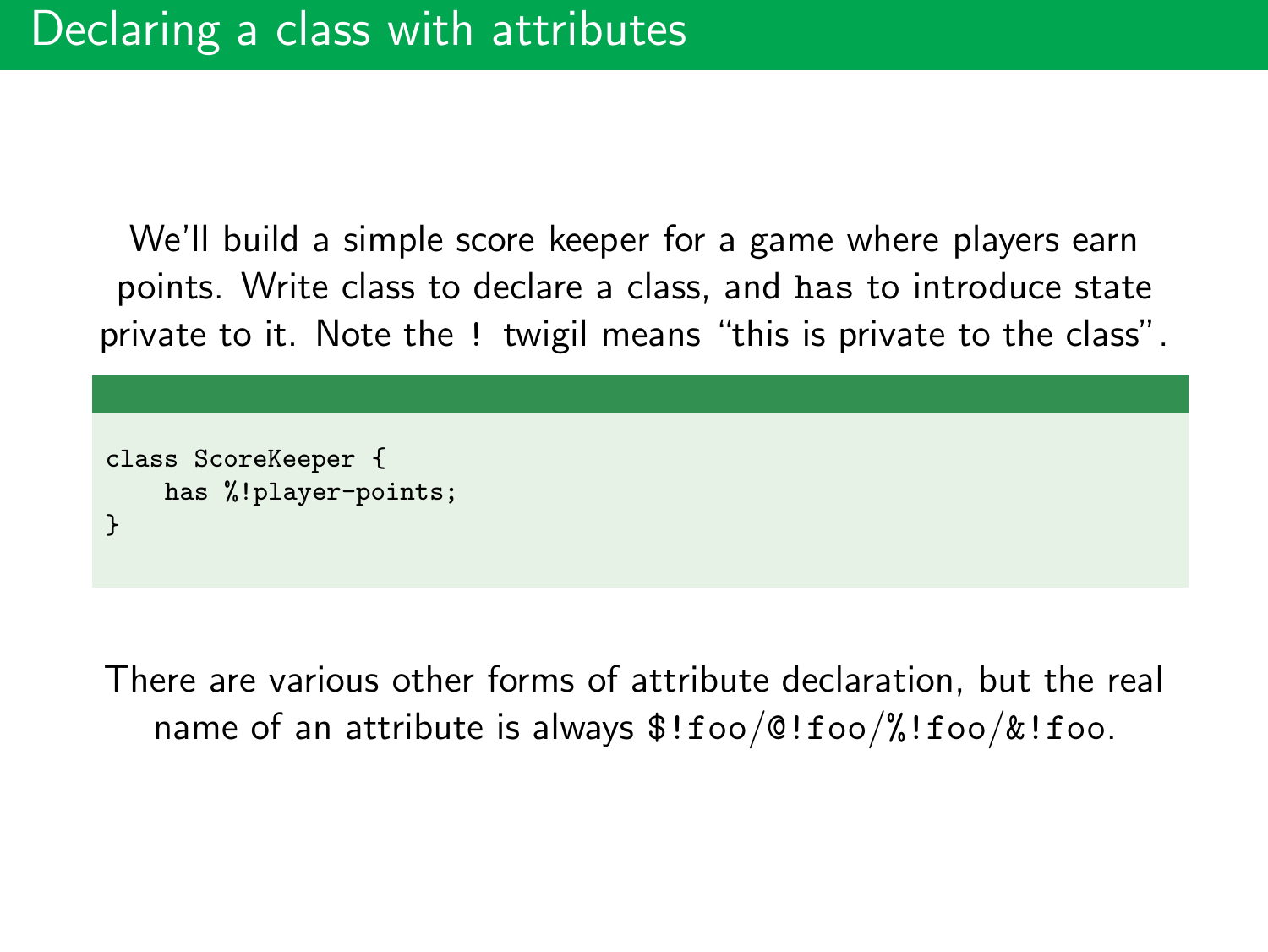# Declaring a class with attributes

We'll build a simple score keeper for a game where players earn points. Write class to declare a class, and `has` to introduce state private to it. Note the `!` twigil means "this is private to the class".

```
class ScoreKeeper {
    has %!player-points;
}
```

There are various other forms of attribute declaration, but the real name of an attribute is always `$!foo`/`@!foo`/`%!foo`/`&!foo`.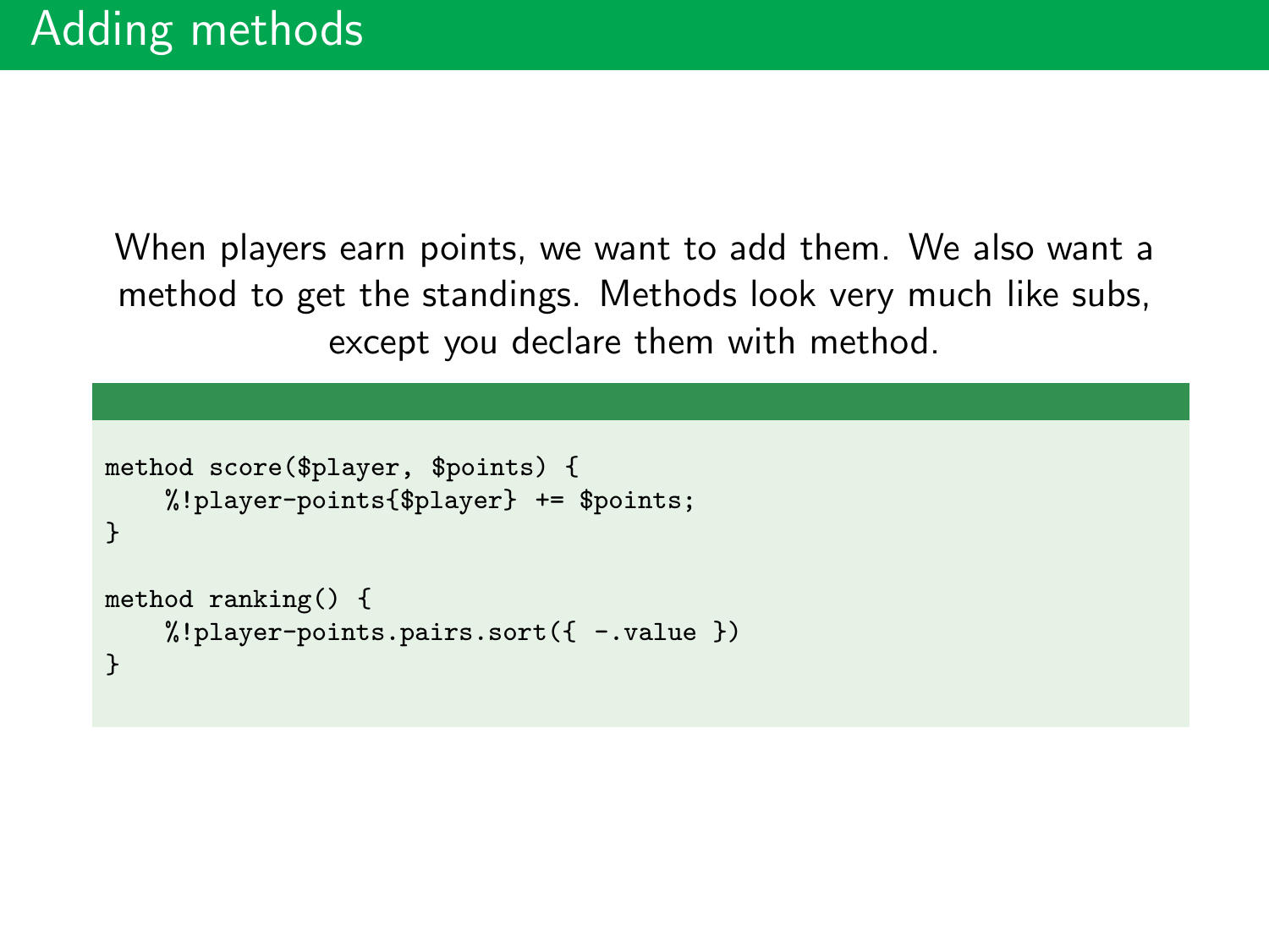# Adding methods

When players earn points, we want to add them. We also want a method to get the standings. Methods look very much like subs, except you declare them with method.

```
method score($player, $points) {
    %!player-points{$player} += $points;
}

method ranking() {
    %!player-points.pairs.sort({ -.value })
}
```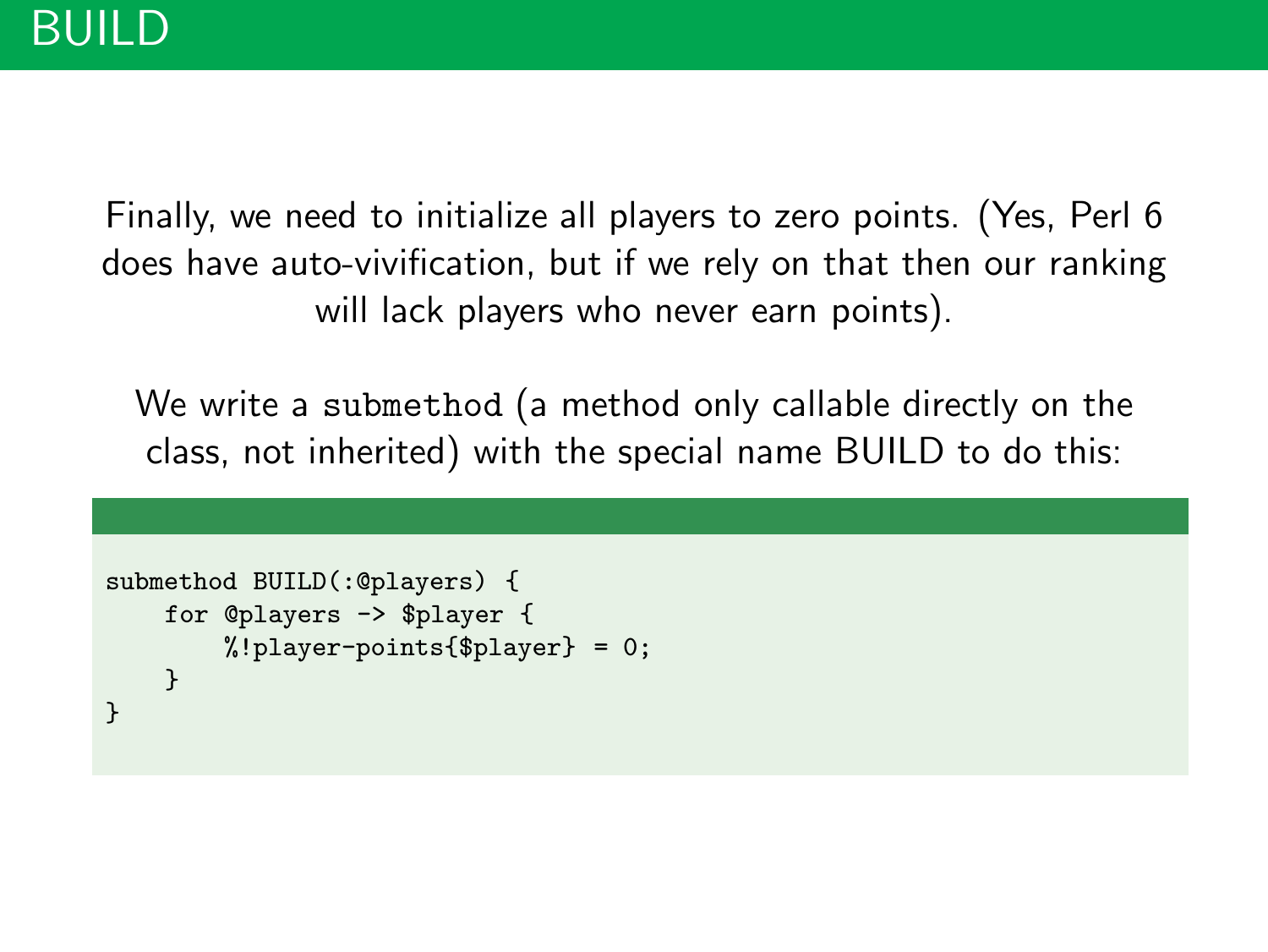# BUILD

Finally, we need to initialize all players to zero points. (Yes, Perl 6 does have auto-vivification, but if we rely on that then our ranking will lack players who never earn points).

We write a `submethod` (a method only callable directly on the class, not inherited) with the special name BUILD to do this:

```
submethod BUILD(:@players) {
    for @players -> $player {
        %!player-points{$player} = 0;
    }
}
```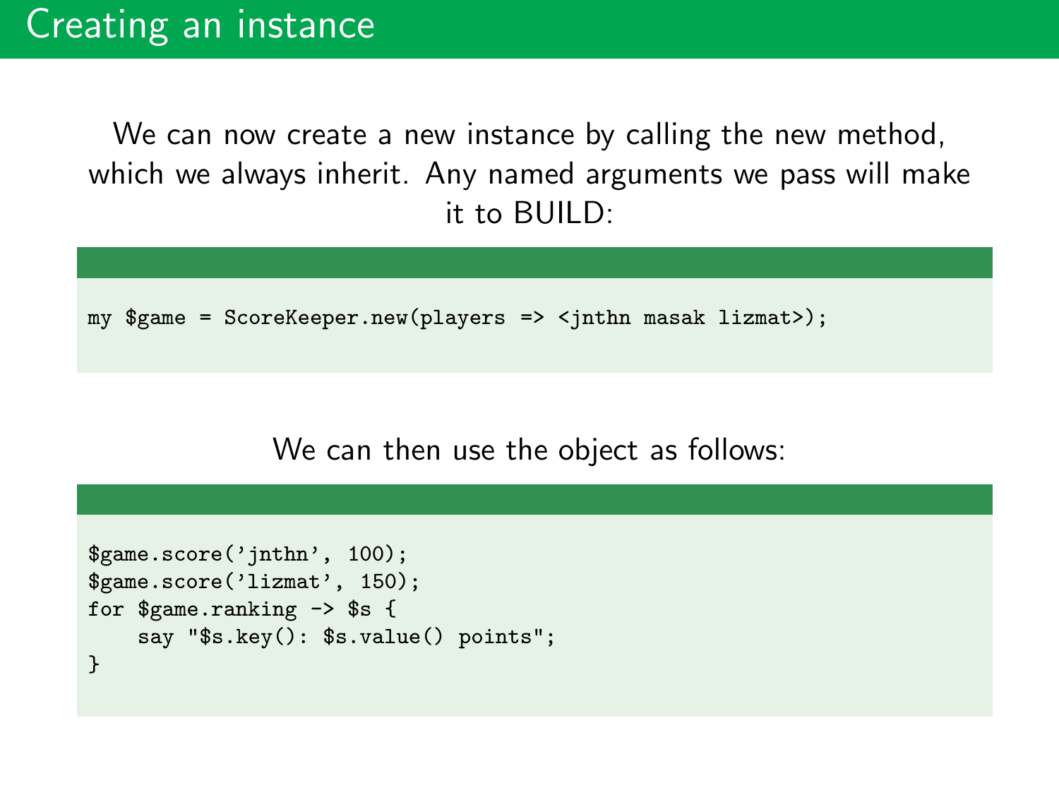# Creating an instance

We can now create a new instance by calling the new method, which we always inherit. Any named arguments we pass will make it to BUILD:

```
my $game = ScoreKeeper.new(players => <jnthn masak lizmat>);
```

We can then use the object as follows:

```
$game.score('jnthn', 100);
$game.score('lizmat', 150);
for $game.ranking -> $s {
    say "$s.key(): $s.value() points";
}
```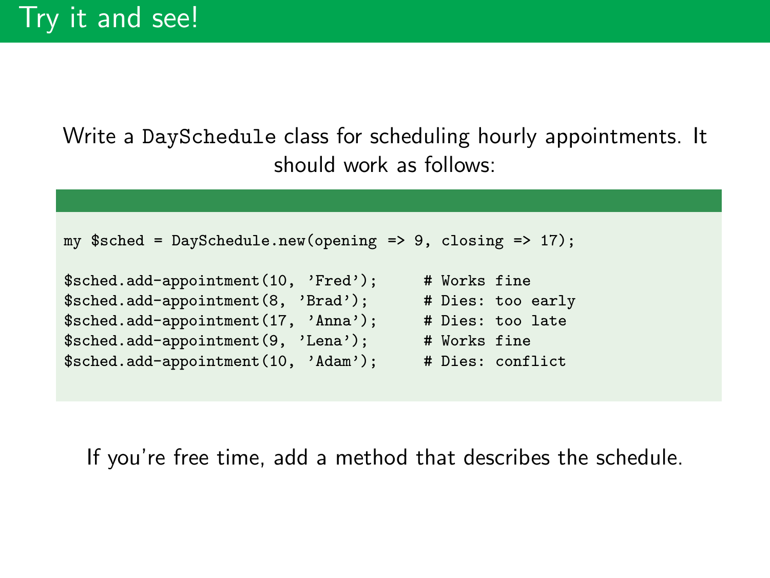# Try it and see!

Write a `DaySchedule` class for scheduling hourly appointments. It should work as follows:

```
my $sched = DaySchedule.new(opening => 9, closing => 17);

$sched.add-appointment(10, 'Fred');     # Works fine
$sched.add-appointment(8, 'Brad');      # Dies: too early
$sched.add-appointment(17, 'Anna');     # Dies: too late
$sched.add-appointment(9, 'Lena');      # Works fine
$sched.add-appointment(10, 'Adam');     # Dies: conflict
```

If you're free time, add a method that describes the schedule.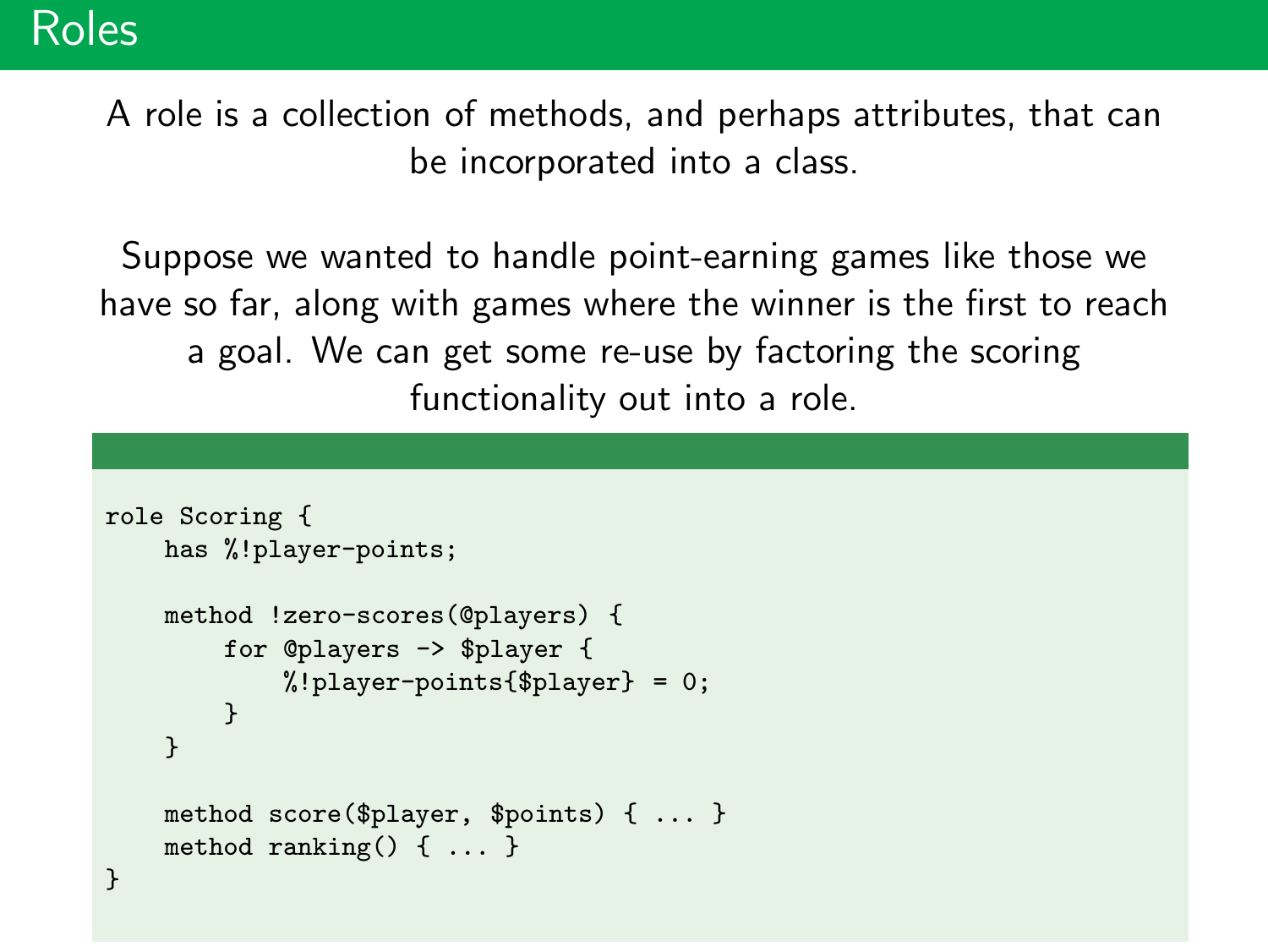# Roles

A role is a collection of methods, and perhaps attributes, that can be incorporated into a class.

Suppose we wanted to handle point-earning games like those we have so far, along with games where the winner is the first to reach a goal. We can get some re-use by factoring the scoring functionality out into a role.

```
role Scoring {
    has %!player-points;

    method !zero-scores(@players) {
        for @players -> $player {
            %!player-points{$player} = 0;
        }
    }

    method score($player, $points) { ... }
    method ranking() { ... }
}
```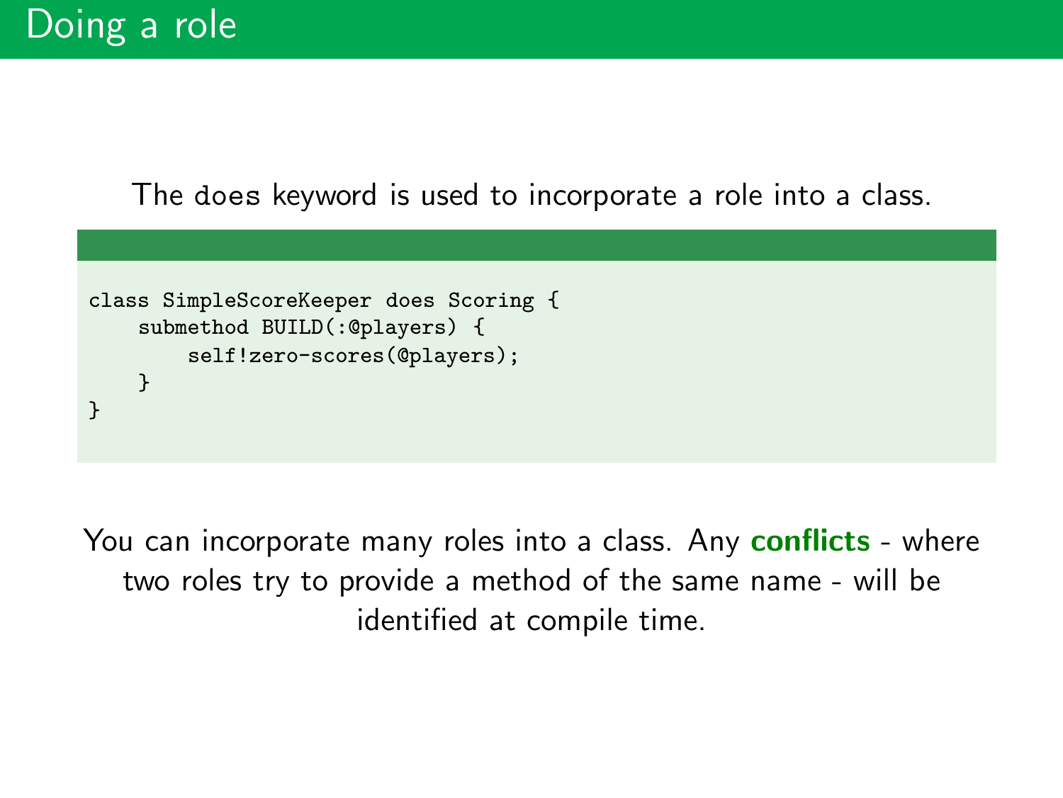# Doing a role

The `does` keyword is used to incorporate a role into a class.

```
class SimpleScoreKeeper does Scoring {
    submethod BUILD(:@players) {
        self!zero-scores(@players);
    }
}
```

You can incorporate many roles into a class. Any **conflicts** - where two roles try to provide a method of the same name - will be identified at compile time.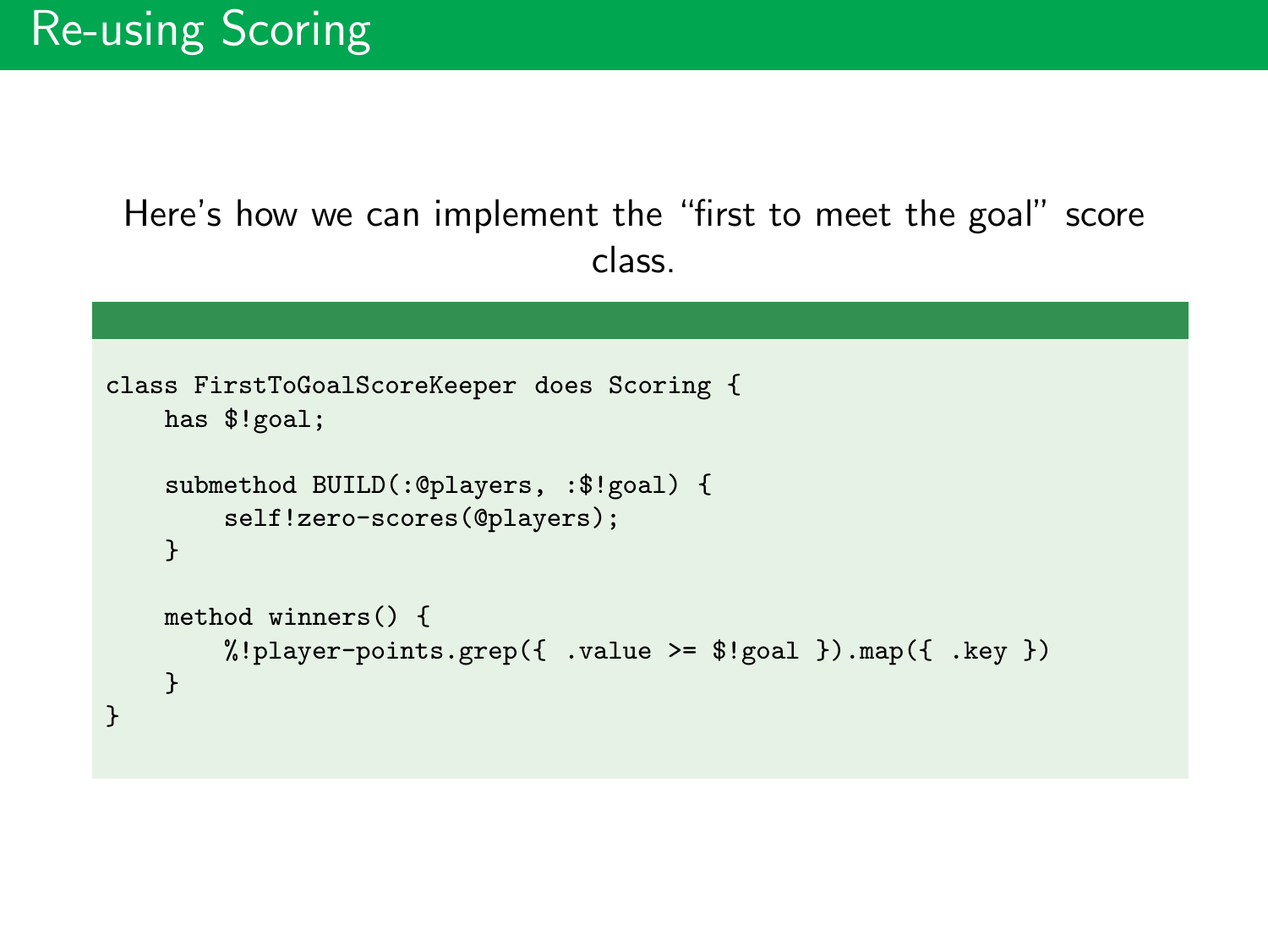# Re-using Scoring

Here's how we can implement the "first to meet the goal" score class.

```
class FirstToGoalScoreKeeper does Scoring {
    has $!goal;

    submethod BUILD(:@players, :$!goal) {
        self!zero-scores(@players);
    }

    method winners() {
        %!player-points.grep({ .value >= $!goal }).map({ .key })
    }
}
```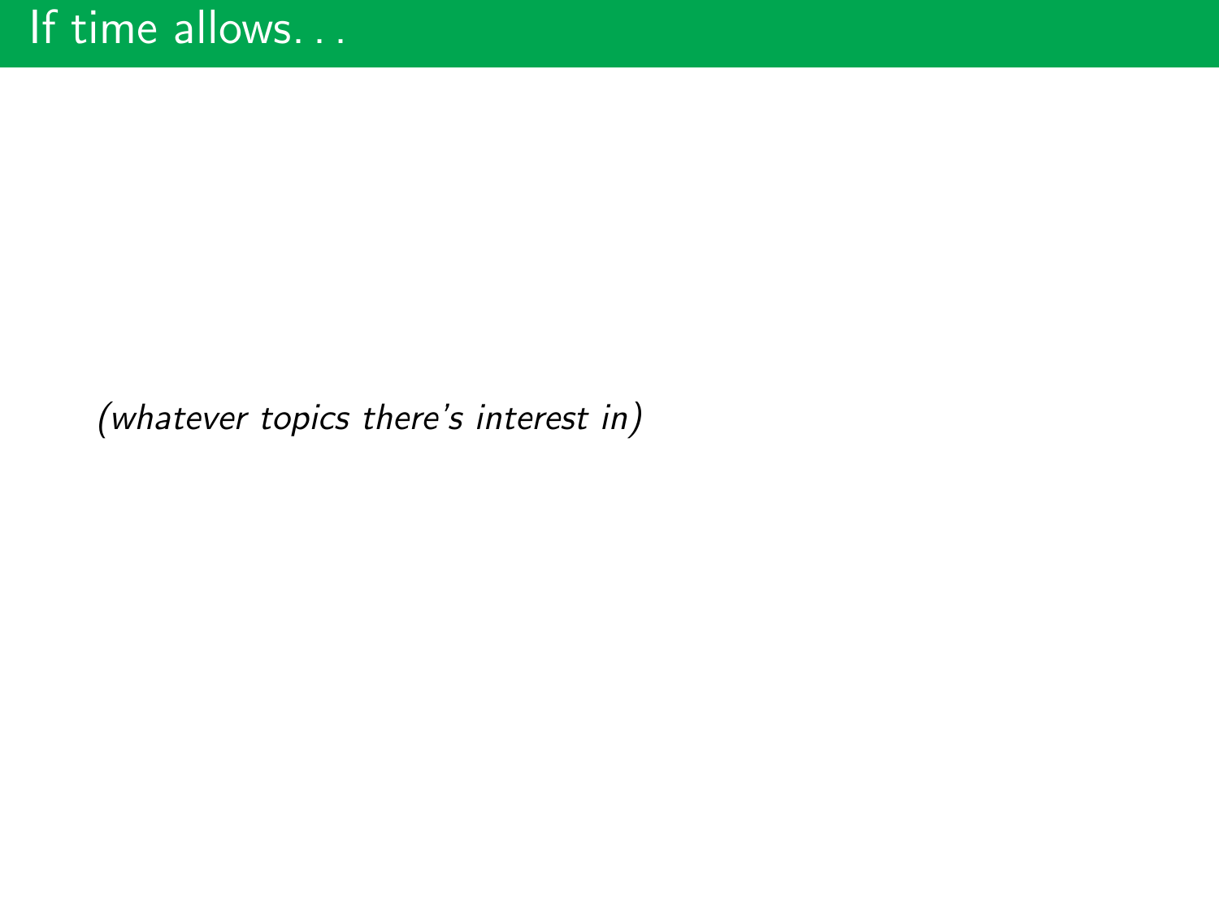# If time allows. . .

*(whatever topics there's interest in)*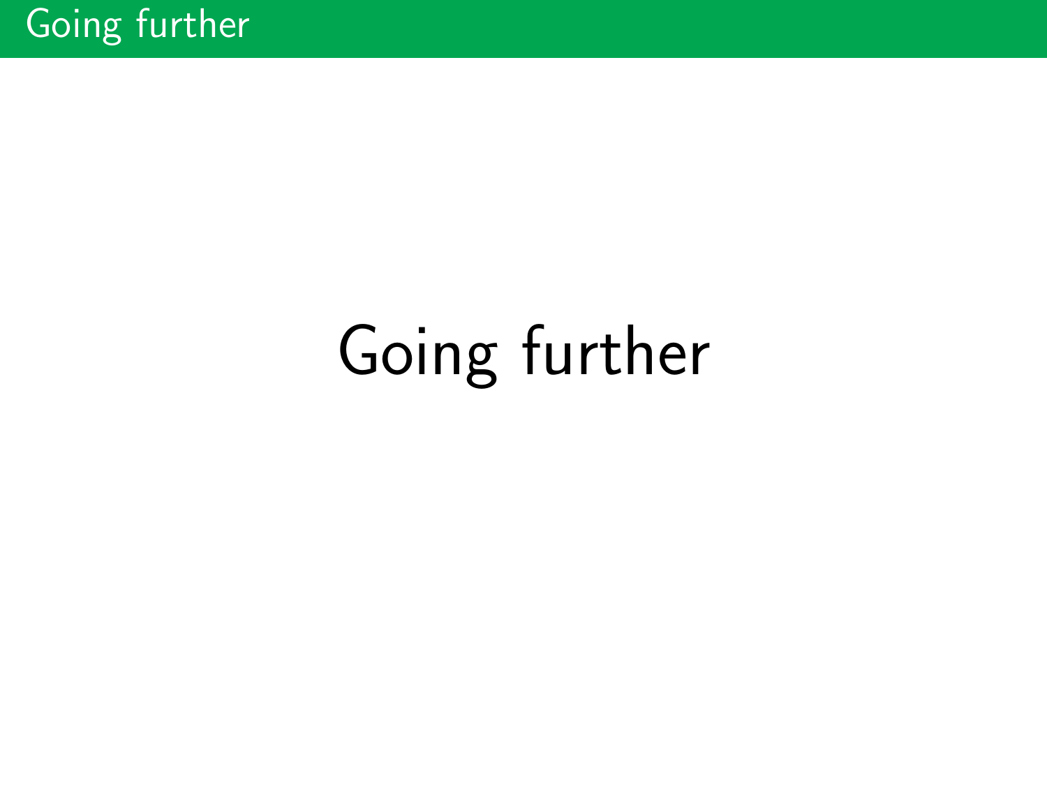# Going further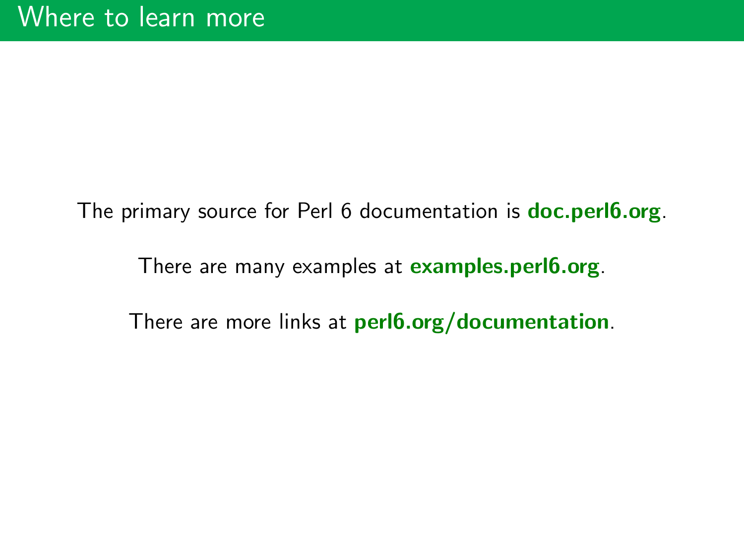# Where to learn more

The primary source for Perl 6 documentation is **doc.perl6.org**.

There are many examples at **examples.perl6.org**.

There are more links at **perl6.org/documentation**.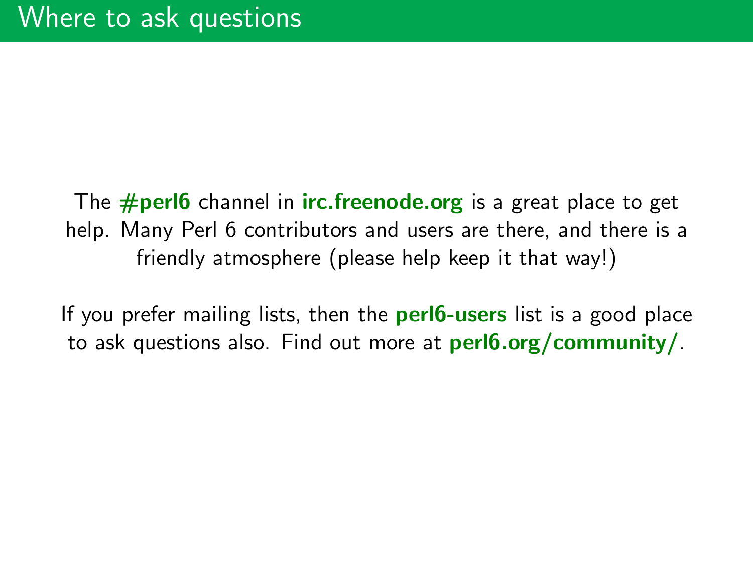# Where to ask questions

The **#perl6** channel in **irc.freenode.org** is a great place to get help. Many Perl 6 contributors and users are there, and there is a friendly atmosphere (please help keep it that way!)

If you prefer mailing lists, then the **perl6-users** list is a good place to ask questions also. Find out more at **perl6.org/community/**.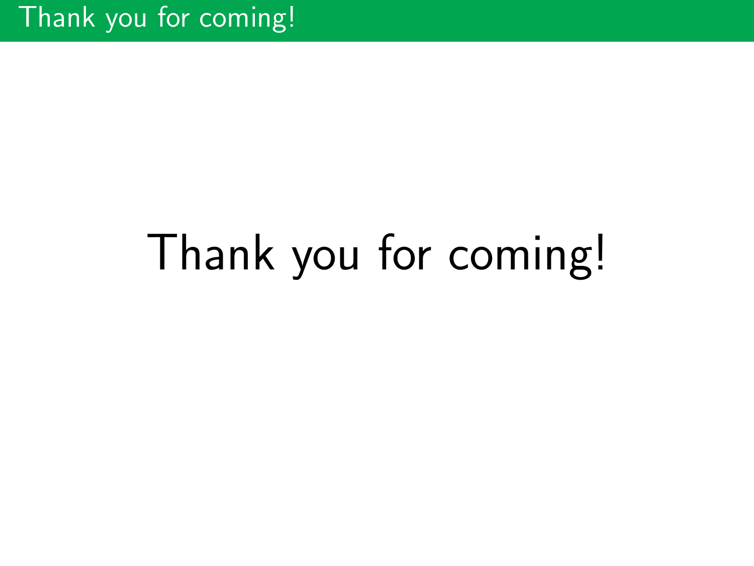# Thank you for coming!

Thank you for coming!